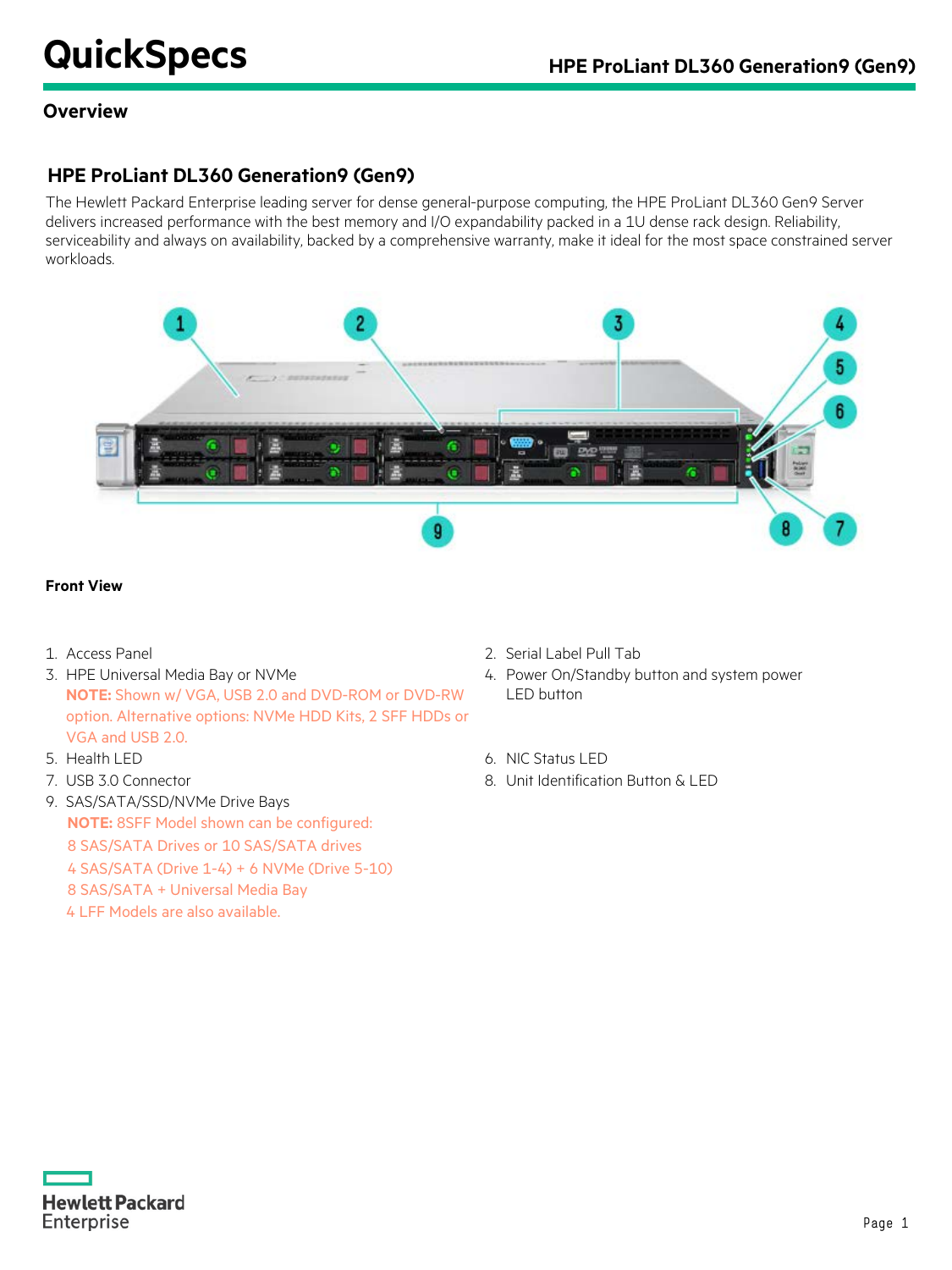# QuickSpecs

## HPE ProLiant DL360 Generation9 (Gen9)

### Overview

### HPE ProLiant DL360 Generation9 (Gen9)

The Hewlett Packard Enterprise leading server for dense general-purpose computing, the HPE ProLiant DL360 Gen9 Server delivers increased performance with the best memory and I/O expandability packed in a 1U dense rack design. Reliability, serviceability and always on availability, backed by a comprehensive warranty, make it ideal for the most space constrained server workloads.

**Front View**

1. Access Panel
2. Serial Label Pull Tab
3. HPE Universal Media Bay or NVMe
   **NOTE:** Shown w/ VGA, USB 2.0 and DVD-ROM or DVD-RW option. Alternative options: NVMe HDD Kits, 2 SFF HDDs or VGA and USB 2.0.
4. Power On/Standby button and system power LED button
5. Health LED
6. NIC Status LED
7. USB 3.0 Connector
8. Unit Identification Button & LED
9. SAS/SATA/SSD/NVMe Drive Bays
   **NOTE:** 8SFF Model shown can be configured:
   8 SAS/SATA Drives or 10 SAS/SATA drives
   4 SAS/SATA (Drive 1-4) + 6 NVMe (Drive 5-10)
   8 SAS/SATA + Universal Media Bay
   4 LFF Models are also available.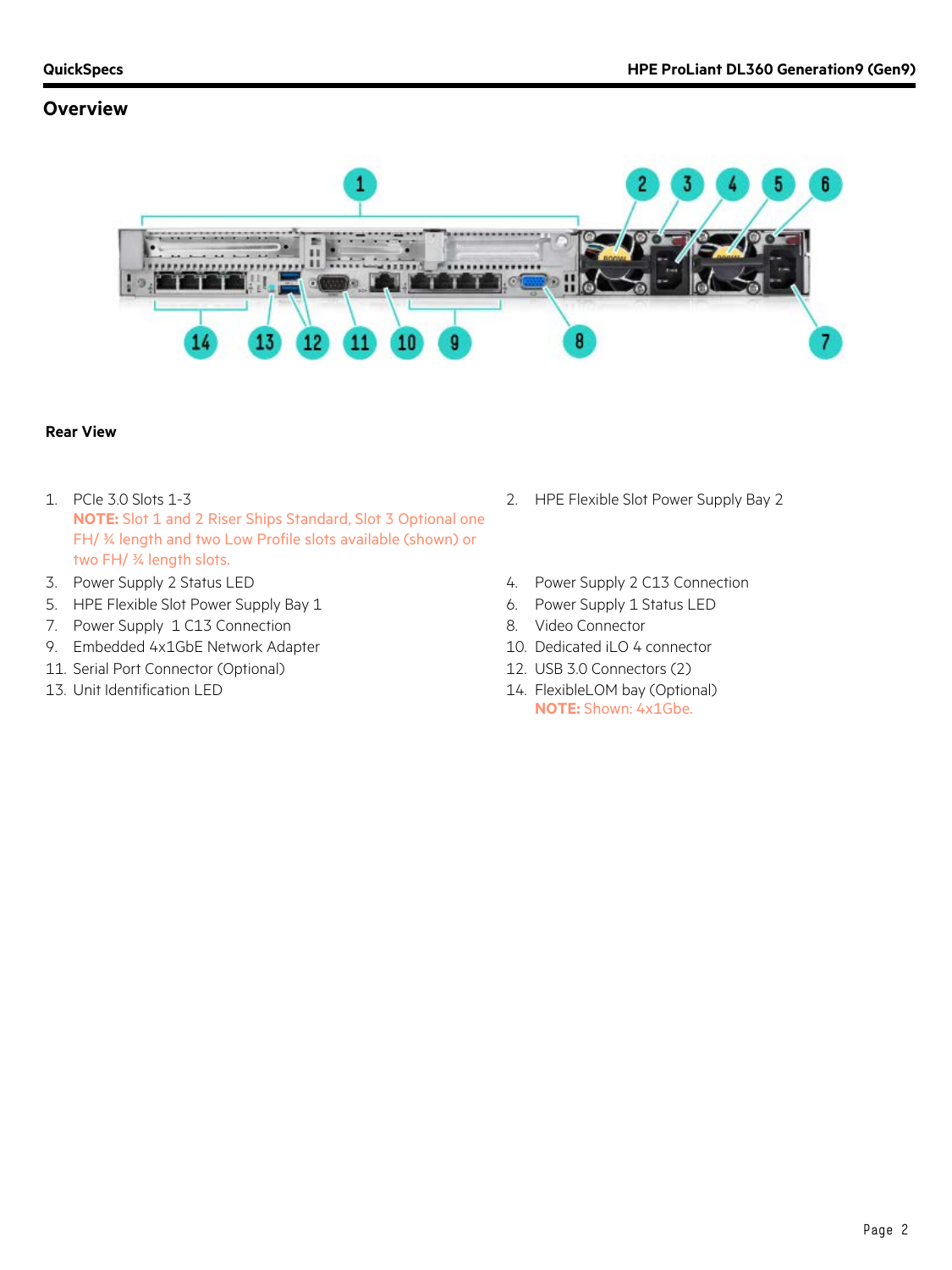## Overview

**Rear View**

1. PCIe 3.0 Slots 1-3
   **NOTE:** Slot 1 and 2 Riser Ships Standard, Slot 3 Optional one FH/ ¾ length and two Low Profile slots available (shown) or two FH/ ¾ length slots.
2. HPE Flexible Slot Power Supply Bay 2
3. Power Supply 2 Status LED
4. Power Supply 2 C13 Connection
5. HPE Flexible Slot Power Supply Bay 1
6. Power Supply 1 Status LED
7. Power Supply 1 C13 Connection
8. Video Connector
9. Embedded 4x1GbE Network Adapter
10. Dedicated iLO 4 connector
11. Serial Port Connector (Optional)
12. USB 3.0 Connectors (2)
13. Unit Identification LED
14. FlexibleLOM bay (Optional)
    **NOTE:** Shown: 4x1Gbe.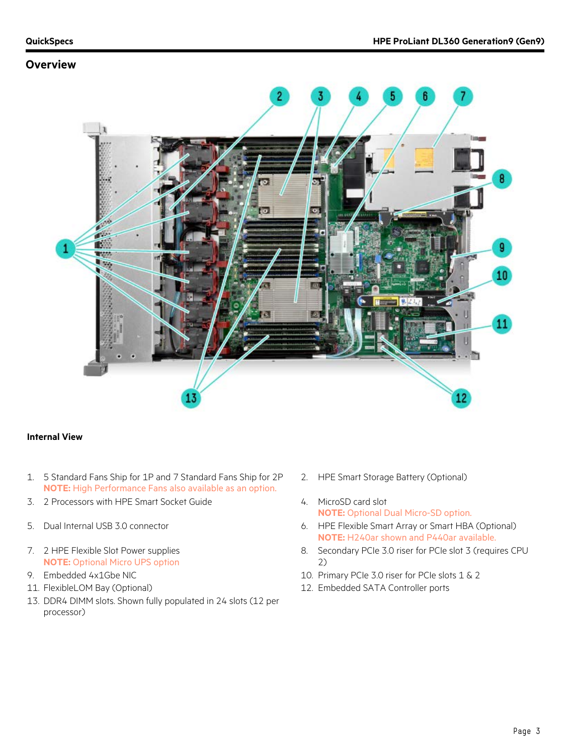## Overview

**Internal View**

1. 5 Standard Fans Ship for 1P and 7 Standard Fans Ship for 2P
   **NOTE:** High Performance Fans also available as an option.
2. HPE Smart Storage Battery (Optional)
3. 2 Processors with HPE Smart Socket Guide
4. MicroSD card slot
   **NOTE:** Optional Dual Micro-SD option.
5. Dual Internal USB 3.0 connector
6. HPE Flexible Smart Array or Smart HBA (Optional)
   **NOTE:** H240ar shown and P440ar available.
7. 2 HPE Flexible Slot Power supplies
   **NOTE:** Optional Micro UPS option
8. Secondary PCIe 3.0 riser for PCIe slot 3 (requires CPU 2)
9. Embedded 4x1Gbe NIC
10. Primary PCIe 3.0 riser for PCIe slots 1 & 2
11. FlexibleLOM Bay (Optional)
12. Embedded SATA Controller ports
13. DDR4 DIMM slots. Shown fully populated in 24 slots (12 per processor)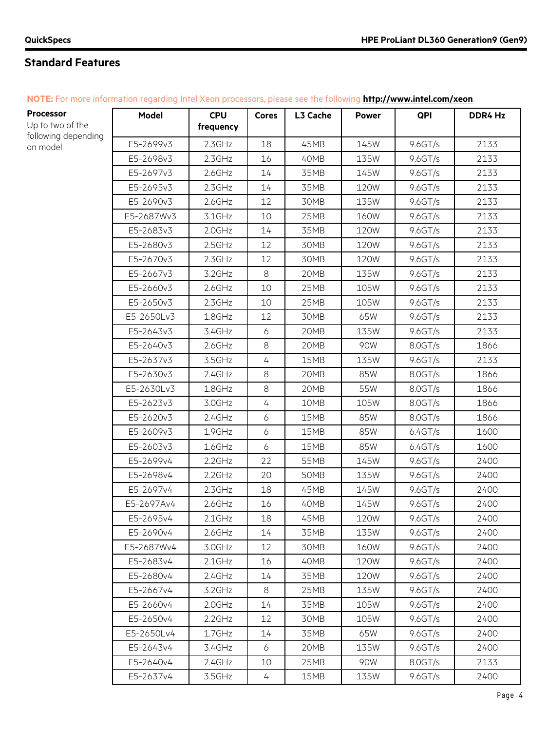## Standard Features

**NOTE:** For more information regarding Intel Xeon processors, please see the following **http://www.intel.com/xeon**.

**Processor**

Up to two of the following depending on model

| Model | CPU frequency | Cores | L3 Cache | Power | QPI | DDR4 Hz |
|---|---|---|---|---|---|---|
| E5-2699v3 | 2.3GHz | 18 | 45MB | 145W | 9.6GT/s | 2133 |
| E5-2698v3 | 2.3GHz | 16 | 40MB | 135W | 9.6GT/s | 2133 |
| E5-2697v3 | 2.6GHz | 14 | 35MB | 145W | 9.6GT/s | 2133 |
| E5-2695v3 | 2.3GHz | 14 | 35MB | 120W | 9.6GT/s | 2133 |
| E5-2690v3 | 2.6GHz | 12 | 30MB | 135W | 9.6GT/s | 2133 |
| E5-2687Wv3 | 3.1GHz | 10 | 25MB | 160W | 9.6GT/s | 2133 |
| E5-2683v3 | 2.0GHz | 14 | 35MB | 120W | 9.6GT/s | 2133 |
| E5-2680v3 | 2.5GHz | 12 | 30MB | 120W | 9.6GT/s | 2133 |
| E5-2670v3 | 2.3GHz | 12 | 30MB | 120W | 9.6GT/s | 2133 |
| E5-2667v3 | 3.2GHz | 8 | 20MB | 135W | 9.6GT/s | 2133 |
| E5-2660v3 | 2.6GHz | 10 | 25MB | 105W | 9.6GT/s | 2133 |
| E5-2650v3 | 2.3GHz | 10 | 25MB | 105W | 9.6GT/s | 2133 |
| E5-2650Lv3 | 1.8GHz | 12 | 30MB | 65W | 9.6GT/s | 2133 |
| E5-2643v3 | 3.4GHz | 6 | 20MB | 135W | 9.6GT/s | 2133 |
| E5-2640v3 | 2.6GHz | 8 | 20MB | 90W | 8.0GT/s | 1866 |
| E5-2637v3 | 3.5GHz | 4 | 15MB | 135W | 9.6GT/s | 2133 |
| E5-2630v3 | 2.4GHz | 8 | 20MB | 85W | 8.0GT/s | 1866 |
| E5-2630Lv3 | 1.8GHz | 8 | 20MB | 55W | 8.0GT/s | 1866 |
| E5-2623v3 | 3.0GHz | 4 | 10MB | 105W | 8.0GT/s | 1866 |
| E5-2620v3 | 2.4GHz | 6 | 15MB | 85W | 8.0GT/s | 1866 |
| E5-2609v3 | 1.9GHz | 6 | 15MB | 85W | 6.4GT/s | 1600 |
| E5-2603v3 | 1.6GHz | 6 | 15MB | 85W | 6.4GT/s | 1600 |
| E5-2699v4 | 2.2GHz | 22 | 55MB | 145W | 9.6GT/s | 2400 |
| E5-2698v4 | 2.2GHz | 20 | 50MB | 135W | 9.6GT/s | 2400 |
| E5-2697v4 | 2.3GHz | 18 | 45MB | 145W | 9.6GT/s | 2400 |
| E5-2697Av4 | 2.6GHz | 16 | 40MB | 145W | 9.6GT/s | 2400 |
| E5-2695v4 | 2.1GHz | 18 | 45MB | 120W | 9.6GT/s | 2400 |
| E5-2690v4 | 2.6GHz | 14 | 35MB | 135W | 9.6GT/s | 2400 |
| E5-2687Wv4 | 3.0GHz | 12 | 30MB | 160W | 9.6GT/s | 2400 |
| E5-2683v4 | 2.1GHz | 16 | 40MB | 120W | 9.6GT/s | 2400 |
| E5-2680v4 | 2.4GHz | 14 | 35MB | 120W | 9.6GT/s | 2400 |
| E5-2667v4 | 3.2GHz | 8 | 25MB | 135W | 9.6GT/s | 2400 |
| E5-2660v4 | 2.0GHz | 14 | 35MB | 105W | 9.6GT/s | 2400 |
| E5-2650v4 | 2.2GHz | 12 | 30MB | 105W | 9.6GT/s | 2400 |
| E5-2650Lv4 | 1.7GHz | 14 | 35MB | 65W | 9.6GT/s | 2400 |
| E5-2643v4 | 3.4GHz | 6 | 20MB | 135W | 9.6GT/s | 2400 |
| E5-2640v4 | 2.4GHz | 10 | 25MB | 90W | 8.0GT/s | 2133 |
| E5-2637v4 | 3.5GHz | 4 | 15MB | 135W | 9.6GT/s | 2400 |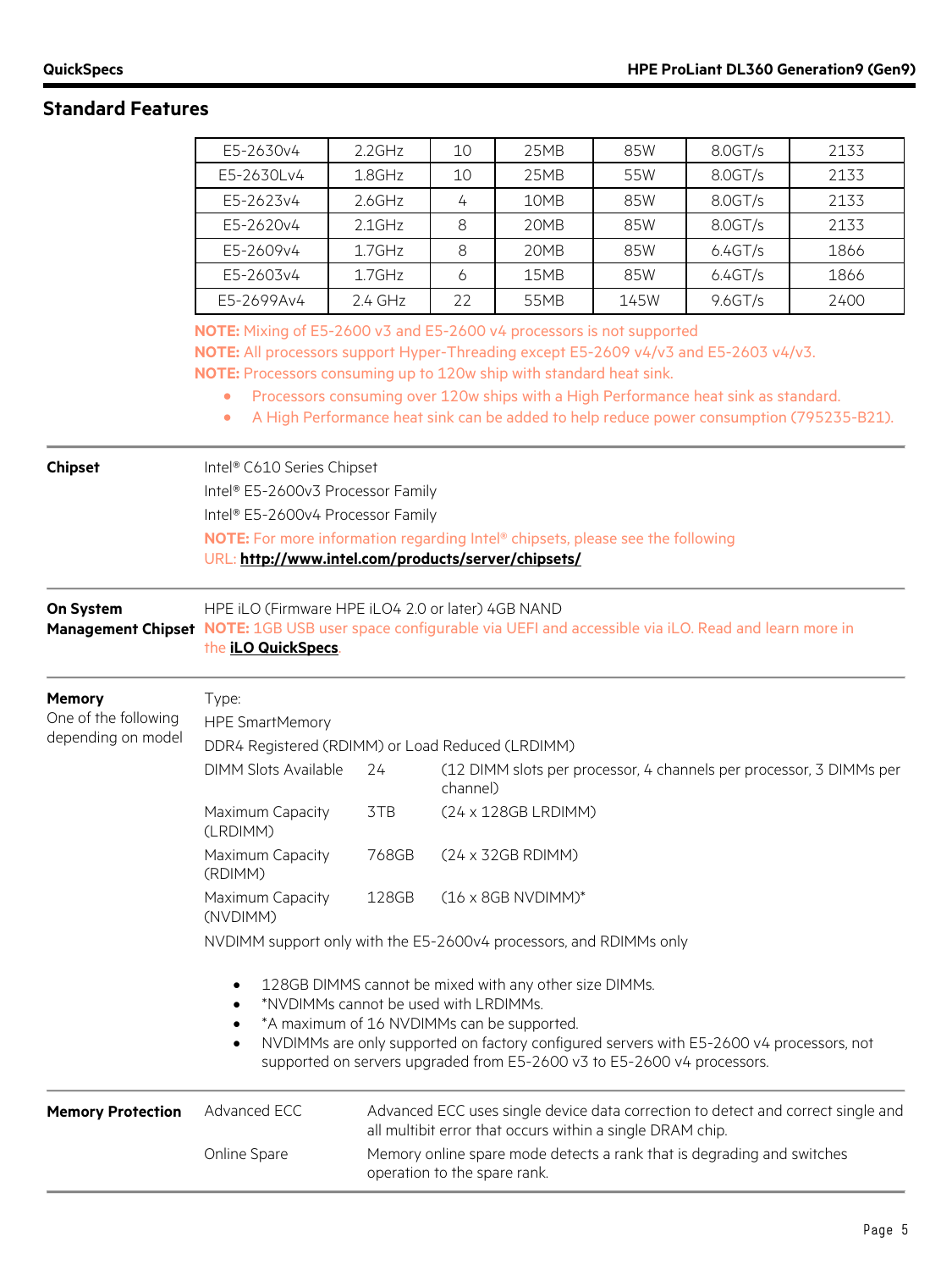## Standard Features

| | | | | | | |
|---|---|---|---|---|---|---|
| E5-2630v4 | 2.2GHz | 10 | 25MB | 85W | 8.0GT/s | 2133 |
| E5-2630Lv4 | 1.8GHz | 10 | 25MB | 55W | 8.0GT/s | 2133 |
| E5-2623v4 | 2.6GHz | 4 | 10MB | 85W | 8.0GT/s | 2133 |
| E5-2620v4 | 2.1GHz | 8 | 20MB | 85W | 8.0GT/s | 2133 |
| E5-2609v4 | 1.7GHz | 8 | 20MB | 85W | 6.4GT/s | 1866 |
| E5-2603v4 | 1.7GHz | 6 | 15MB | 85W | 6.4GT/s | 1866 |
| E5-2699Av4 | 2.4 GHz | 22 | 55MB | 145W | 9.6GT/s | 2400 |

**NOTE:** Mixing of E5-2600 v3 and E5-2600 v4 processors is not supported

**NOTE:** All processors support Hyper-Threading except E5-2609 v4/v3 and E5-2603 v4/v3.

**NOTE:** Processors consuming up to 120w ship with standard heat sink.

- Processors consuming over 120w ships with a High Performance heat sink as standard.
- A High Performance heat sink can be added to help reduce power consumption (795235-B21).

**Chipset**

Intel® C610 Series Chipset

Intel® E5-2600v3 Processor Family

Intel® E5-2600v4 Processor Family

**NOTE:** For more information regarding Intel® chipsets, please see the following URL: **http://www.intel.com/products/server/chipsets/**

**On System Management Chipset**

HPE iLO (Firmware HPE iLO4 2.0 or later) 4GB NAND

**NOTE:** 1GB USB user space configurable via UEFI and accessible via iLO. Read and learn more in the **iLO QuickSpecs**.

**Memory**
One of the following depending on model

Type:

HPE SmartMemory

DDR4 Registered (RDIMM) or Load Reduced (LRDIMM)

| | | |
|---|---|---|
| DIMM Slots Available | 24 | (12 DIMM slots per processor, 4 channels per processor, 3 DIMMs per channel) |
| Maximum Capacity (LRDIMM) | 3TB | (24 x 128GB LRDIMM) |
| Maximum Capacity (RDIMM) | 768GB | (24 x 32GB RDIMM) |
| Maximum Capacity (NVDIMM) | 128GB | (16 x 8GB NVDIMM)* |

NVDIMM support only with the E5-2600v4 processors, and RDIMMs only

- 128GB DIMMS cannot be mixed with any other size DIMMs.
- *NVDIMMs cannot be used with LRDIMMs.
- *A maximum of 16 NVDIMMs can be supported.
- NVDIMMs are only supported on factory configured servers with E5-2600 v4 processors, not supported on servers upgraded from E5-2600 v3 to E5-2600 v4 processors.

**Memory Protection**

| | |
|---|---|
| Advanced ECC | Advanced ECC uses single device data correction to detect and correct single and all multibit error that occurs within a single DRAM chip. |
| Online Spare | Memory online spare mode detects a rank that is degrading and switches operation to the spare rank. |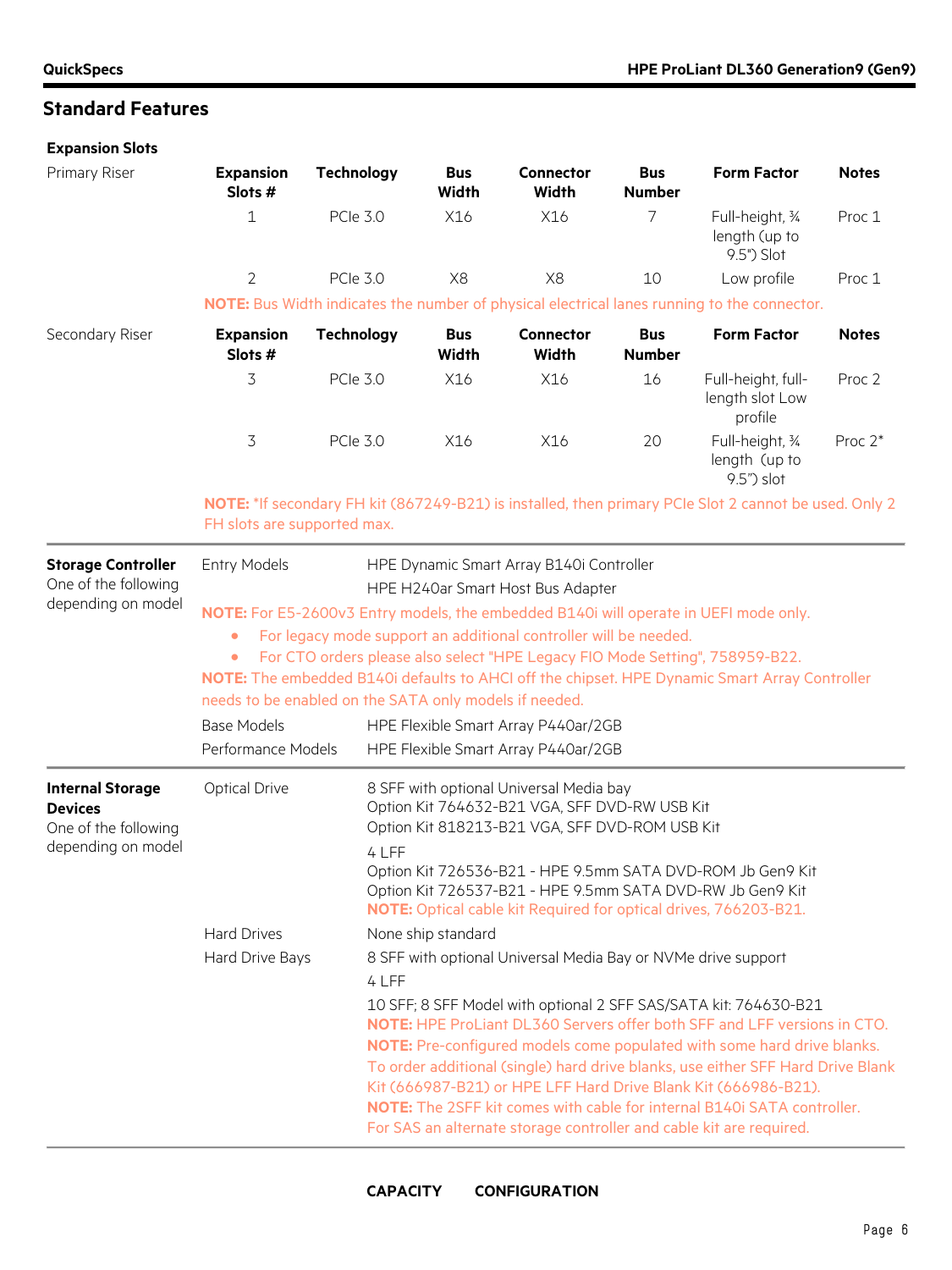## Standard Features

### Expansion Slots

**Primary Riser**

| Expansion Slots # | Technology | Bus Width | Connector Width | Bus Number | Form Factor | Notes |
|---|---|---|---|---|---|---|
| 1 | PCIe 3.0 | X16 | X16 | 7 | Full-height, ¾ length (up to 9.5") Slot | Proc 1 |
| 2 | PCIe 3.0 | X8 | X8 | 10 | Low profile | Proc 1 |

**NOTE:** Bus Width indicates the number of physical electrical lanes running to the connector.

**Secondary Riser**

| Expansion Slots # | Technology | Bus Width | Connector Width | Bus Number | Form Factor | Notes |
|---|---|---|---|---|---|---|
| 3 | PCIe 3.0 | X16 | X16 | 16 | Full-height, full-length slot Low profile | Proc 2 |
| 3 | PCIe 3.0 | X16 | X16 | 20 | Full-height, ¾ length (up to 9.5") slot | Proc 2* |

**NOTE:** *If secondary FH kit (867249-B21) is installed, then primary PCIe Slot 2 cannot be used. Only 2 FH slots are supported max.

### Storage Controller

One of the following depending on model

**Entry Models**
- HPE Dynamic Smart Array B140i Controller
- HPE H240ar Smart Host Bus Adapter

**NOTE:** For E5-2600v3 Entry models, the embedded B140i will operate in UEFI mode only.

- For legacy mode support an additional controller will be needed.
- For CTO orders please also select "HPE Legacy FIO Mode Setting", 758959-B22.

**NOTE:** The embedded B140i defaults to AHCI off the chipset. HPE Dynamic Smart Array Controller needs to be enabled on the SATA only models if needed.

**Base Models:** HPE Flexible Smart Array P440ar/2GB

**Performance Models:** HPE Flexible Smart Array P440ar/2GB

### Internal Storage Devices

One of the following depending on model

**Optical Drive**

8 SFF with optional Universal Media bay
Option Kit 764632-B21 VGA, SFF DVD-RW USB Kit
Option Kit 818213-B21 VGA, SFF DVD-ROM USB Kit

4 LFF
Option Kit 726536-B21 - HPE 9.5mm SATA DVD-ROM Jb Gen9 Kit
Option Kit 726537-B21 - HPE 9.5mm SATA DVD-RW Jb Gen9 Kit
**NOTE:** Optical cable kit Required for optical drives, 766203-B21.

**Hard Drives**

None ship standard

**Hard Drive Bays**

8 SFF with optional Universal Media Bay or NVMe drive support

4 LFF

10 SFF; 8 SFF Model with optional 2 SFF SAS/SATA kit: 764630-B21
**NOTE:** HPE ProLiant DL360 Servers offer both SFF and LFF versions in CTO.
**NOTE:** Pre-configured models come populated with some hard drive blanks. To order additional (single) hard drive blanks, use either SFF Hard Drive Blank Kit (666987-B21) or HPE LFF Hard Drive Blank Kit (666986-B21).
**NOTE:** The 2SFF kit comes with cable for internal B140i SATA controller. For SAS an alternate storage controller and cable kit are required.

**CAPACITY** **CONFIGURATION**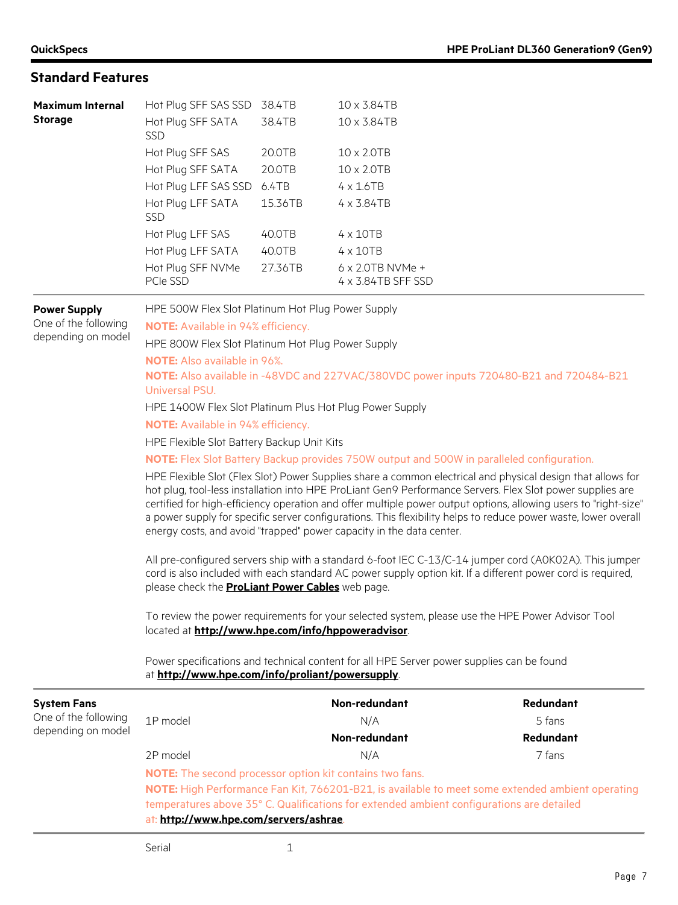## Standard Features

| | | | |
|---|---|---|---|
| **Maximum Internal Storage** | Hot Plug SFF SAS SSD | 38.4TB | 10 x 3.84TB |
| | Hot Plug SFF SATA SSD | 38.4TB | 10 x 3.84TB |
| | Hot Plug SFF SAS | 20.0TB | 10 x 2.0TB |
| | Hot Plug SFF SATA | 20.0TB | 10 x 2.0TB |
| | Hot Plug LFF SAS SSD | 6.4TB | 4 x 1.6TB |
| | Hot Plug LFF SATA SSD | 15.36TB | 4 x 3.84TB |
| | Hot Plug LFF SAS | 40.0TB | 4 x 10TB |
| | Hot Plug LFF SATA | 40.0TB | 4 x 10TB |
| | Hot Plug SFF NVMe PCIe SSD | 27.36TB | 6 x 2.0TB NVMe + 4 x 3.84TB SFF SSD |

**Power Supply**
One of the following depending on model

HPE 500W Flex Slot Platinum Hot Plug Power Supply

**NOTE:** Available in 94% efficiency.

HPE 800W Flex Slot Platinum Hot Plug Power Supply

**NOTE:** Also available in 96%.

**NOTE:** Also available in -48VDC and 227VAC/380VDC power inputs 720480-B21 and 720484-B21 Universal PSU.

HPE 1400W Flex Slot Platinum Plus Hot Plug Power Supply

**NOTE:** Available in 94% efficiency.

HPE Flexible Slot Battery Backup Unit Kits

**NOTE:** Flex Slot Battery Backup provides 750W output and 500W in paralleled configuration.

HPE Flexible Slot (Flex Slot) Power Supplies share a common electrical and physical design that allows for hot plug, tool-less installation into HPE ProLiant Gen9 Performance Servers. Flex Slot power supplies are certified for high-efficiency operation and offer multiple power output options, allowing users to "right-size" a power supply for specific server configurations. This flexibility helps to reduce power waste, lower overall energy costs, and avoid "trapped" power capacity in the data center.

All pre-configured servers ship with a standard 6-foot IEC C-13/C-14 jumper cord (A0K02A). This jumper cord is also included with each standard AC power supply option kit. If a different power cord is required, please check the **ProLiant Power Cables** web page.

To review the power requirements for your selected system, please use the HPE Power Advisor Tool located at **http://www.hpe.com/info/hppoweradvisor**.

Power specifications and technical content for all HPE Server power supplies can be found at **http://www.hpe.com/info/proliant/powersupply**.

**System Fans**
One of the following depending on model

| | Non-redundant | Redundant |
|---|---|---|
| 1P model | N/A | 5 fans |
| | **Non-redundant** | **Redundant** |
| 2P model | N/A | 7 fans |

**NOTE:** The second processor option kit contains two fans.

**NOTE:** High Performance Fan Kit, 766201-B21, is available to meet some extended ambient operating temperatures above 35° C. Qualifications for extended ambient configurations are detailed at: **http://www.hpe.com/servers/ashrae**.

| | |
|---|---|
| Serial | 1 |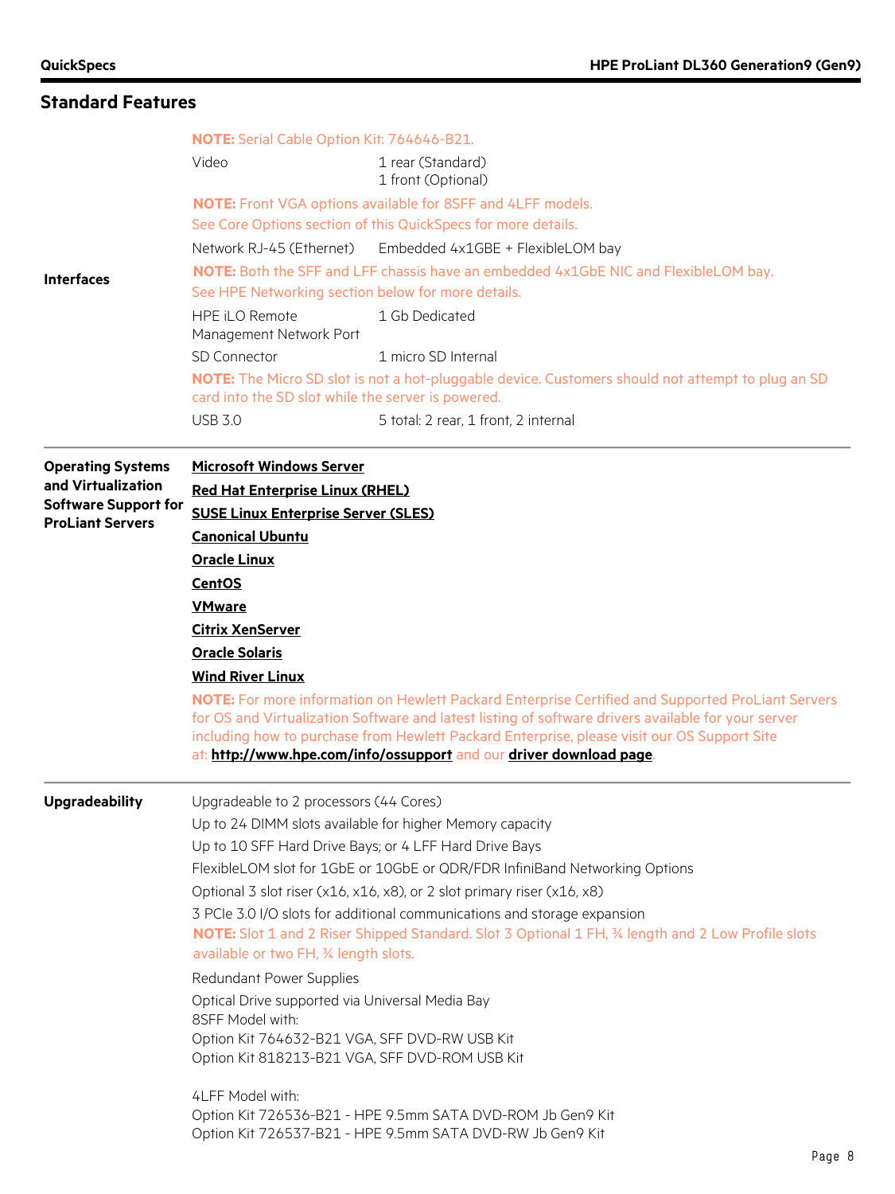## Standard Features

### Interfaces

**NOTE:** Serial Cable Option Kit: 764646-B21.

| | |
|---|---|
| Video | 1 rear (Standard)<br>1 front (Optional) |

**NOTE:** Front VGA options available for 8SFF and 4LFF models.
See Core Options section of this QuickSpecs for more details.

| | |
|---|---|
| Network RJ-45 (Ethernet) | Embedded 4x1GBE + FlexibleLOM bay |

**NOTE:** Both the SFF and LFF chassis have an embedded 4x1GbE NIC and FlexibleLOM bay.
See HPE Networking section below for more details.

| | |
|---|---|
| HPE iLO Remote Management Network Port | 1 Gb Dedicated |
| SD Connector | 1 micro SD Internal |

**NOTE:** The Micro SD slot is not a hot-pluggable device. Customers should not attempt to plug an SD card into the SD slot while the server is powered.

| | |
|---|---|
| USB 3.0 | 5 total: 2 rear, 1 front, 2 internal |

### Operating Systems and Virtualization Software Support for ProLiant Servers

**Microsoft Windows Server**

**Red Hat Enterprise Linux (RHEL)**

**SUSE Linux Enterprise Server (SLES)**

**Canonical Ubuntu**

**Oracle Linux**

**CentOS**

**VMware**

**Citrix XenServer**

**Oracle Solaris**

**Wind River Linux**

**NOTE:** For more information on Hewlett Packard Enterprise Certified and Supported ProLiant Servers for OS and Virtualization Software and latest listing of software drivers available for your server including how to purchase from Hewlett Packard Enterprise, please visit our OS Support Site at: **http://www.hpe.com/info/ossupport** and our **driver download page**.

### Upgradeability

Upgradeable to 2 processors (44 Cores)

Up to 24 DIMM slots available for higher Memory capacity

Up to 10 SFF Hard Drive Bays; or 4 LFF Hard Drive Bays

FlexibleLOM slot for 1GbE or 10GbE or QDR/FDR InfiniBand Networking Options

Optional 3 slot riser (x16, x16, x8), or 2 slot primary riser (x16, x8)

3 PCIe 3.0 I/O slots for additional communications and storage expansion

**NOTE:** Slot 1 and 2 Riser Shipped Standard. Slot 3 Optional 1 FH, ¾ length and 2 Low Profile slots available or two FH, ¾ length slots.

Redundant Power Supplies

Optical Drive supported via Universal Media Bay
8SFF Model with:
Option Kit 764632-B21 VGA, SFF DVD-RW USB Kit
Option Kit 818213-B21 VGA, SFF DVD-ROM USB Kit

4LFF Model with:
Option Kit 726536-B21 - HPE 9.5mm SATA DVD-ROM Jb Gen9 Kit
Option Kit 726537-B21 - HPE 9.5mm SATA DVD-RW Jb Gen9 Kit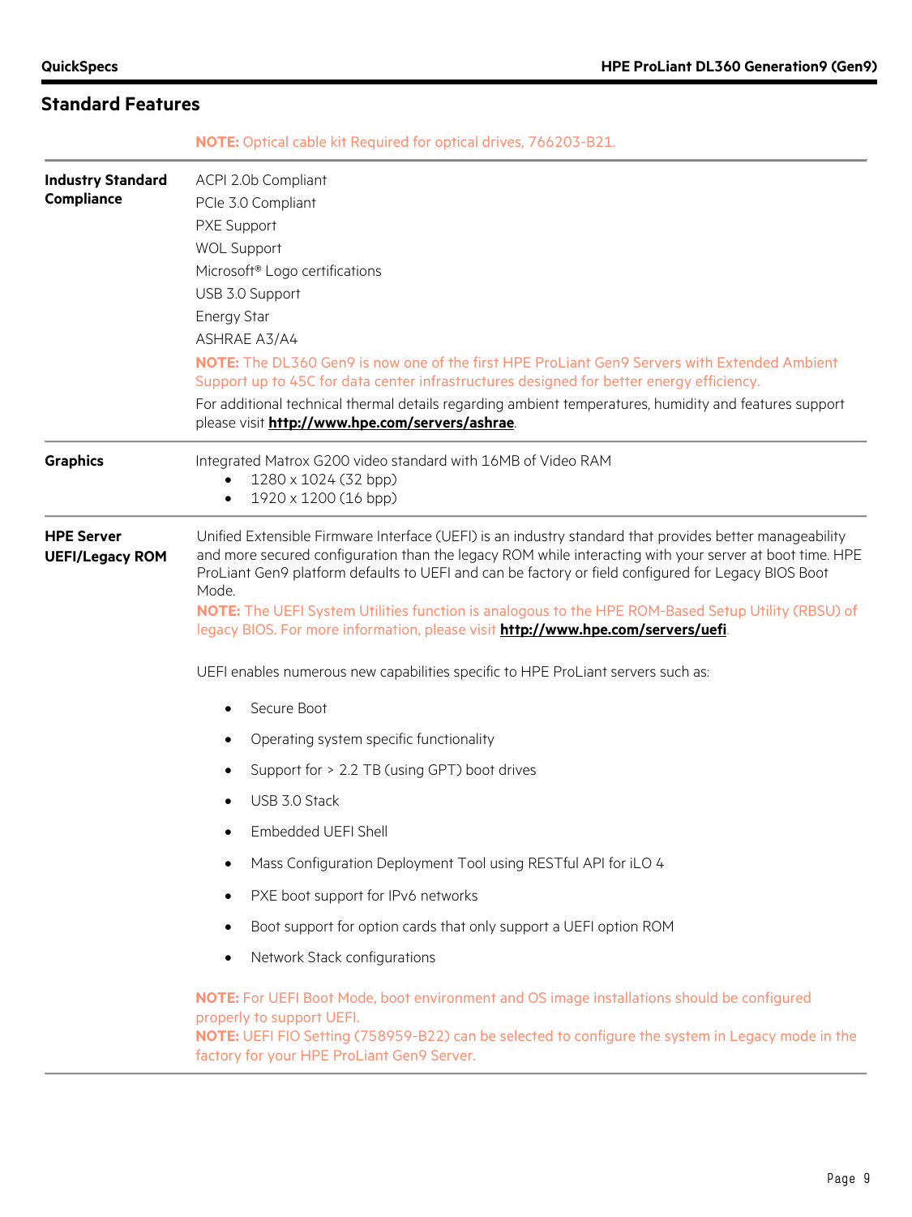## Standard Features

**NOTE:** Optical cable kit Required for optical drives, 766203-B21.

| | |
|---|---|
| **Industry Standard Compliance** | ACPI 2.0b Compliant<br>PCIe 3.0 Compliant<br>PXE Support<br>WOL Support<br>Microsoft® Logo certifications<br>USB 3.0 Support<br>Energy Star<br>ASHRAE A3/A4<br>**NOTE:** The DL360 Gen9 is now one of the first HPE ProLiant Gen9 Servers with Extended Ambient Support up to 45C for data center infrastructures designed for better energy efficiency.<br>For additional technical thermal details regarding ambient temperatures, humidity and features support please visit **http://www.hpe.com/servers/ashrae**. |
| **Graphics** | Integrated Matrox G200 video standard with 16MB of Video RAM<br>• 1280 x 1024 (32 bpp)<br>• 1920 x 1200 (16 bpp) |
| **HPE Server UEFI/Legacy ROM** | Unified Extensible Firmware Interface (UEFI) is an industry standard that provides better manageability and more secured configuration than the legacy ROM while interacting with your server at boot time. HPE ProLiant Gen9 platform defaults to UEFI and can be factory or field configured for Legacy BIOS Boot Mode.<br>**NOTE:** The UEFI System Utilities function is analogous to the HPE ROM-Based Setup Utility (RBSU) of legacy BIOS. For more information, please visit **http://www.hpe.com/servers/uefi**.<br><br>UEFI enables numerous new capabilities specific to HPE ProLiant servers such as:<br>• Secure Boot<br>• Operating system specific functionality<br>• Support for > 2.2 TB (using GPT) boot drives<br>• USB 3.0 Stack<br>• Embedded UEFI Shell<br>• Mass Configuration Deployment Tool using RESTful API for iLO 4<br>• PXE boot support for IPv6 networks<br>• Boot support for option cards that only support a UEFI option ROM<br>• Network Stack configurations<br><br>**NOTE:** For UEFI Boot Mode, boot environment and OS image installations should be configured properly to support UEFI.<br>**NOTE:** UEFI FIO Setting (758959-B22) can be selected to configure the system in Legacy mode in the factory for your HPE ProLiant Gen9 Server. |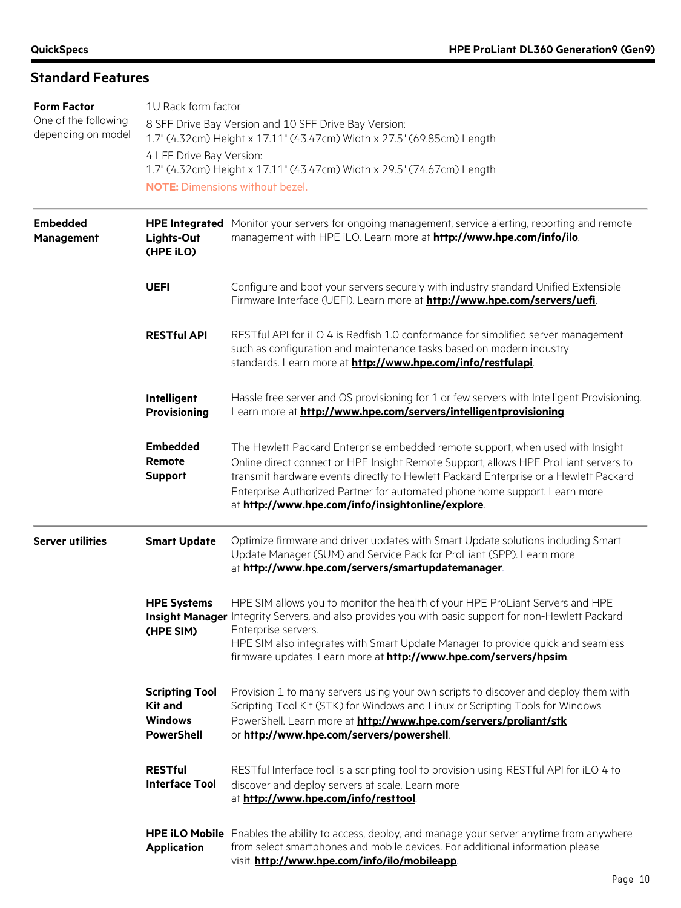## Standard Features

| | | |
|---|---|---|
| **Form Factor**<br>One of the following depending on model | 1U Rack form factor<br>8 SFF Drive Bay Version and 10 SFF Drive Bay Version:<br>1.7" (4.32cm) Height x 17.11" (43.47cm) Width x 27.5" (69.85cm) Length<br>4 LFF Drive Bay Version:<br>1.7" (4.32cm) Height x 17.11" (43.47cm) Width x 29.5" (74.67cm) Length<br>**NOTE:** Dimensions without bezel. | |
| **Embedded Management** | **HPE Integrated Lights-Out (HPE iLO)** | Monitor your servers for ongoing management, service alerting, reporting and remote management with HPE iLO. Learn more at **http://www.hpe.com/info/ilo**. |
| | **UEFI** | Configure and boot your servers securely with industry standard Unified Extensible Firmware Interface (UEFI). Learn more at **http://www.hpe.com/servers/uefi**. |
| | **RESTful API** | RESTful API for iLO 4 is Redfish 1.0 conformance for simplified server management such as configuration and maintenance tasks based on modern industry standards. Learn more at **http://www.hpe.com/info/restfulapi**. |
| | **Intelligent Provisioning** | Hassle free server and OS provisioning for 1 or few servers with Intelligent Provisioning. Learn more at **http://www.hpe.com/servers/intelligentprovisioning**. |
| | **Embedded Remote Support** | The Hewlett Packard Enterprise embedded remote support, when used with Insight Online direct connect or HPE Insight Remote Support, allows HPE ProLiant servers to transmit hardware events directly to Hewlett Packard Enterprise or a Hewlett Packard Enterprise Authorized Partner for automated phone home support. Learn more at **http://www.hpe.com/info/insightonline/explore**. |
| **Server utilities** | **Smart Update** | Optimize firmware and driver updates with Smart Update solutions including Smart Update Manager (SUM) and Service Pack for ProLiant (SPP). Learn more at **http://www.hpe.com/servers/smartupdatemanager**. |
| | **HPE Systems Insight Manager (HPE SIM)** | HPE SIM allows you to monitor the health of your HPE ProLiant Servers and HPE Integrity Servers, and also provides you with basic support for non-Hewlett Packard Enterprise servers.<br>HPE SIM also integrates with Smart Update Manager to provide quick and seamless firmware updates. Learn more at **http://www.hpe.com/servers/hpsim**. |
| | **Scripting Tool Kit and Windows PowerShell** | Provision 1 to many servers using your own scripts to discover and deploy them with Scripting Tool Kit (STK) for Windows and Linux or Scripting Tools for Windows PowerShell. Learn more at **http://www.hpe.com/servers/proliant/stk** or **http://www.hpe.com/servers/powershell**. |
| | **RESTful Interface Tool** | RESTful Interface tool is a scripting tool to provision using RESTful API for iLO 4 to discover and deploy servers at scale. Learn more at **http://www.hpe.com/info/resttool**. |
| | **HPE iLO Mobile Application** | Enables the ability to access, deploy, and manage your server anytime from anywhere from select smartphones and mobile devices. For additional information please visit: **http://www.hpe.com/info/ilo/mobileapp**. |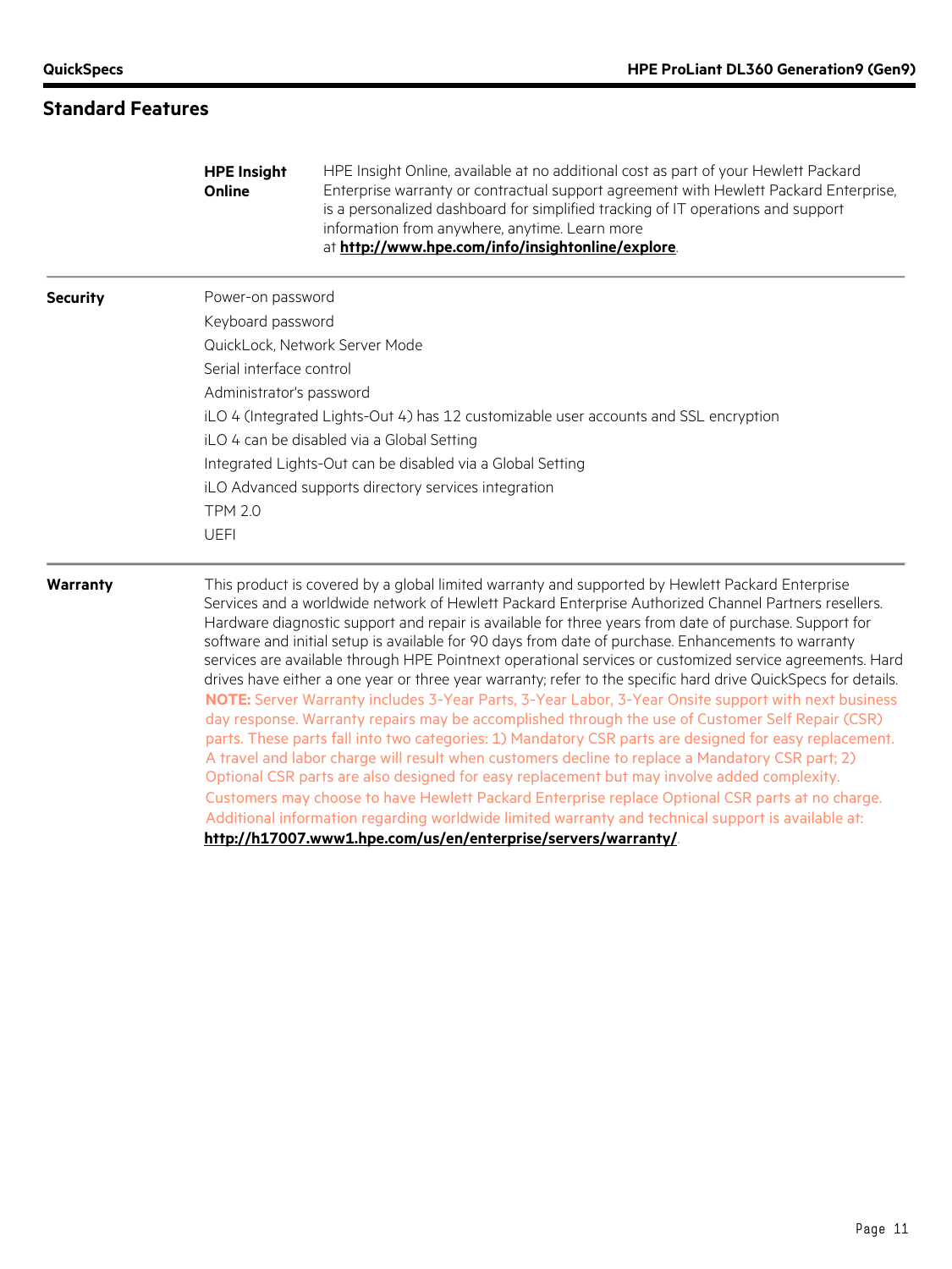## Standard Features

**HPE Insight Online** — HPE Insight Online, available at no additional cost as part of your Hewlett Packard Enterprise warranty or contractual support agreement with Hewlett Packard Enterprise, is a personalized dashboard for simplified tracking of IT operations and support information from anywhere, anytime. Learn more at **http://www.hpe.com/info/insightonline/explore**.

### Security

- Power-on password
- Keyboard password
- QuickLock, Network Server Mode
- Serial interface control
- Administrator's password
- iLO 4 (Integrated Lights-Out 4) has 12 customizable user accounts and SSL encryption
- iLO 4 can be disabled via a Global Setting
- Integrated Lights-Out can be disabled via a Global Setting
- iLO Advanced supports directory services integration
- TPM 2.0
- UEFI

### Warranty

This product is covered by a global limited warranty and supported by Hewlett Packard Enterprise Services and a worldwide network of Hewlett Packard Enterprise Authorized Channel Partners resellers. Hardware diagnostic support and repair is available for three years from date of purchase. Support for software and initial setup is available for 90 days from date of purchase. Enhancements to warranty services are available through HPE Pointnext operational services or customized service agreements. Hard drives have either a one year or three year warranty; refer to the specific hard drive QuickSpecs for details.

**NOTE:** Server Warranty includes 3-Year Parts, 3-Year Labor, 3-Year Onsite support with next business day response. Warranty repairs may be accomplished through the use of Customer Self Repair (CSR) parts. These parts fall into two categories: 1) Mandatory CSR parts are designed for easy replacement. A travel and labor charge will result when customers decline to replace a Mandatory CSR part; 2) Optional CSR parts are also designed for easy replacement but may involve added complexity. Customers may choose to have Hewlett Packard Enterprise replace Optional CSR parts at no charge. Additional information regarding worldwide limited warranty and technical support is available at: **http://h17007.www1.hpe.com/us/en/enterprise/servers/warranty/**.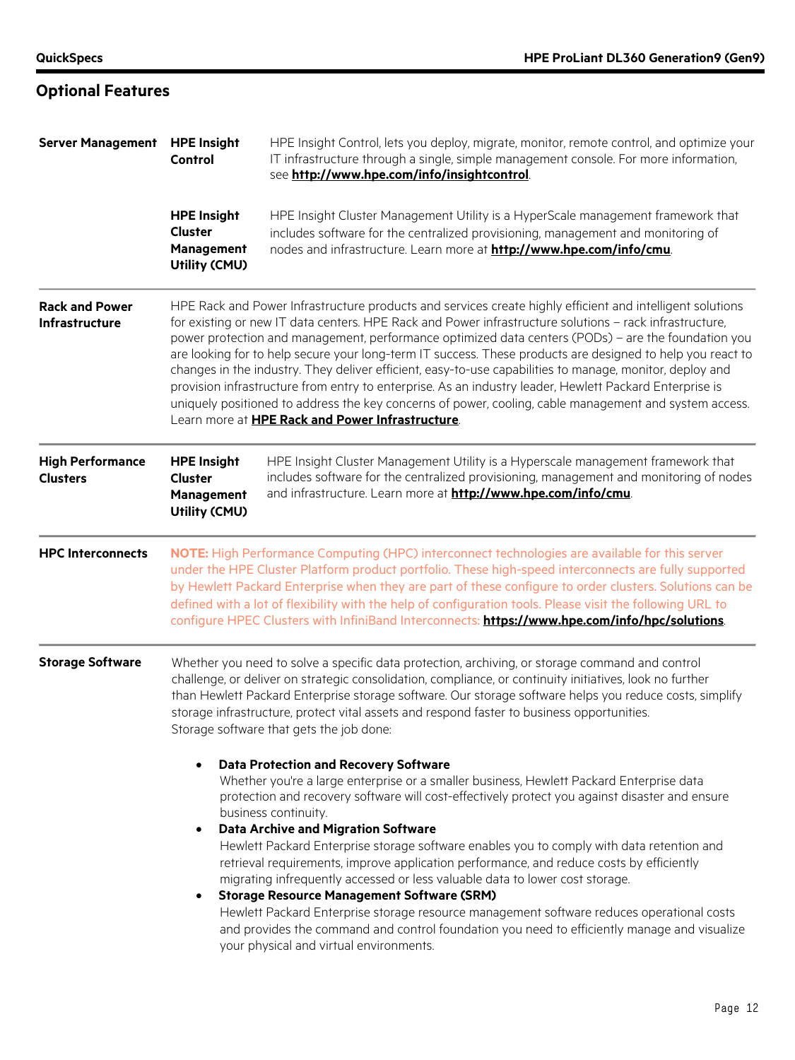## Optional Features

| | | |
|---|---|---|
| **Server Management** | **HPE Insight Control** | HPE Insight Control, lets you deploy, migrate, monitor, remote control, and optimize your IT infrastructure through a single, simple management console. For more information, see **http://www.hpe.com/info/insightcontrol**. |
| | **HPE Insight Cluster Management Utility (CMU)** | HPE Insight Cluster Management Utility is a HyperScale management framework that includes software for the centralized provisioning, management and monitoring of nodes and infrastructure. Learn more at **http://www.hpe.com/info/cmu**. |

**Rack and Power Infrastructure**

HPE Rack and Power Infrastructure products and services create highly efficient and intelligent solutions for existing or new IT data centers. HPE Rack and Power infrastructure solutions – rack infrastructure, power protection and management, performance optimized data centers (PODs) – are the foundation you are looking for to help secure your long-term IT success. These products are designed to help you react to changes in the industry. They deliver efficient, easy-to-use capabilities to manage, monitor, deploy and provision infrastructure from entry to enterprise. As an industry leader, Hewlett Packard Enterprise is uniquely positioned to address the key concerns of power, cooling, cable management and system access. Learn more at **HPE Rack and Power Infrastructure**.

| | | |
|---|---|---|
| **High Performance Clusters** | **HPE Insight Cluster Management Utility (CMU)** | HPE Insight Cluster Management Utility is a Hyperscale management framework that includes software for the centralized provisioning, management and monitoring of nodes and infrastructure. Learn more at **http://www.hpe.com/info/cmu**. |

**HPC Interconnects**

**NOTE:** High Performance Computing (HPC) interconnect technologies are available for this server under the HPE Cluster Platform product portfolio. These high-speed interconnects are fully supported by Hewlett Packard Enterprise when they are part of these configure to order clusters. Solutions can be defined with a lot of flexibility with the help of configuration tools. Please visit the following URL to configure HPEC Clusters with InfiniBand Interconnects: **https://www.hpe.com/info/hpc/solutions**.

**Storage Software**

Whether you need to solve a specific data protection, archiving, or storage command and control challenge, or deliver on strategic consolidation, compliance, or continuity initiatives, look no further than Hewlett Packard Enterprise storage software. Our storage software helps you reduce costs, simplify storage infrastructure, protect vital assets and respond faster to business opportunities.
Storage software that gets the job done:

- **Data Protection and Recovery Software**
  Whether you're a large enterprise or a smaller business, Hewlett Packard Enterprise data protection and recovery software will cost-effectively protect you against disaster and ensure business continuity.
- **Data Archive and Migration Software**
  Hewlett Packard Enterprise storage software enables you to comply with data retention and retrieval requirements, improve application performance, and reduce costs by efficiently migrating infrequently accessed or less valuable data to lower cost storage.
- **Storage Resource Management Software (SRM)**
  Hewlett Packard Enterprise storage resource management software reduces operational costs and provides the command and control foundation you need to efficiently manage and visualize your physical and virtual environments.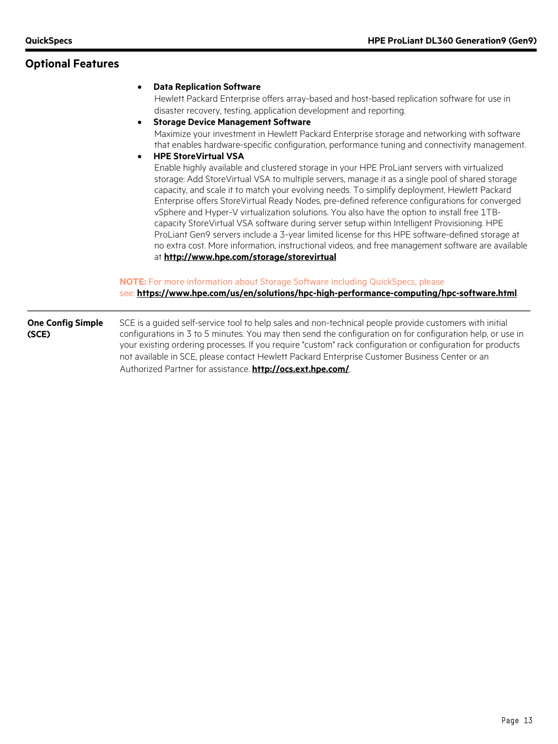## Optional Features

- **Data Replication Software**
  Hewlett Packard Enterprise offers array-based and host-based replication software for use in disaster recovery, testing, application development and reporting.
- **Storage Device Management Software**
  Maximize your investment in Hewlett Packard Enterprise storage and networking with software that enables hardware-specific configuration, performance tuning and connectivity management.
- **HPE StoreVirtual VSA**
  Enable highly available and clustered storage in your HPE ProLiant servers with virtualized storage: Add StoreVirtual VSA to multiple servers, manage it as a single pool of shared storage capacity, and scale it to match your evolving needs. To simplify deployment, Hewlett Packard Enterprise offers StoreVirtual Ready Nodes, pre-defined reference configurations for converged vSphere and Hyper-V virtualization solutions. You also have the option to install free 1TB-capacity StoreVirtual VSA software during server setup within Intelligent Provisioning. HPE ProLiant Gen9 servers include a 3-year limited license for this HPE software-defined storage at no extra cost. More information, instructional videos, and free management software are available at **http://www.hpe.com/storage/storevirtual**

**NOTE:** For more information about Storage Software including QuickSpecs, please see: **https://www.hpe.com/us/en/solutions/hpc-high-performance-computing/hpc-software.html**.

**One Config Simple (SCE)**

SCE is a guided self-service tool to help sales and non-technical people provide customers with initial configurations in 3 to 5 minutes. You may then send the configuration on for configuration help, or use in your existing ordering processes. If you require "custom" rack configuration or configuration for products not available in SCE, please contact Hewlett Packard Enterprise Customer Business Center or an Authorized Partner for assistance. **http://ocs.ext.hpe.com/**.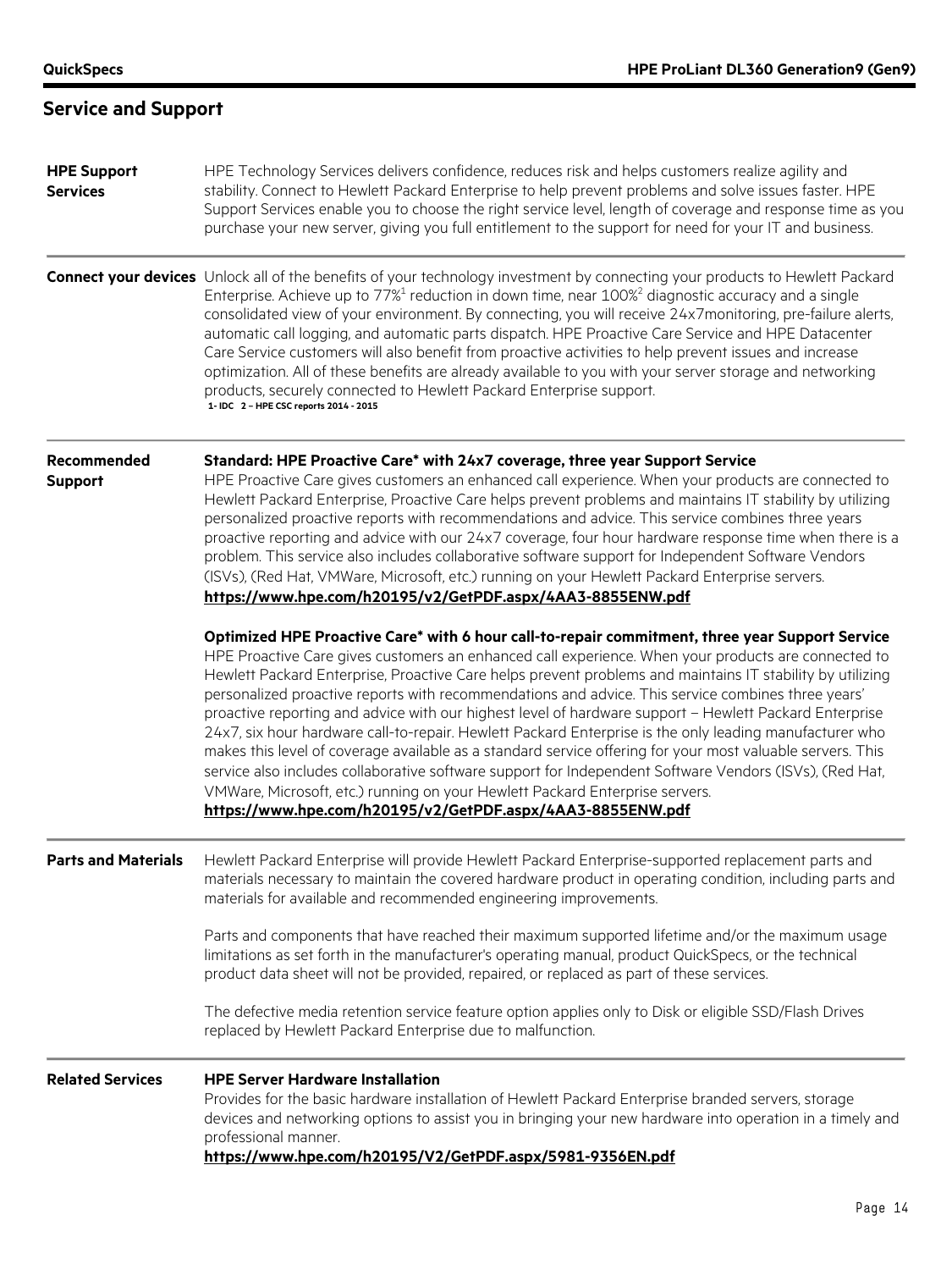## Service and Support

**HPE Support Services**

HPE Technology Services delivers confidence, reduces risk and helps customers realize agility and stability. Connect to Hewlett Packard Enterprise to help prevent problems and solve issues faster. HPE Support Services enable you to choose the right service level, length of coverage and response time as you purchase your new server, giving you full entitlement to the support for need for your IT and business.

**Connect your devices**

Unlock all of the benefits of your technology investment by connecting your products to Hewlett Packard Enterprise. Achieve up to 77%[1] reduction in down time, near 100%[2] diagnostic accuracy and a single consolidated view of your environment. By connecting, you will receive 24x7monitoring, pre-failure alerts, automatic call logging, and automatic parts dispatch. HPE Proactive Care Service and HPE Datacenter Care Service customers will also benefit from proactive activities to help prevent issues and increase optimization. All of these benefits are already available to you with your server storage and networking products, securely connected to Hewlett Packard Enterprise support.

1- IDC 2 – HPE CSC reports 2014 - 2015

**Recommended Support**

**Standard: HPE Proactive Care* with 24x7 coverage, three year Support Service**

HPE Proactive Care gives customers an enhanced call experience. When your products are connected to Hewlett Packard Enterprise, Proactive Care helps prevent problems and maintains IT stability by utilizing personalized proactive reports with recommendations and advice. This service combines three years proactive reporting and advice with our 24x7 coverage, four hour hardware response time when there is a problem. This service also includes collaborative software support for Independent Software Vendors (ISVs), (Red Hat, VMWare, Microsoft, etc.) running on your Hewlett Packard Enterprise servers.

**https://www.hpe.com/h20195/v2/GetPDF.aspx/4AA3-8855ENW.pdf**

**Optimized HPE Proactive Care* with 6 hour call-to-repair commitment, three year Support Service**

HPE Proactive Care gives customers an enhanced call experience. When your products are connected to Hewlett Packard Enterprise, Proactive Care helps prevent problems and maintains IT stability by utilizing personalized proactive reports with recommendations and advice. This service combines three years' proactive reporting and advice with our highest level of hardware support – Hewlett Packard Enterprise 24x7, six hour hardware call-to-repair. Hewlett Packard Enterprise is the only leading manufacturer who makes this level of coverage available as a standard service offering for your most valuable servers. This service also includes collaborative software support for Independent Software Vendors (ISVs), (Red Hat, VMWare, Microsoft, etc.) running on your Hewlett Packard Enterprise servers.

**https://www.hpe.com/h20195/v2/GetPDF.aspx/4AA3-8855ENW.pdf**

**Parts and Materials**

Hewlett Packard Enterprise will provide Hewlett Packard Enterprise-supported replacement parts and materials necessary to maintain the covered hardware product in operating condition, including parts and materials for available and recommended engineering improvements.

Parts and components that have reached their maximum supported lifetime and/or the maximum usage limitations as set forth in the manufacturer's operating manual, product QuickSpecs, or the technical product data sheet will not be provided, repaired, or replaced as part of these services.

The defective media retention service feature option applies only to Disk or eligible SSD/Flash Drives replaced by Hewlett Packard Enterprise due to malfunction.

**Related Services**

**HPE Server Hardware Installation**

Provides for the basic hardware installation of Hewlett Packard Enterprise branded servers, storage devices and networking options to assist you in bringing your new hardware into operation in a timely and professional manner.

**https://www.hpe.com/h20195/V2/GetPDF.aspx/5981-9356EN.pdf**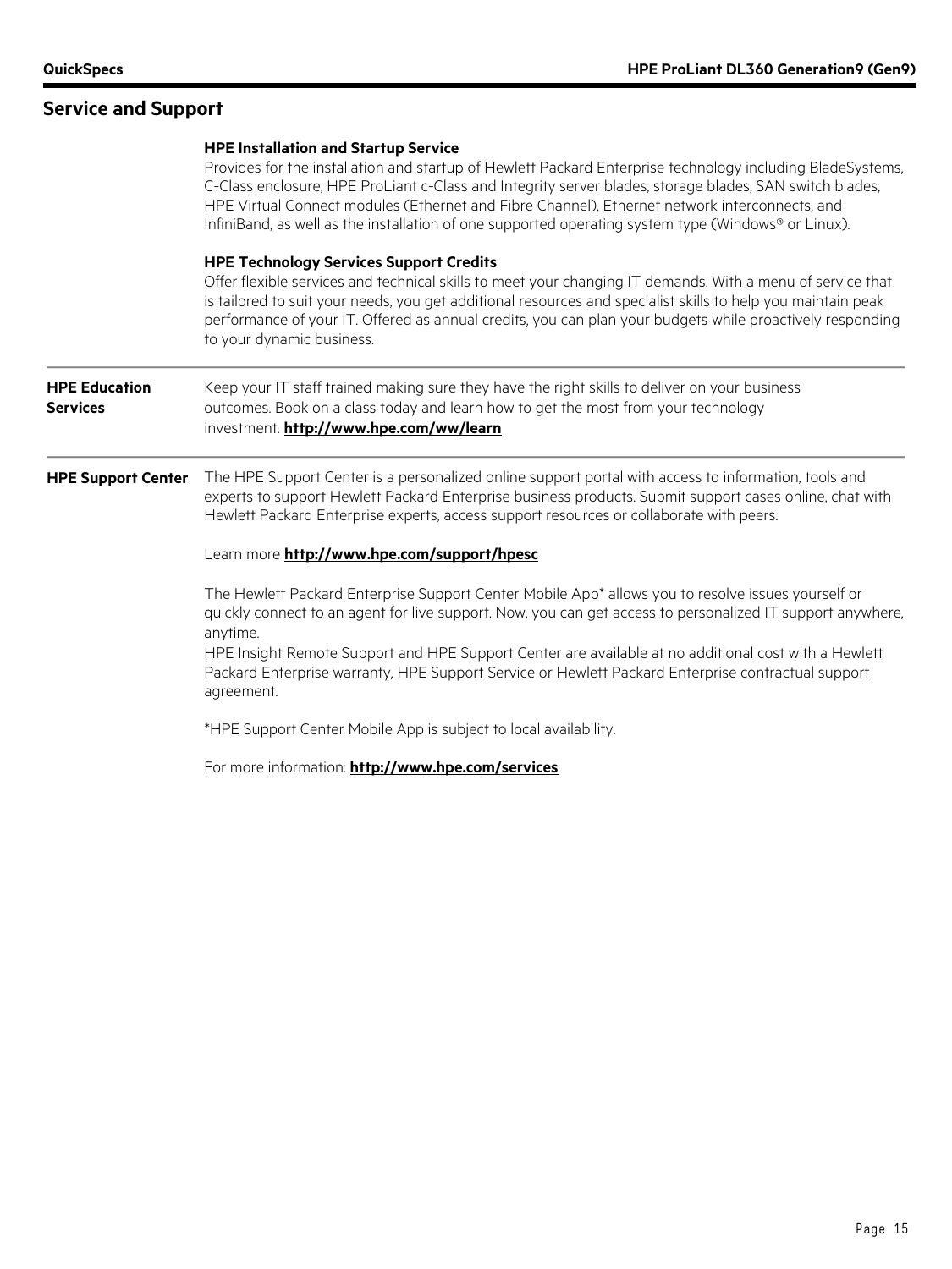## Service and Support

**HPE Installation and Startup Service**

Provides for the installation and startup of Hewlett Packard Enterprise technology including BladeSystems, C-Class enclosure, HPE ProLiant c-Class and Integrity server blades, storage blades, SAN switch blades, HPE Virtual Connect modules (Ethernet and Fibre Channel), Ethernet network interconnects, and InfiniBand, as well as the installation of one supported operating system type (Windows® or Linux).

**HPE Technology Services Support Credits**

Offer flexible services and technical skills to meet your changing IT demands. With a menu of service that is tailored to suit your needs, you get additional resources and specialist skills to help you maintain peak performance of your IT. Offered as annual credits, you can plan your budgets while proactively responding to your dynamic business.

---

**HPE Education Services**

Keep your IT staff trained making sure they have the right skills to deliver on your business outcomes. Book on a class today and learn how to get the most from your technology investment. **http://www.hpe.com/ww/learn**

---

**HPE Support Center**

The HPE Support Center is a personalized online support portal with access to information, tools and experts to support Hewlett Packard Enterprise business products. Submit support cases online, chat with Hewlett Packard Enterprise experts, access support resources or collaborate with peers.

Learn more **http://www.hpe.com/support/hpesc**

The Hewlett Packard Enterprise Support Center Mobile App* allows you to resolve issues yourself or quickly connect to an agent for live support. Now, you can get access to personalized IT support anywhere, anytime.

HPE Insight Remote Support and HPE Support Center are available at no additional cost with a Hewlett Packard Enterprise warranty, HPE Support Service or Hewlett Packard Enterprise contractual support agreement.

*HPE Support Center Mobile App is subject to local availability.

For more information: **http://www.hpe.com/services**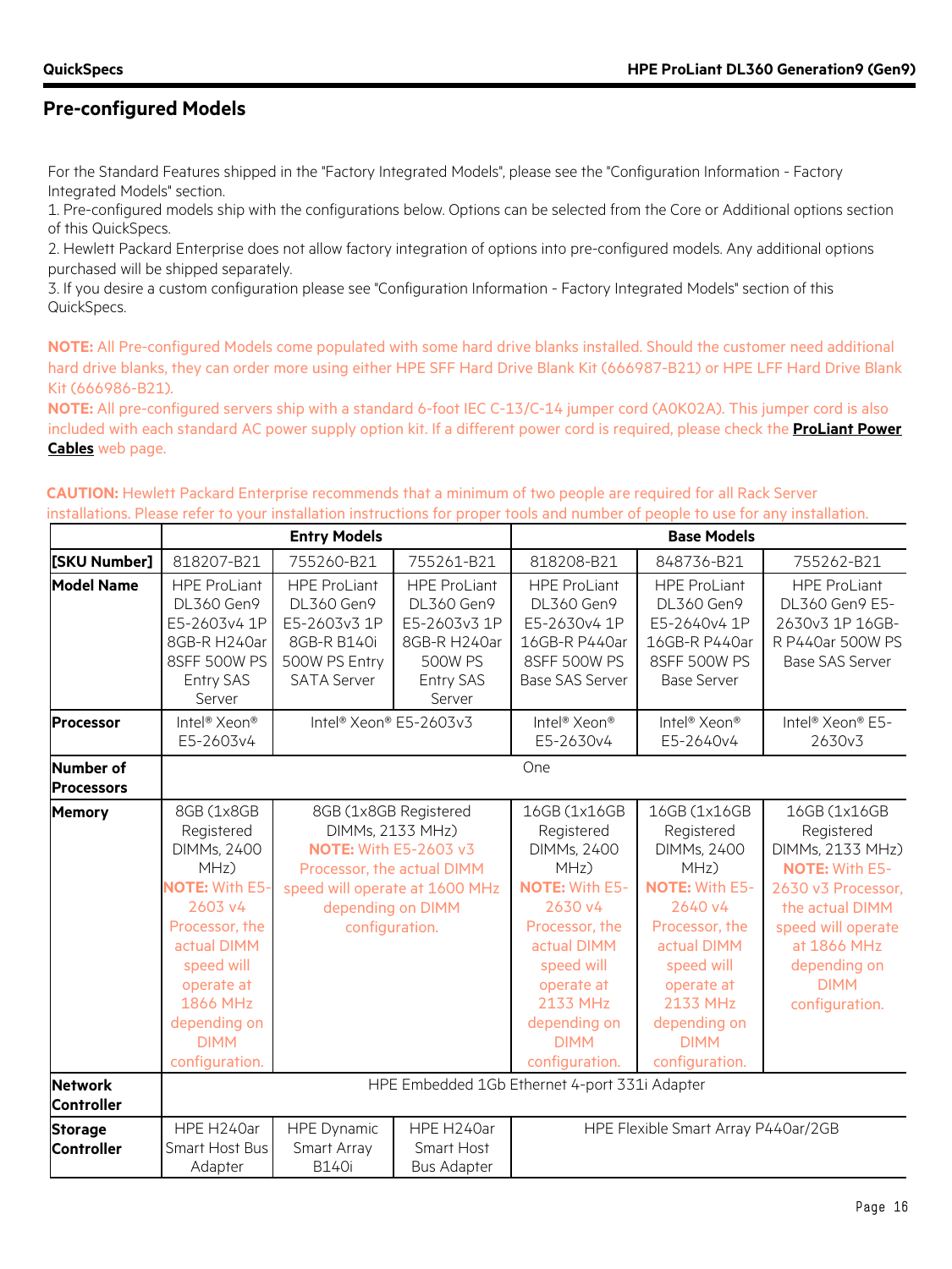## Pre-configured Models

For the Standard Features shipped in the "Factory Integrated Models", please see the "Configuration Information - Factory Integrated Models" section.

1. Pre-configured models ship with the configurations below. Options can be selected from the Core or Additional options section of this QuickSpecs.
2. Hewlett Packard Enterprise does not allow factory integration of options into pre-configured models. Any additional options purchased will be shipped separately.
3. If you desire a custom configuration please see "Configuration Information - Factory Integrated Models" section of this QuickSpecs.

**NOTE:** All Pre-configured Models come populated with some hard drive blanks installed. Should the customer need additional hard drive blanks, they can order more using either HPE SFF Hard Drive Blank Kit (666987-B21) or HPE LFF Hard Drive Blank Kit (666986-B21).

**NOTE:** All pre-configured servers ship with a standard 6-foot IEC C-13/C-14 jumper cord (A0K02A). This jumper cord is also included with each standard AC power supply option kit. If a different power cord is required, please check the **ProLiant Power Cables** web page.

**CAUTION:** Hewlett Packard Enterprise recommends that a minimum of two people are required for all Rack Server installations. Please refer to your installation instructions for proper tools and number of people to use for any installation.

| | Entry Models | | | Base Models | | |
|---|---|---|---|---|---|---|
| **[SKU Number]** | 818207-B21 | 755260-B21 | 755261-B21 | 818208-B21 | 848736-B21 | 755262-B21 |
| **Model Name** | HPE ProLiant DL360 Gen9 E5-2603v4 1P 8GB-R H240ar 8SFF 500W PS Entry SAS Server | HPE ProLiant DL360 Gen9 E5-2603v3 1P 8GB-R B140i 500W PS Entry SATA Server | HPE ProLiant DL360 Gen9 E5-2603v3 1P 8GB-R H240ar 500W PS Entry SAS Server | HPE ProLiant DL360 Gen9 E5-2630v4 1P 16GB-R P440ar 8SFF 500W PS Base SAS Server | HPE ProLiant DL360 Gen9 E5-2640v4 1P 16GB-R P440ar 8SFF 500W PS Base Server | HPE ProLiant DL360 Gen9 E5-2630v3 1P 16GB-R P440ar 500W PS Base SAS Server |
| **Processor** | Intel® Xeon® E5-2603v4 | Intel® Xeon® E5-2603v3 | | Intel® Xeon® E5-2630v4 | Intel® Xeon® E5-2640v4 | Intel® Xeon® E5-2630v3 |
| **Number of Processors** | One | | | | | |
| **Memory** | 8GB (1x8GB Registered DIMMs, 2400 MHz) **NOTE:** With E5-2603 v4 Processor, the actual DIMM speed will operate at 1866 MHz depending on DIMM configuration. | 8GB (1x8GB Registered DIMMs, 2133 MHz) **NOTE:** With E5-2603 v3 Processor, the actual DIMM speed will operate at 1600 MHz depending on DIMM configuration. | | 16GB (1x16GB Registered DIMMs, 2400 MHz) **NOTE:** With E5-2630 v4 Processor, the actual DIMM speed will operate at 2133 MHz depending on DIMM configuration. | 16GB (1x16GB Registered DIMMs, 2400 MHz) **NOTE:** With E5-2640 v4 Processor, the actual DIMM speed will operate at 2133 MHz depending on DIMM configuration. | 16GB (1x16GB Registered DIMMs, 2133 MHz) **NOTE:** With E5-2630 v3 Processor, the actual DIMM speed will operate at 1866 MHz depending on DIMM configuration. |
| **Network Controller** | HPE Embedded 1Gb Ethernet 4-port 331i Adapter | | | | | |
| **Storage Controller** | HPE H240ar Smart Host Bus Adapter | HPE Dynamic Smart Array B140i | HPE H240ar Smart Host Bus Adapter | HPE Flexible Smart Array P440ar/2GB | | |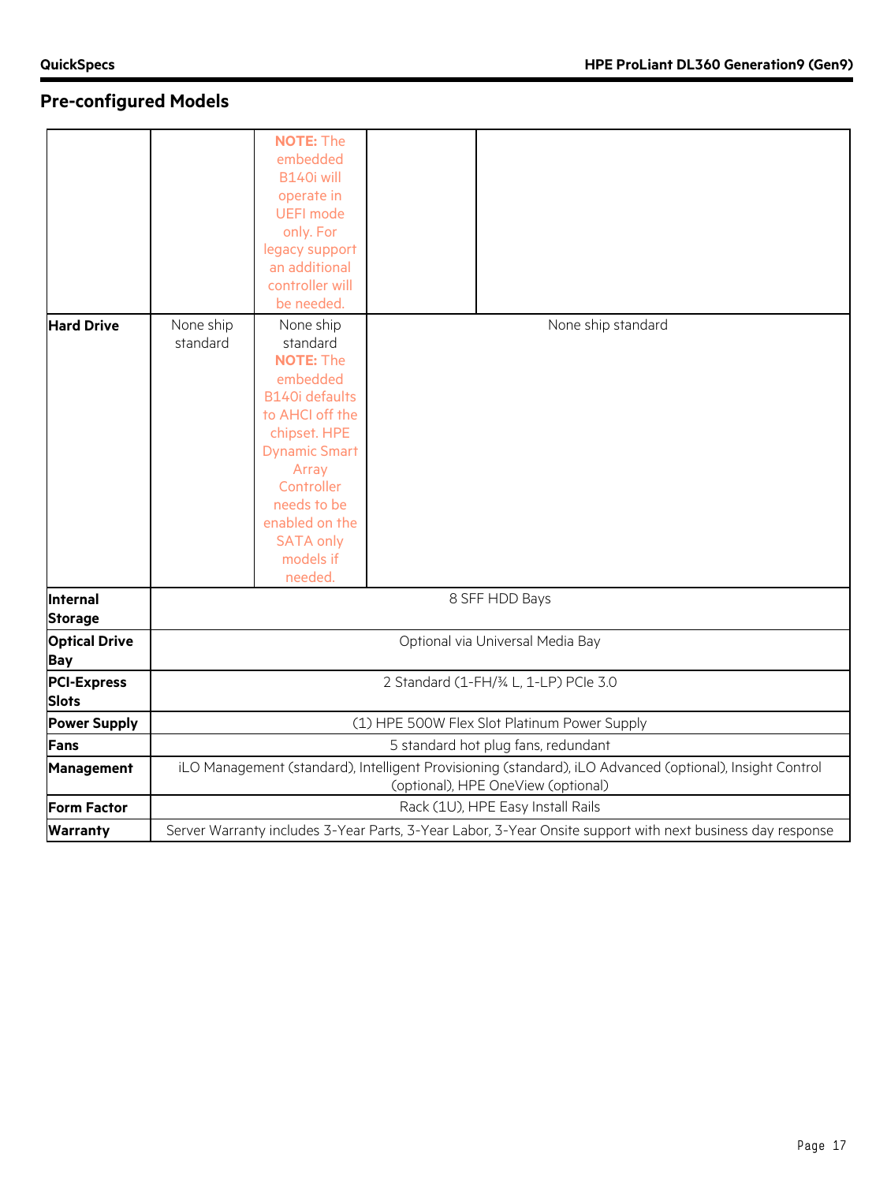## Pre-configured Models

| | | | | |
|---|---|---|---|---|
| | | **NOTE:** The embedded B140i will operate in UEFI mode only. For legacy support an additional controller will be needed. | | |
| **Hard Drive** | None ship standard | None ship standard **NOTE:** The embedded B140i defaults to AHCI off the chipset. HPE Dynamic Smart Array Controller needs to be enabled on the SATA only models if needed. | None ship standard | |
| **Internal Storage** | 8 SFF HDD Bays | | | |
| **Optical Drive Bay** | Optional via Universal Media Bay | | | |
| **PCI-Express Slots** | 2 Standard (1-FH/¾ L, 1-LP) PCIe 3.0 | | | |
| **Power Supply** | (1) HPE 500W Flex Slot Platinum Power Supply | | | |
| **Fans** | 5 standard hot plug fans, redundant | | | |
| **Management** | iLO Management (standard), Intelligent Provisioning (standard), iLO Advanced (optional), Insight Control (optional), HPE OneView (optional) | | | |
| **Form Factor** | Rack (1U), HPE Easy Install Rails | | | |
| **Warranty** | Server Warranty includes 3-Year Parts, 3-Year Labor, 3-Year Onsite support with next business day response | | | |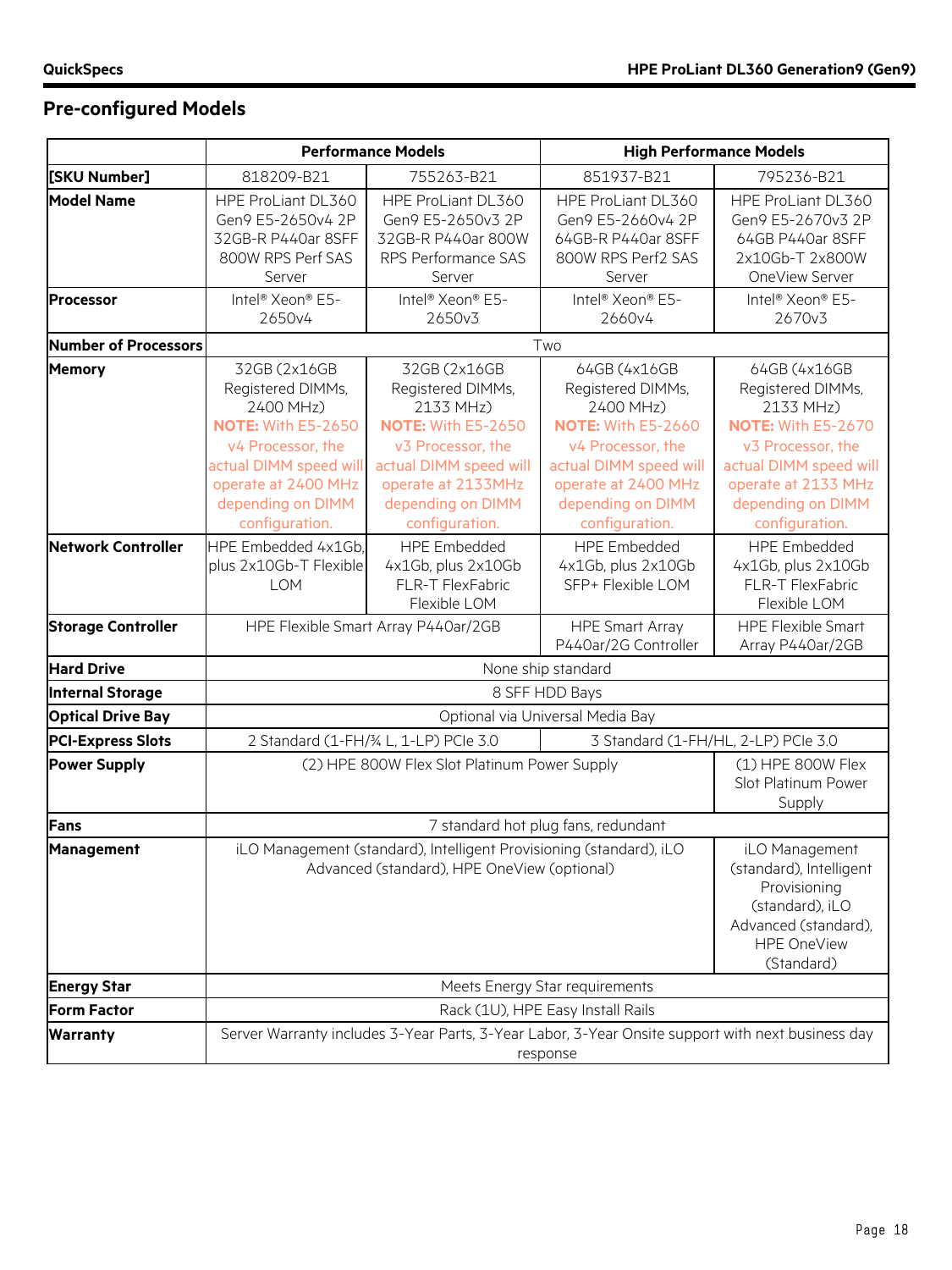## Pre-configured Models

| | Performance Models | | High Performance Models | |
|---|---|---|---|---|
| [SKU Number] | 818209-B21 | 755263-B21 | 851937-B21 | 795236-B21 |
| **Model Name** | HPE ProLiant DL360 Gen9 E5-2650v4 2P 32GB-R P440ar 8SFF 800W RPS Perf SAS Server | HPE ProLiant DL360 Gen9 E5-2650v3 2P 32GB-R P440ar 800W RPS Performance SAS Server | HPE ProLiant DL360 Gen9 E5-2660v4 2P 64GB-R P440ar 8SFF 800W RPS Perf2 SAS Server | HPE ProLiant DL360 Gen9 E5-2670v3 2P 64GB P440ar 8SFF 2x10Gb-T 2x800W OneView Server |
| **Processor** | Intel® Xeon® E5-2650v4 | Intel® Xeon® E5-2650v3 | Intel® Xeon® E5-2660v4 | Intel® Xeon® E5-2670v3 |
| **Number of Processors** | Two | | | |
| **Memory** | 32GB (2x16GB Registered DIMMs, 2400 MHz) **NOTE:** With E5-2650 v4 Processor, the actual DIMM speed will operate at 2400 MHz depending on DIMM configuration. | 32GB (2x16GB Registered DIMMs, 2133 MHz) **NOTE:** With E5-2650 v3 Processor, the actual DIMM speed will operate at 2133MHz depending on DIMM configuration. | 64GB (4x16GB Registered DIMMs, 2400 MHz) **NOTE:** With E5-2660 v4 Processor, the actual DIMM speed will operate at 2400 MHz depending on DIMM configuration. | 64GB (4x16GB Registered DIMMs, 2133 MHz) **NOTE:** With E5-2670 v3 Processor, the actual DIMM speed will operate at 2133 MHz depending on DIMM configuration. |
| **Network Controller** | HPE Embedded 4x1Gb, plus 2x10Gb-T Flexible LOM | HPE Embedded 4x1Gb, plus 2x10Gb FLR-T FlexFabric Flexible LOM | HPE Embedded 4x1Gb, plus 2x10Gb SFP+ Flexible LOM | HPE Embedded 4x1Gb, plus 2x10Gb FLR-T FlexFabric Flexible LOM |
| **Storage Controller** | HPE Flexible Smart Array P440ar/2GB | | HPE Smart Array P440ar/2G Controller | HPE Flexible Smart Array P440ar/2GB |
| **Hard Drive** | None ship standard | | | |
| **Internal Storage** | 8 SFF HDD Bays | | | |
| **Optical Drive Bay** | Optional via Universal Media Bay | | | |
| **PCI-Express Slots** | 2 Standard (1-FH/¾ L, 1-LP) PCIe 3.0 | | 3 Standard (1-FH/HL, 2-LP) PCIe 3.0 | |
| **Power Supply** | (2) HPE 800W Flex Slot Platinum Power Supply | | | (1) HPE 800W Flex Slot Platinum Power Supply |
| **Fans** | 7 standard hot plug fans, redundant | | | |
| **Management** | iLO Management (standard), Intelligent Provisioning (standard), iLO Advanced (standard), HPE OneView (optional) | | | iLO Management (standard), Intelligent Provisioning (standard), iLO Advanced (standard), HPE OneView (Standard) |
| **Energy Star** | Meets Energy Star requirements | | | |
| **Form Factor** | Rack (1U), HPE Easy Install Rails | | | |
| **Warranty** | Server Warranty includes 3-Year Parts, 3-Year Labor, 3-Year Onsite support with next business day response | | | |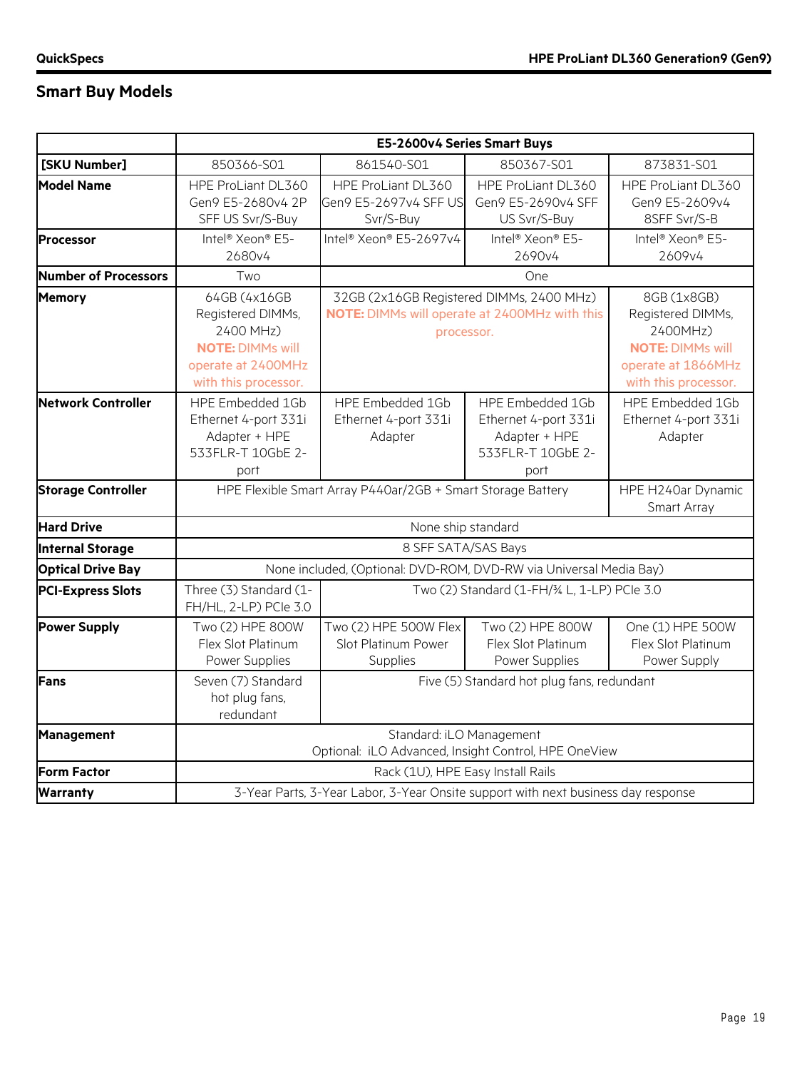## Smart Buy Models

| | E5-2600v4 Series Smart Buys | | | |
|---|---|---|---|---|
| **[SKU Number]** | 850366-S01 | 861540-S01 | 850367-S01 | 873831-S01 |
| **Model Name** | HPE ProLiant DL360 Gen9 E5-2680v4 2P SFF US Svr/S-Buy | HPE ProLiant DL360 Gen9 E5-2697v4 SFF US Svr/S-Buy | HPE ProLiant DL360 Gen9 E5-2690v4 SFF US Svr/S-Buy | HPE ProLiant DL360 Gen9 E5-2609v4 8SFF Svr/S-B |
| **Processor** | Intel® Xeon® E5-2680v4 | Intel® Xeon® E5-2697v4 | Intel® Xeon® E5-2690v4 | Intel® Xeon® E5-2609v4 |
| **Number of Processors** | Two | One | | |
| **Memory** | 64GB (4x16GB Registered DIMMs, 2400 MHz) **NOTE:** DIMMs will operate at 2400MHz with this processor. | 32GB (2x16GB Registered DIMMs, 2400 MHz) **NOTE:** DIMMs will operate at 2400MHz with this processor. | | 8GB (1x8GB) Registered DIMMs, 2400MHz) **NOTE:** DIMMs will operate at 1866MHz with this processor. |
| **Network Controller** | HPE Embedded 1Gb Ethernet 4-port 331i Adapter + HPE 533FLR-T 10GbE 2-port | HPE Embedded 1Gb Ethernet 4-port 331i Adapter | HPE Embedded 1Gb Ethernet 4-port 331i Adapter + HPE 533FLR-T 10GbE 2-port | HPE Embedded 1Gb Ethernet 4-port 331i Adapter |
| **Storage Controller** | HPE Flexible Smart Array P440ar/2GB + Smart Storage Battery | | | HPE H240ar Dynamic Smart Array |
| **Hard Drive** | None ship standard | | | |
| **Internal Storage** | 8 SFF SATA/SAS Bays | | | |
| **Optical Drive Bay** | None included, (Optional: DVD-ROM, DVD-RW via Universal Media Bay) | | | |
| **PCI-Express Slots** | Three (3) Standard (1-FH/HL, 2-LP) PCIe 3.0 | Two (2) Standard (1-FH/¾ L, 1-LP) PCIe 3.0 | | |
| **Power Supply** | Two (2) HPE 800W Flex Slot Platinum Power Supplies | Two (2) HPE 500W Flex Slot Platinum Power Supplies | Two (2) HPE 800W Flex Slot Platinum Power Supplies | One (1) HPE 500W Flex Slot Platinum Power Supply |
| **Fans** | Seven (7) Standard hot plug fans, redundant | Five (5) Standard hot plug fans, redundant | | |
| **Management** | Standard: iLO Management<br>Optional: iLO Advanced, Insight Control, HPE OneView | | | |
| **Form Factor** | Rack (1U), HPE Easy Install Rails | | | |
| **Warranty** | 3-Year Parts, 3-Year Labor, 3-Year Onsite support with next business day response | | | |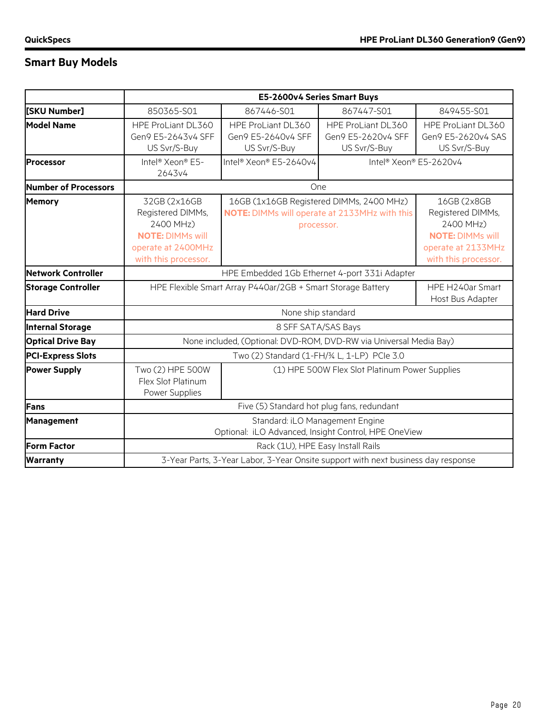## Smart Buy Models

| | E5-2600v4 Series Smart Buys | | | |
|---|---|---|---|---|
| **[SKU Number]** | 850365-S01 | 867446-S01 | 867447-S01 | 849455-S01 |
| **Model Name** | HPE ProLiant DL360 Gen9 E5-2643v4 SFF US Svr/S-Buy | HPE ProLiant DL360 Gen9 E5-2640v4 SFF US Svr/S-Buy | HPE ProLiant DL360 Gen9 E5-2620v4 SFF US Svr/S-Buy | HPE ProLiant DL360 Gen9 E5-2620v4 SAS US Svr/S-Buy |
| **Processor** | Intel® Xeon® E5-2643v4 | Intel® Xeon® E5-2640v4 | Intel® Xeon® E5-2620v4 | |
| **Number of Processors** | One | | | |
| **Memory** | 32GB (2x16GB Registered DIMMs, 2400 MHz) **NOTE:** DIMMs will operate at 2400MHz with this processor. | 16GB (1x16GB Registered DIMMs, 2400 MHz) **NOTE:** DIMMs will operate at 2133MHz with this processor. | | 16GB (2x8GB Registered DIMMs, 2400 MHz) **NOTE:** DIMMs will operate at 2133MHz with this processor. |
| **Network Controller** | HPE Embedded 1Gb Ethernet 4-port 331i Adapter | | | |
| **Storage Controller** | HPE Flexible Smart Array P440ar/2GB + Smart Storage Battery | | | HPE H240ar Smart Host Bus Adapter |
| **Hard Drive** | None ship standard | | | |
| **Internal Storage** | 8 SFF SATA/SAS Bays | | | |
| **Optical Drive Bay** | None included, (Optional: DVD-ROM, DVD-RW via Universal Media Bay) | | | |
| **PCI-Express Slots** | Two (2) Standard (1-FH/¾ L, 1-LP) PCIe 3.0 | | | |
| **Power Supply** | Two (2) HPE 500W Flex Slot Platinum Power Supplies | (1) HPE 500W Flex Slot Platinum Power Supplies | | |
| **Fans** | Five (5) Standard hot plug fans, redundant | | | |
| **Management** | Standard: iLO Management Engine<br>Optional: iLO Advanced, Insight Control, HPE OneView | | | |
| **Form Factor** | Rack (1U), HPE Easy Install Rails | | | |
| **Warranty** | 3-Year Parts, 3-Year Labor, 3-Year Onsite support with next business day response | | | |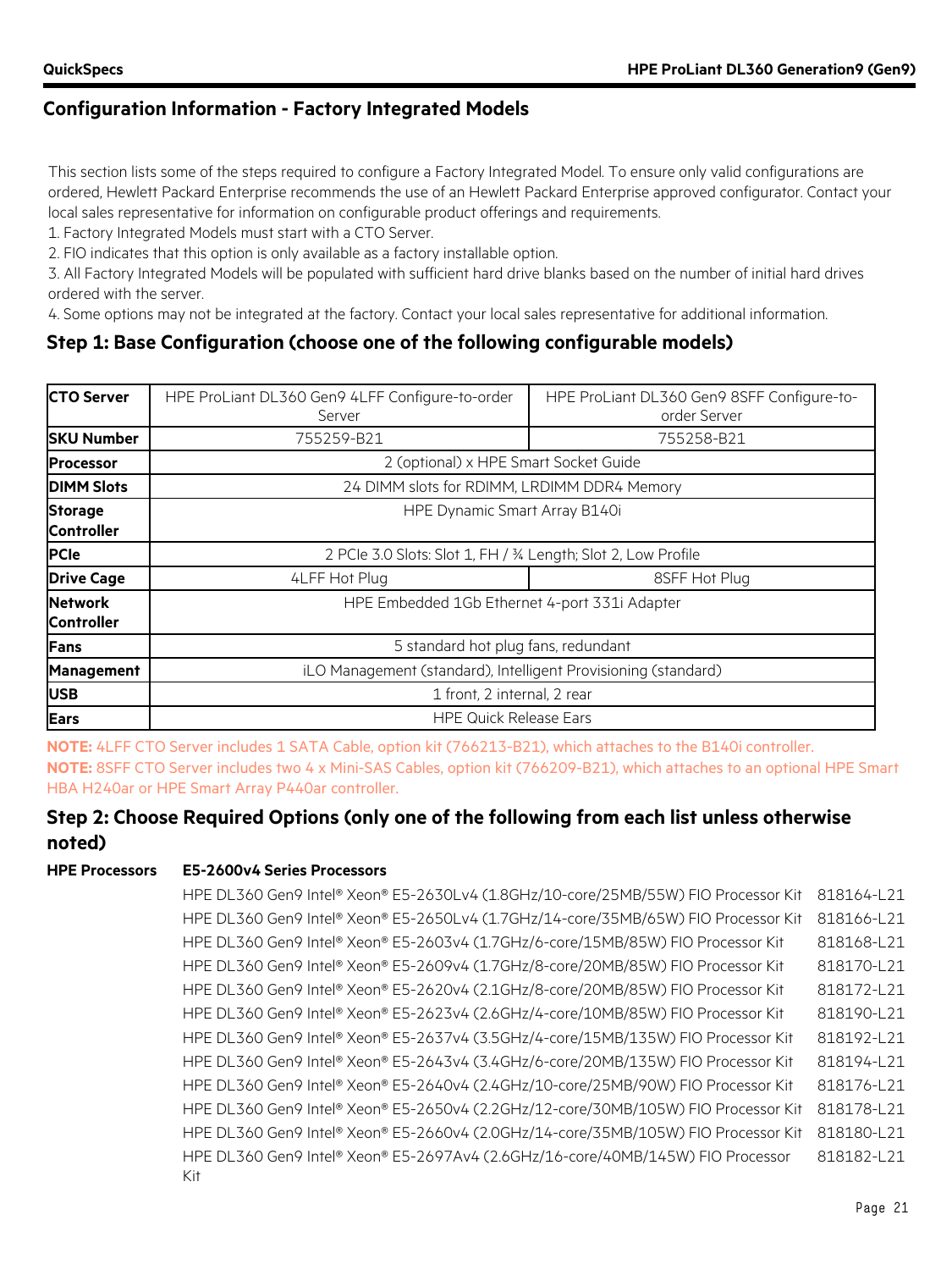## Configuration Information - Factory Integrated Models

This section lists some of the steps required to configure a Factory Integrated Model. To ensure only valid configurations are ordered, Hewlett Packard Enterprise recommends the use of an Hewlett Packard Enterprise approved configurator. Contact your local sales representative for information on configurable product offerings and requirements.

1. Factory Integrated Models must start with a CTO Server.
2. FIO indicates that this option is only available as a factory installable option.
3. All Factory Integrated Models will be populated with sufficient hard drive blanks based on the number of initial hard drives ordered with the server.
4. Some options may not be integrated at the factory. Contact your local sales representative for additional information.

### Step 1: Base Configuration (choose one of the following configurable models)

| **CTO Server** | HPE ProLiant DL360 Gen9 4LFF Configure-to-order Server | HPE ProLiant DL360 Gen9 8SFF Configure-to-order Server |
|---|---|---|
| **SKU Number** | 755259-B21 | 755258-B21 |
| **Processor** | 2 (optional) x HPE Smart Socket Guide | |
| **DIMM Slots** | 24 DIMM slots for RDIMM, LRDIMM DDR4 Memory | |
| **Storage Controller** | HPE Dynamic Smart Array B140i | |
| **PCIe** | 2 PCIe 3.0 Slots: Slot 1, FH / ¾ Length; Slot 2, Low Profile | |
| **Drive Cage** | 4LFF Hot Plug | 8SFF Hot Plug |
| **Network Controller** | HPE Embedded 1Gb Ethernet 4-port 331i Adapter | |
| **Fans** | 5 standard hot plug fans, redundant | |
| **Management** | iLO Management (standard), Intelligent Provisioning (standard) | |
| **USB** | 1 front, 2 internal, 2 rear | |
| **Ears** | HPE Quick Release Ears | |

**NOTE:** 4LFF CTO Server includes 1 SATA Cable, option kit (766213-B21), which attaches to the B140i controller.

**NOTE:** 8SFF CTO Server includes two 4 x Mini-SAS Cables, option kit (766209-B21), which attaches to an optional HPE Smart HBA H240ar or HPE Smart Array P440ar controller.

### Step 2: Choose Required Options (only one of the following from each list unless otherwise noted)

**HPE Processors** — **E5-2600v4 Series Processors**

| Description | SKU |
|---|---|
| HPE DL360 Gen9 Intel® Xeon® E5-2630Lv4 (1.8GHz/10-core/25MB/55W) FIO Processor Kit | 818164-L21 |
| HPE DL360 Gen9 Intel® Xeon® E5-2650Lv4 (1.7GHz/14-core/35MB/65W) FIO Processor Kit | 818166-L21 |
| HPE DL360 Gen9 Intel® Xeon® E5-2603v4 (1.7GHz/6-core/15MB/85W) FIO Processor Kit | 818168-L21 |
| HPE DL360 Gen9 Intel® Xeon® E5-2609v4 (1.7GHz/8-core/20MB/85W) FIO Processor Kit | 818170-L21 |
| HPE DL360 Gen9 Intel® Xeon® E5-2620v4 (2.1GHz/8-core/20MB/85W) FIO Processor Kit | 818172-L21 |
| HPE DL360 Gen9 Intel® Xeon® E5-2623v4 (2.6GHz/4-core/10MB/85W) FIO Processor Kit | 818190-L21 |
| HPE DL360 Gen9 Intel® Xeon® E5-2637v4 (3.5GHz/4-core/15MB/135W) FIO Processor Kit | 818192-L21 |
| HPE DL360 Gen9 Intel® Xeon® E5-2643v4 (3.4GHz/6-core/20MB/135W) FIO Processor Kit | 818194-L21 |
| HPE DL360 Gen9 Intel® Xeon® E5-2640v4 (2.4GHz/10-core/25MB/90W) FIO Processor Kit | 818176-L21 |
| HPE DL360 Gen9 Intel® Xeon® E5-2650v4 (2.2GHz/12-core/30MB/105W) FIO Processor Kit | 818178-L21 |
| HPE DL360 Gen9 Intel® Xeon® E5-2660v4 (2.0GHz/14-core/35MB/105W) FIO Processor Kit | 818180-L21 |
| HPE DL360 Gen9 Intel® Xeon® E5-2697Av4 (2.6GHz/16-core/40MB/145W) FIO Processor Kit | 818182-L21 |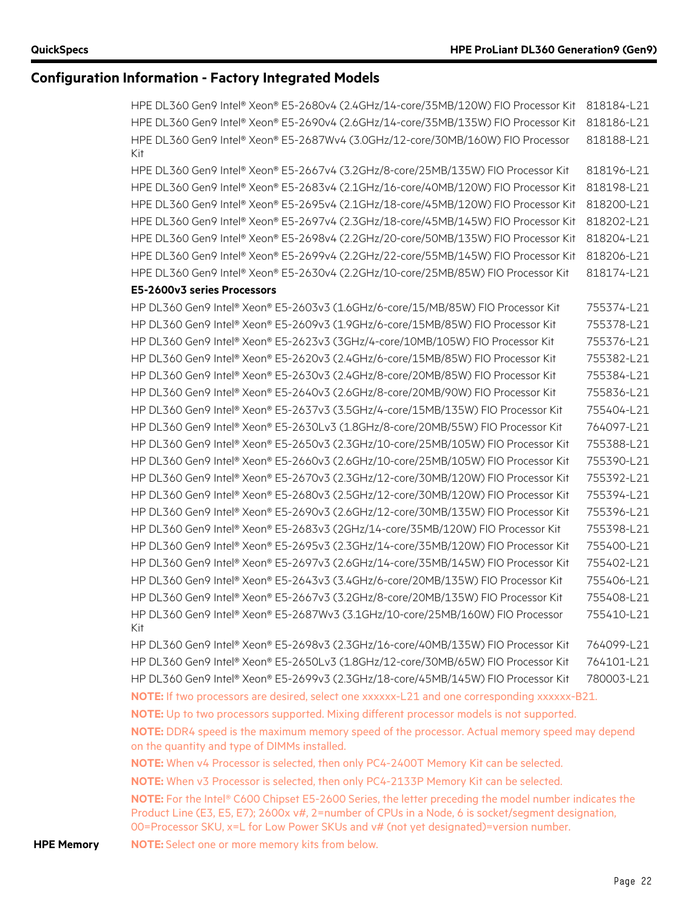## Configuration Information - Factory Integrated Models

| | |
|---|---|
| HPE DL360 Gen9 Intel® Xeon® E5-2680v4 (2.4GHz/14-core/35MB/120W) FIO Processor Kit | 818184-L21 |
| HPE DL360 Gen9 Intel® Xeon® E5-2690v4 (2.6GHz/14-core/35MB/135W) FIO Processor Kit | 818186-L21 |
| HPE DL360 Gen9 Intel® Xeon® E5-2687Wv4 (3.0GHz/12-core/30MB/160W) FIO Processor Kit | 818188-L21 |
| HPE DL360 Gen9 Intel® Xeon® E5-2667v4 (3.2GHz/8-core/25MB/135W) FIO Processor Kit | 818196-L21 |
| HPE DL360 Gen9 Intel® Xeon® E5-2683v4 (2.1GHz/16-core/40MB/120W) FIO Processor Kit | 818198-L21 |
| HPE DL360 Gen9 Intel® Xeon® E5-2695v4 (2.1GHz/18-core/45MB/120W) FIO Processor Kit | 818200-L21 |
| HPE DL360 Gen9 Intel® Xeon® E5-2697v4 (2.3GHz/18-core/45MB/145W) FIO Processor Kit | 818202-L21 |
| HPE DL360 Gen9 Intel® Xeon® E5-2698v4 (2.2GHz/20-core/50MB/135W) FIO Processor Kit | 818204-L21 |
| HPE DL360 Gen9 Intel® Xeon® E5-2699v4 (2.2GHz/22-core/55MB/145W) FIO Processor Kit | 818206-L21 |
| HPE DL360 Gen9 Intel® Xeon® E5-2630v4 (2.2GHz/10-core/25MB/85W) FIO Processor Kit | 818174-L21 |

**E5-2600v3 series Processors**

| | |
|---|---|
| HP DL360 Gen9 Intel® Xeon® E5-2603v3 (1.6GHz/6-core/15/MB/85W) FIO Processor Kit | 755374-L21 |
| HP DL360 Gen9 Intel® Xeon® E5-2609v3 (1.9GHz/6-core/15MB/85W) FIO Processor Kit | 755378-L21 |
| HP DL360 Gen9 Intel® Xeon® E5-2623v3 (3GHz/4-core/10MB/105W) FIO Processor Kit | 755376-L21 |
| HP DL360 Gen9 Intel® Xeon® E5-2620v3 (2.4GHz/6-core/15MB/85W) FIO Processor Kit | 755382-L21 |
| HP DL360 Gen9 Intel® Xeon® E5-2630v3 (2.4GHz/8-core/20MB/85W) FIO Processor Kit | 755384-L21 |
| HP DL360 Gen9 Intel® Xeon® E5-2640v3 (2.6GHz/8-core/20MB/90W) FIO Processor Kit | 755836-L21 |
| HP DL360 Gen9 Intel® Xeon® E5-2637v3 (3.5GHz/4-core/15MB/135W) FIO Processor Kit | 755404-L21 |
| HP DL360 Gen9 Intel® Xeon® E5-2630Lv3 (1.8GHz/8-core/20MB/55W) FIO Processor Kit | 764097-L21 |
| HP DL360 Gen9 Intel® Xeon® E5-2650v3 (2.3GHz/10-core/25MB/105W) FIO Processor Kit | 755388-L21 |
| HP DL360 Gen9 Intel® Xeon® E5-2660v3 (2.6GHz/10-core/25MB/105W) FIO Processor Kit | 755390-L21 |
| HP DL360 Gen9 Intel® Xeon® E5-2670v3 (2.3GHz/12-core/30MB/120W) FIO Processor Kit | 755392-L21 |
| HP DL360 Gen9 Intel® Xeon® E5-2680v3 (2.5GHz/12-core/30MB/120W) FIO Processor Kit | 755394-L21 |
| HP DL360 Gen9 Intel® Xeon® E5-2690v3 (2.6GHz/12-core/30MB/135W) FIO Processor Kit | 755396-L21 |
| HP DL360 Gen9 Intel® Xeon® E5-2683v3 (2GHz/14-core/35MB/120W) FIO Processor Kit | 755398-L21 |
| HP DL360 Gen9 Intel® Xeon® E5-2695v3 (2.3GHz/14-core/35MB/120W) FIO Processor Kit | 755400-L21 |
| HP DL360 Gen9 Intel® Xeon® E5-2697v3 (2.6GHz/14-core/35MB/145W) FIO Processor Kit | 755402-L21 |
| HP DL360 Gen9 Intel® Xeon® E5-2643v3 (3.4GHz/6-core/20MB/135W) FIO Processor Kit | 755406-L21 |
| HP DL360 Gen9 Intel® Xeon® E5-2667v3 (3.2GHz/8-core/20MB/135W) FIO Processor Kit | 755408-L21 |
| HP DL360 Gen9 Intel® Xeon® E5-2687Wv3 (3.1GHz/10-core/25MB/160W) FIO Processor Kit | 755410-L21 |
| HP DL360 Gen9 Intel® Xeon® E5-2698v3 (2.3GHz/16-core/40MB/135W) FIO Processor Kit | 764099-L21 |
| HP DL360 Gen9 Intel® Xeon® E5-2650Lv3 (1.8GHz/12-core/30MB/65W) FIO Processor Kit | 764101-L21 |
| HP DL360 Gen9 Intel® Xeon® E5-2699v3 (2.3GHz/18-core/45MB/145W) FIO Processor Kit | 780003-L21 |

**NOTE:** If two processors are desired, select one xxxxxx-L21 and one corresponding xxxxxx-B21.

**NOTE:** Up to two processors supported. Mixing different processor models is not supported.

**NOTE:** DDR4 speed is the maximum memory speed of the processor. Actual memory speed may depend on the quantity and type of DIMMs installed.

**NOTE:** When v4 Processor is selected, then only PC4-2400T Memory Kit can be selected.

**NOTE:** When v3 Processor is selected, then only PC4-2133P Memory Kit can be selected.

**NOTE:** For the Intel® C600 Chipset E5-2600 Series, the letter preceding the model number indicates the Product Line (E3, E5, E7); 2600x v#, 2=number of CPUs in a Node, 6 is socket/segment designation, 00=Processor SKU, x=L for Low Power SKUs and v# (not yet designated)=version number.

**HPE Memory**

**NOTE:** Select one or more memory kits from below.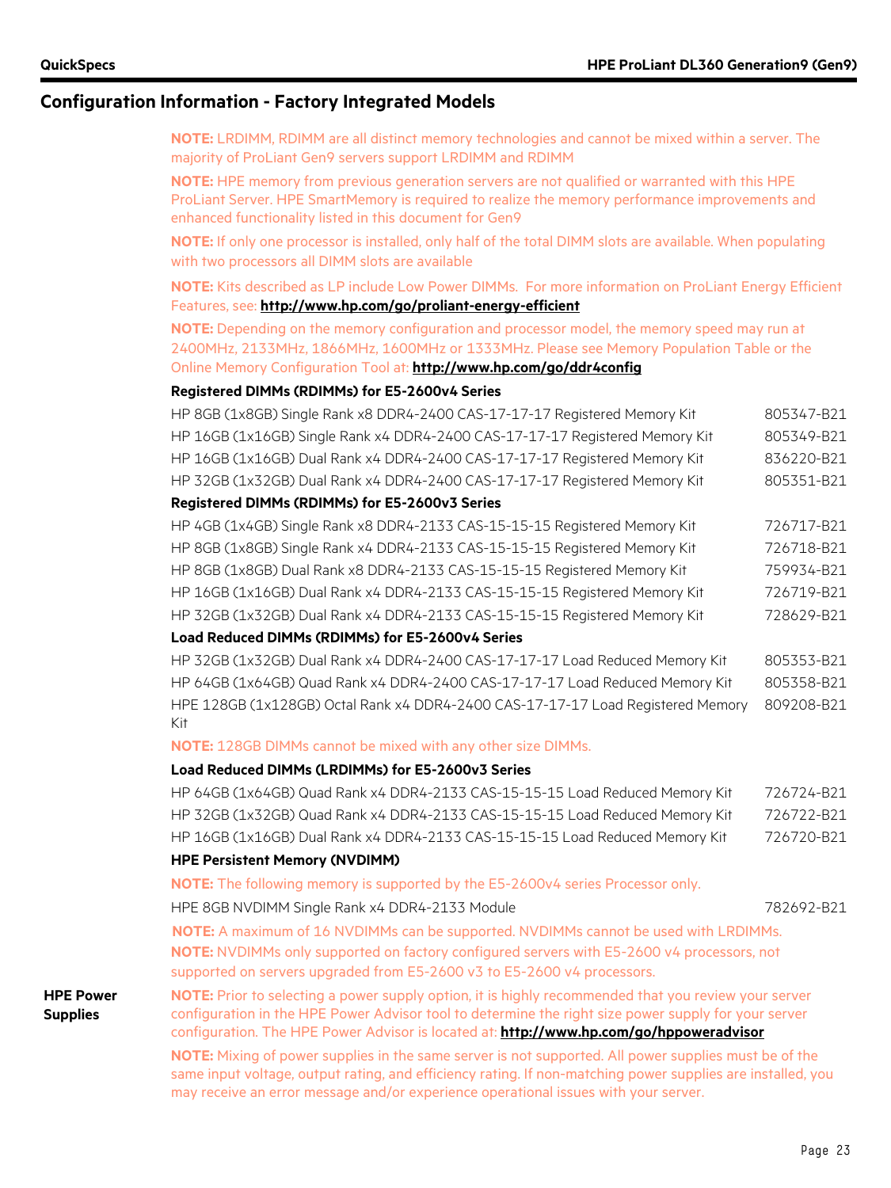## Configuration Information - Factory Integrated Models

**NOTE:** LRDIMM, RDIMM are all distinct memory technologies and cannot be mixed within a server. The majority of ProLiant Gen9 servers support LRDIMM and RDIMM

**NOTE:** HPE memory from previous generation servers are not qualified or warranted with this HPE ProLiant Server. HPE SmartMemory is required to realize the memory performance improvements and enhanced functionality listed in this document for Gen9

**NOTE:** If only one processor is installed, only half of the total DIMM slots are available. When populating with two processors all DIMM slots are available

**NOTE:** Kits described as LP include Low Power DIMMs. For more information on ProLiant Energy Efficient Features, see: **http://www.hp.com/go/proliant-energy-efficient**

**NOTE:** Depending on the memory configuration and processor model, the memory speed may run at 2400MHz, 2133MHz, 1866MHz, 1600MHz or 1333MHz. Please see Memory Population Table or the Online Memory Configuration Tool at: **http://www.hp.com/go/ddr4config**

**Registered DIMMs (RDIMMs) for E5-2600v4 Series**

| | |
|---|---|
| HP 8GB (1x8GB) Single Rank x8 DDR4-2400 CAS-17-17-17 Registered Memory Kit | 805347-B21 |
| HP 16GB (1x16GB) Single Rank x4 DDR4-2400 CAS-17-17-17 Registered Memory Kit | 805349-B21 |
| HP 16GB (1x16GB) Dual Rank x4 DDR4-2400 CAS-17-17-17 Registered Memory Kit | 836220-B21 |
| HP 32GB (1x32GB) Dual Rank x4 DDR4-2400 CAS-17-17-17 Registered Memory Kit | 805351-B21 |

**Registered DIMMs (RDIMMs) for E5-2600v3 Series**

| | |
|---|---|
| HP 4GB (1x4GB) Single Rank x8 DDR4-2133 CAS-15-15-15 Registered Memory Kit | 726717-B21 |
| HP 8GB (1x8GB) Single Rank x4 DDR4-2133 CAS-15-15-15 Registered Memory Kit | 726718-B21 |
| HP 8GB (1x8GB) Dual Rank x8 DDR4-2133 CAS-15-15-15 Registered Memory Kit | 759934-B21 |
| HP 16GB (1x16GB) Dual Rank x4 DDR4-2133 CAS-15-15-15 Registered Memory Kit | 726719-B21 |
| HP 32GB (1x32GB) Dual Rank x4 DDR4-2133 CAS-15-15-15 Registered Memory Kit | 728629-B21 |

**Load Reduced DIMMs (RDIMMs) for E5-2600v4 Series**

| | |
|---|---|
| HP 32GB (1x32GB) Dual Rank x4 DDR4-2400 CAS-17-17-17 Load Reduced Memory Kit | 805353-B21 |
| HP 64GB (1x64GB) Quad Rank x4 DDR4-2400 CAS-17-17-17 Load Reduced Memory Kit | 805358-B21 |
| HPE 128GB (1x128GB) Octal Rank x4 DDR4-2400 CAS-17-17-17 Load Registered Memory Kit | 809208-B21 |

**NOTE:** 128GB DIMMs cannot be mixed with any other size DIMMs.

**Load Reduced DIMMs (LRDIMMs) for E5-2600v3 Series**

| | |
|---|---|
| HP 64GB (1x64GB) Quad Rank x4 DDR4-2133 CAS-15-15-15 Load Reduced Memory Kit | 726724-B21 |
| HP 32GB (1x32GB) Quad Rank x4 DDR4-2133 CAS-15-15-15 Load Reduced Memory Kit | 726722-B21 |
| HP 16GB (1x16GB) Dual Rank x4 DDR4-2133 CAS-15-15-15 Load Reduced Memory Kit | 726720-B21 |

**HPE Persistent Memory (NVDIMM)**

**NOTE:** The following memory is supported by the E5-2600v4 series Processor only.

| | |
|---|---|
| HPE 8GB NVDIMM Single Rank x4 DDR4-2133 Module | 782692-B21 |

**NOTE:** A maximum of 16 NVDIMMs can be supported. NVDIMMs cannot be used with LRDIMMs.

**NOTE:** NVDIMMs only supported on factory configured servers with E5-2600 v4 processors, not supported on servers upgraded from E5-2600 v3 to E5-2600 v4 processors.

### HPE Power Supplies

**NOTE:** Prior to selecting a power supply option, it is highly recommended that you review your server configuration in the HPE Power Advisor tool to determine the right size power supply for your server configuration. The HPE Power Advisor is located at: **http://www.hp.com/go/hppoweradvisor**

**NOTE:** Mixing of power supplies in the same server is not supported. All power supplies must be of the same input voltage, output rating, and efficiency rating. If non-matching power supplies are installed, you may receive an error message and/or experience operational issues with your server.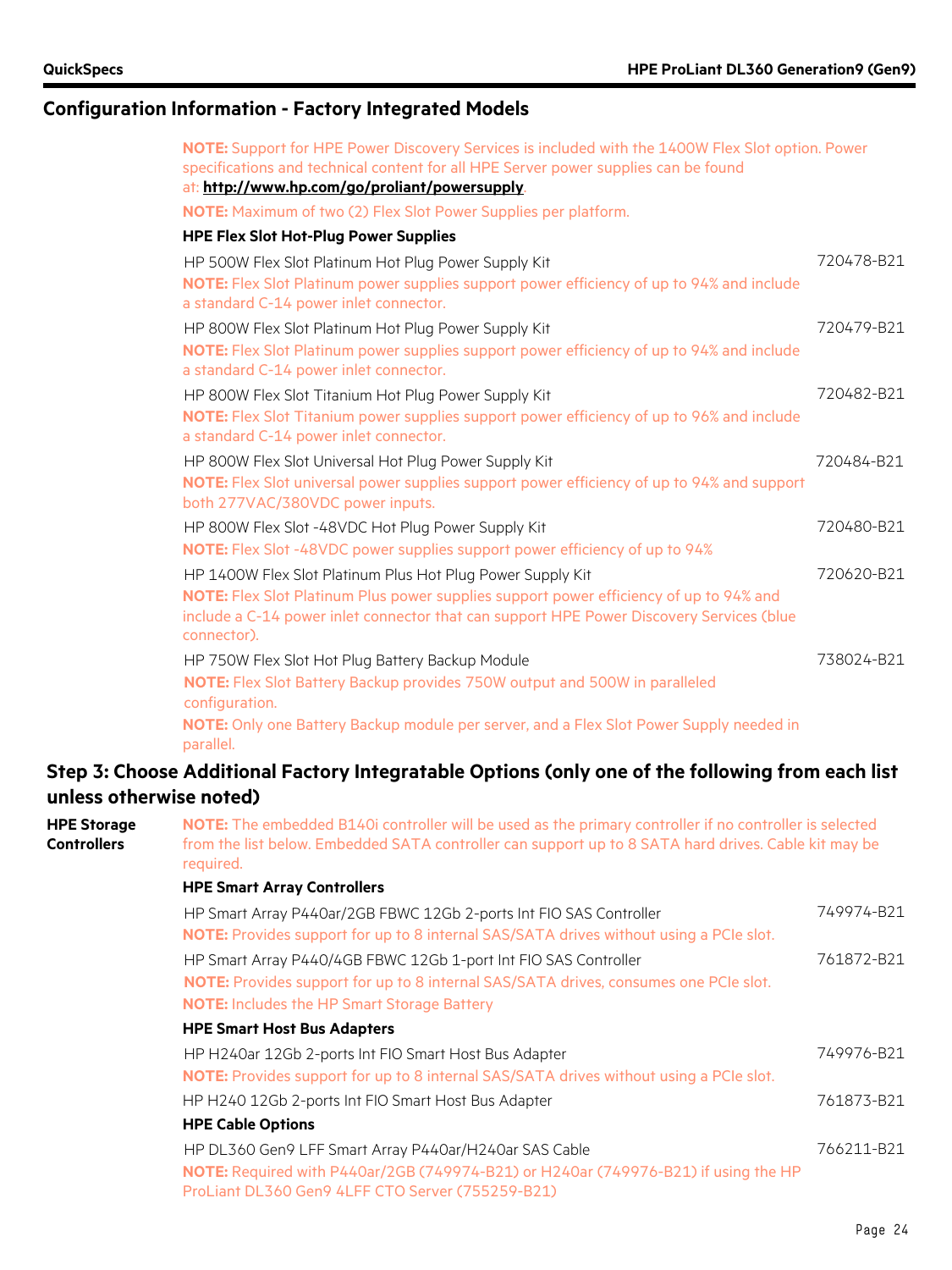## Configuration Information - Factory Integrated Models

**NOTE:** Support for HPE Power Discovery Services is included with the 1400W Flex Slot option. Power specifications and technical content for all HPE Server power supplies can be found at: **http://www.hp.com/go/proliant/powersupply**.

**NOTE:** Maximum of two (2) Flex Slot Power Supplies per platform.

**HPE Flex Slot Hot-Plug Power Supplies**

| | |
|---|---|
| HP 500W Flex Slot Platinum Hot Plug Power Supply Kit<br>**NOTE:** Flex Slot Platinum power supplies support power efficiency of up to 94% and include a standard C-14 power inlet connector. | 720478-B21 |
| HP 800W Flex Slot Platinum Hot Plug Power Supply Kit<br>**NOTE:** Flex Slot Platinum power supplies support power efficiency of up to 94% and include a standard C-14 power inlet connector. | 720479-B21 |
| HP 800W Flex Slot Titanium Hot Plug Power Supply Kit<br>**NOTE:** Flex Slot Titanium power supplies support power efficiency of up to 96% and include a standard C-14 power inlet connector. | 720482-B21 |
| HP 800W Flex Slot Universal Hot Plug Power Supply Kit<br>**NOTE:** Flex Slot universal power supplies support power efficiency of up to 94% and support both 277VAC/380VDC power inputs. | 720484-B21 |
| HP 800W Flex Slot -48VDC Hot Plug Power Supply Kit<br>**NOTE:** Flex Slot -48VDC power supplies support power efficiency of up to 94% | 720480-B21 |
| HP 1400W Flex Slot Platinum Plus Hot Plug Power Supply Kit<br>**NOTE:** Flex Slot Platinum Plus power supplies support power efficiency of up to 94% and include a C-14 power inlet connector that can support HPE Power Discovery Services (blue connector). | 720620-B21 |
| HP 750W Flex Slot Hot Plug Battery Backup Module<br>**NOTE:** Flex Slot Battery Backup provides 750W output and 500W in paralleled configuration.<br>**NOTE:** Only one Battery Backup module per server, and a Flex Slot Power Supply needed in parallel. | 738024-B21 |

## Step 3: Choose Additional Factory Integratable Options (only one of the following from each list unless otherwise noted)

**HPE Storage Controllers**

**NOTE:** The embedded B140i controller will be used as the primary controller if no controller is selected from the list below. Embedded SATA controller can support up to 8 SATA hard drives. Cable kit may be required.

**HPE Smart Array Controllers**

| | |
|---|---|
| HP Smart Array P440ar/2GB FBWC 12Gb 2-ports Int FIO SAS Controller<br>**NOTE:** Provides support for up to 8 internal SAS/SATA drives without using a PCIe slot. | 749974-B21 |
| HP Smart Array P440/4GB FBWC 12Gb 1-port Int FIO SAS Controller<br>**NOTE:** Provides support for up to 8 internal SAS/SATA drives, consumes one PCIe slot.<br>**NOTE:** Includes the HP Smart Storage Battery | 761872-B21 |

**HPE Smart Host Bus Adapters**

| | |
|---|---|
| HP H240ar 12Gb 2-ports Int FIO Smart Host Bus Adapter<br>**NOTE:** Provides support for up to 8 internal SAS/SATA drives without using a PCIe slot. | 749976-B21 |
| HP H240 12Gb 2-ports Int FIO Smart Host Bus Adapter | 761873-B21 |

**HPE Cable Options**

| | |
|---|---|
| HP DL360 Gen9 LFF Smart Array P440ar/H240ar SAS Cable<br>**NOTE:** Required with P440ar/2GB (749974-B21) or H240ar (749976-B21) if using the HP ProLiant DL360 Gen9 4LFF CTO Server (755259-B21) | 766211-B21 |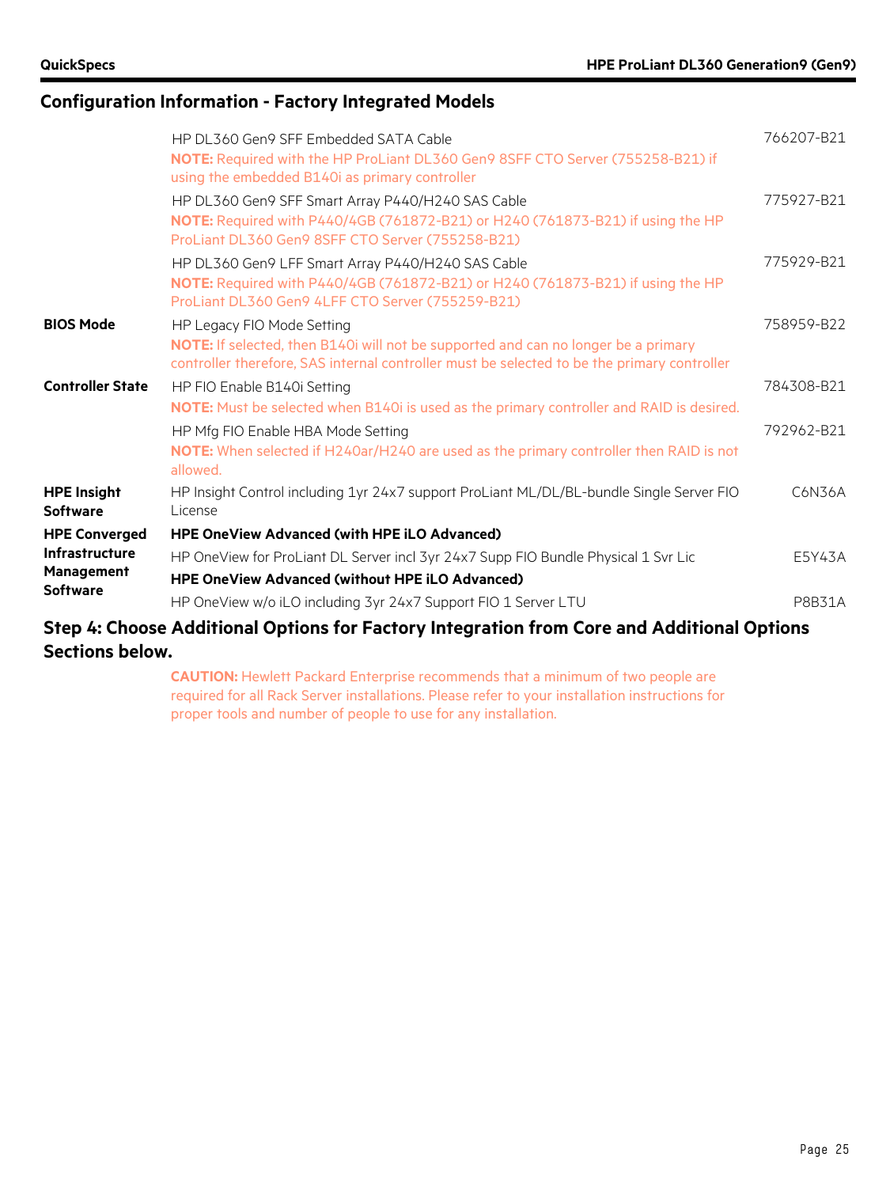## Configuration Information - Factory Integrated Models

| | | |
|---|---|---|
| | HP DL360 Gen9 SFF Embedded SATA Cable<br>**NOTE:** Required with the HP ProLiant DL360 Gen9 8SFF CTO Server (755258-B21) if using the embedded B140i as primary controller | 766207-B21 |
| | HP DL360 Gen9 SFF Smart Array P440/H240 SAS Cable<br>**NOTE:** Required with P440/4GB (761872-B21) or H240 (761873-B21) if using the HP ProLiant DL360 Gen9 8SFF CTO Server (755258-B21) | 775927-B21 |
| | HP DL360 Gen9 LFF Smart Array P440/H240 SAS Cable<br>**NOTE:** Required with P440/4GB (761872-B21) or H240 (761873-B21) if using the HP ProLiant DL360 Gen9 4LFF CTO Server (755259-B21) | 775929-B21 |
| **BIOS Mode** | HP Legacy FIO Mode Setting<br>**NOTE:** If selected, then B140i will not be supported and can no longer be a primary controller therefore, SAS internal controller must be selected to be the primary controller | 758959-B22 |
| **Controller State** | HP FIO Enable B140i Setting<br>**NOTE:** Must be selected when B140i is used as the primary controller and RAID is desired. | 784308-B21 |
| | HP Mfg FIO Enable HBA Mode Setting<br>**NOTE:** When selected if H240ar/H240 are used as the primary controller then RAID is not allowed. | 792962-B21 |
| **HPE Insight Software** | HP Insight Control including 1yr 24x7 support ProLiant ML/DL/BL-bundle Single Server FIO License | C6N36A |
| **HPE Converged Infrastructure Management Software** | **HPE OneView Advanced (with HPE iLO Advanced)** | |
| | HP OneView for ProLiant DL Server incl 3yr 24x7 Supp FIO Bundle Physical 1 Svr Lic | E5Y43A |
| | **HPE OneView Advanced (without HPE iLO Advanced)** | |
| | HP OneView w/o iLO including 3yr 24x7 Support FIO 1 Server LTU | P8B31A |

### Step 4: Choose Additional Options for Factory Integration from Core and Additional Options Sections below.

**CAUTION:** Hewlett Packard Enterprise recommends that a minimum of two people are required for all Rack Server installations. Please refer to your installation instructions for proper tools and number of people to use for any installation.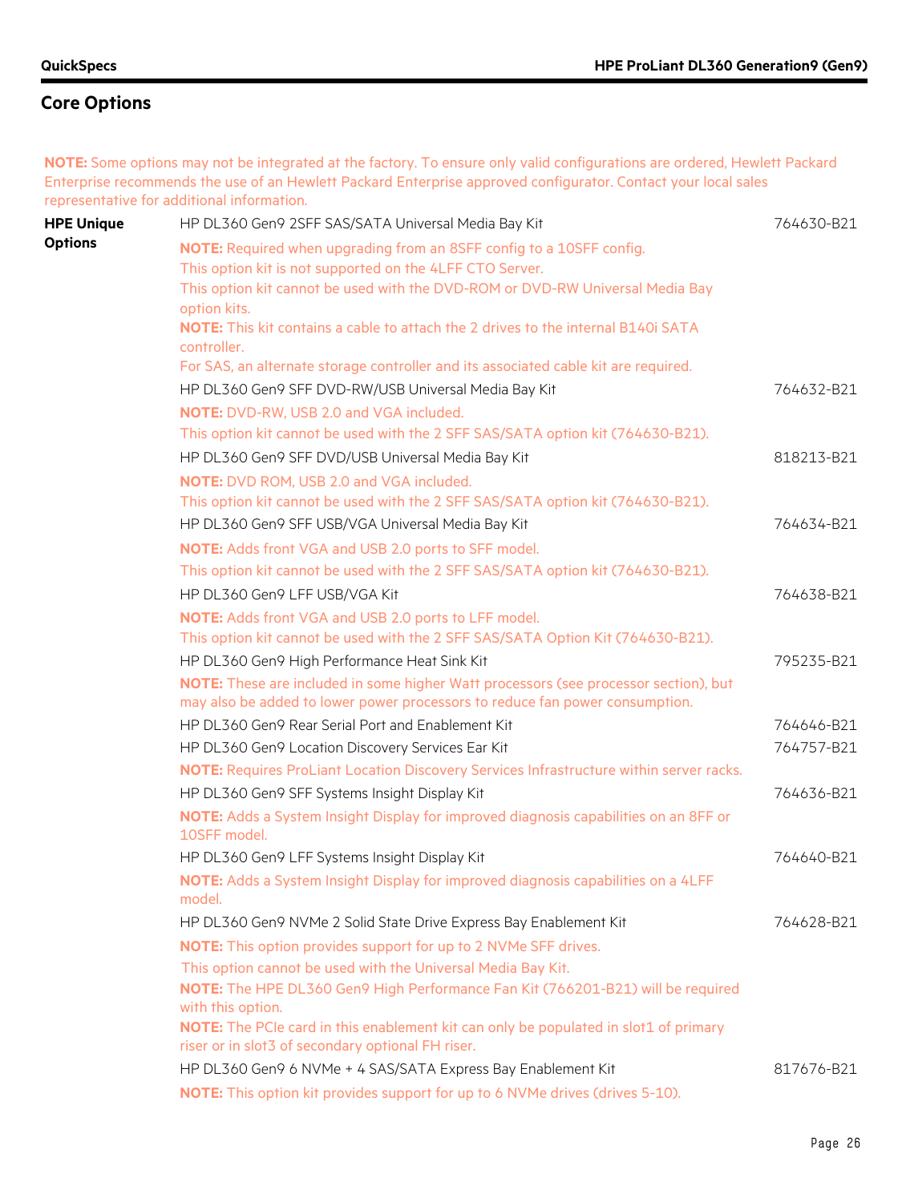## Core Options

**NOTE:** Some options may not be integrated at the factory. To ensure only valid configurations are ordered, Hewlett Packard Enterprise recommends the use of an Hewlett Packard Enterprise approved configurator. Contact your local sales representative for additional information.

**HPE Unique Options**

HP DL360 Gen9 2SFF SAS/SATA Universal Media Bay Kit — 764630-B21

**NOTE:** Required when upgrading from an 8SFF config to a 10SFF config.
This option kit is not supported on the 4LFF CTO Server.
This option kit cannot be used with the DVD-ROM or DVD-RW Universal Media Bay option kits.
**NOTE:** This kit contains a cable to attach the 2 drives to the internal B140i SATA controller.
For SAS, an alternate storage controller and its associated cable kit are required.

HP DL360 Gen9 SFF DVD-RW/USB Universal Media Bay Kit — 764632-B21

**NOTE:** DVD-RW, USB 2.0 and VGA included.
This option kit cannot be used with the 2 SFF SAS/SATA option kit (764630-B21).

HP DL360 Gen9 SFF DVD/USB Universal Media Bay Kit — 818213-B21

**NOTE:** DVD ROM, USB 2.0 and VGA included.
This option kit cannot be used with the 2 SFF SAS/SATA option kit (764630-B21).

HP DL360 Gen9 SFF USB/VGA Universal Media Bay Kit — 764634-B21

**NOTE:** Adds front VGA and USB 2.0 ports to SFF model.
This option kit cannot be used with the 2 SFF SAS/SATA option kit (764630-B21).

HP DL360 Gen9 LFF USB/VGA Kit — 764638-B21

**NOTE:** Adds front VGA and USB 2.0 ports to LFF model.
This option kit cannot be used with the 2 SFF SAS/SATA Option Kit (764630-B21).

HP DL360 Gen9 High Performance Heat Sink Kit — 795235-B21

**NOTE:** These are included in some higher Watt processors (see processor section), but may also be added to lower power processors to reduce fan power consumption.

HP DL360 Gen9 Rear Serial Port and Enablement Kit — 764646-B21

HP DL360 Gen9 Location Discovery Services Ear Kit — 764757-B21

**NOTE:** Requires ProLiant Location Discovery Services Infrastructure within server racks.

HP DL360 Gen9 SFF Systems Insight Display Kit — 764636-B21

**NOTE:** Adds a System Insight Display for improved diagnosis capabilities on an 8FF or 10SFF model.

HP DL360 Gen9 LFF Systems Insight Display Kit — 764640-B21

**NOTE:** Adds a System Insight Display for improved diagnosis capabilities on a 4LFF model.

HP DL360 Gen9 NVMe 2 Solid State Drive Express Bay Enablement Kit — 764628-B21

**NOTE:** This option provides support for up to 2 NVMe SFF drives.
This option cannot be used with the Universal Media Bay Kit.
**NOTE:** The HPE DL360 Gen9 High Performance Fan Kit (766201-B21) will be required with this option.
**NOTE:** The PCIe card in this enablement kit can only be populated in slot1 of primary riser or in slot3 of secondary optional FH riser.

HP DL360 Gen9 6 NVMe + 4 SAS/SATA Express Bay Enablement Kit — 817676-B21

**NOTE:** This option kit provides support for up to 6 NVMe drives (drives 5-10).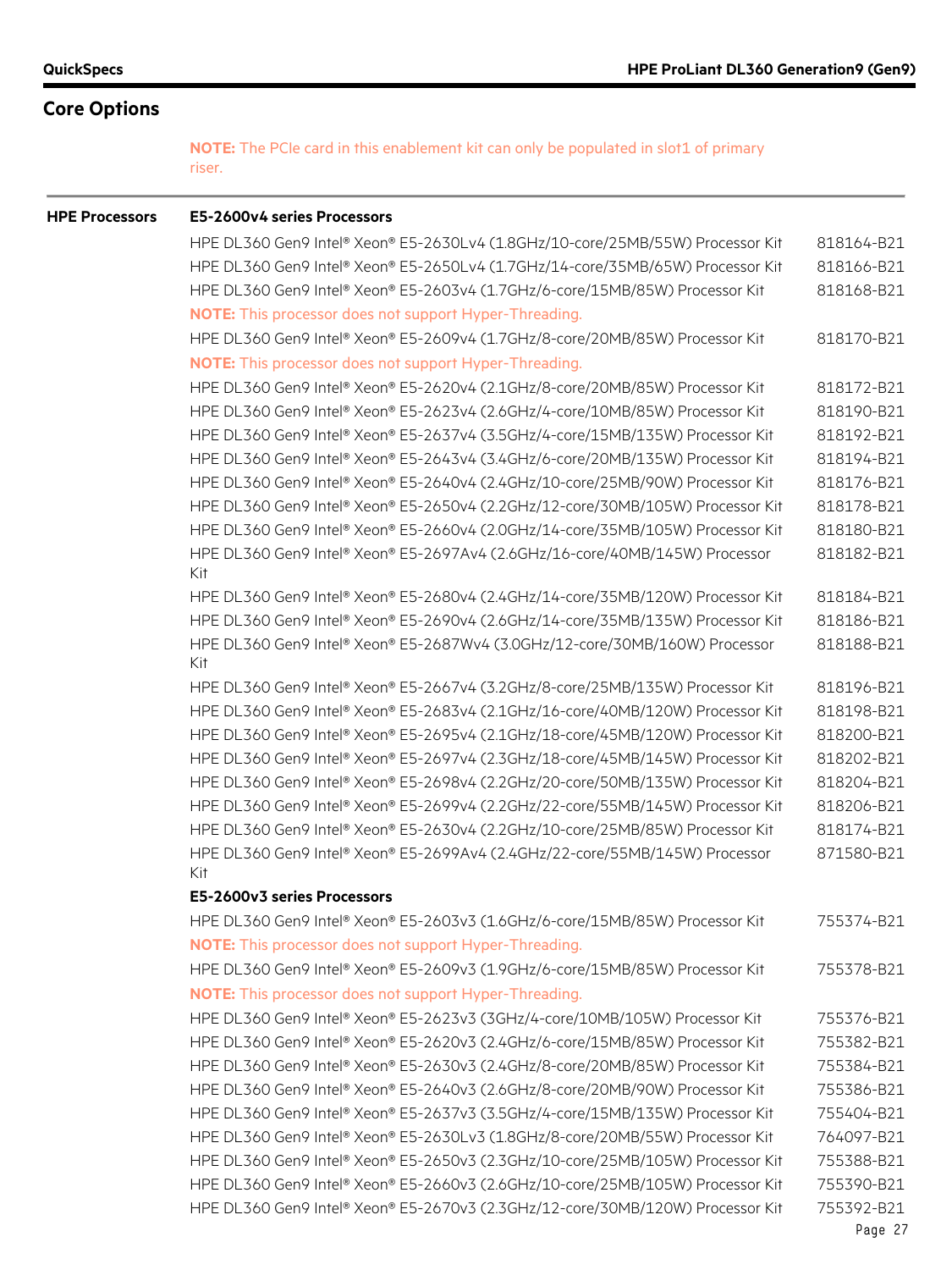## Core Options

**NOTE:** The PCIe card in this enablement kit can only be populated in slot1 of primary riser.

### HPE Processors

**E5-2600v4 series Processors**

| Description | Part Number |
|---|---|
| HPE DL360 Gen9 Intel® Xeon® E5-2630Lv4 (1.8GHz/10-core/25MB/55W) Processor Kit | 818164-B21 |
| HPE DL360 Gen9 Intel® Xeon® E5-2650Lv4 (1.7GHz/14-core/35MB/65W) Processor Kit | 818166-B21 |
| HPE DL360 Gen9 Intel® Xeon® E5-2603v4 (1.7GHz/6-core/15MB/85W) Processor Kit | 818168-B21 |
| **NOTE:** This processor does not support Hyper-Threading. | |
| HPE DL360 Gen9 Intel® Xeon® E5-2609v4 (1.7GHz/8-core/20MB/85W) Processor Kit | 818170-B21 |
| **NOTE:** This processor does not support Hyper-Threading. | |
| HPE DL360 Gen9 Intel® Xeon® E5-2620v4 (2.1GHz/8-core/20MB/85W) Processor Kit | 818172-B21 |
| HPE DL360 Gen9 Intel® Xeon® E5-2623v4 (2.6GHz/4-core/10MB/85W) Processor Kit | 818190-B21 |
| HPE DL360 Gen9 Intel® Xeon® E5-2637v4 (3.5GHz/4-core/15MB/135W) Processor Kit | 818192-B21 |
| HPE DL360 Gen9 Intel® Xeon® E5-2643v4 (3.4GHz/6-core/20MB/135W) Processor Kit | 818194-B21 |
| HPE DL360 Gen9 Intel® Xeon® E5-2640v4 (2.4GHz/10-core/25MB/90W) Processor Kit | 818176-B21 |
| HPE DL360 Gen9 Intel® Xeon® E5-2650v4 (2.2GHz/12-core/30MB/105W) Processor Kit | 818178-B21 |
| HPE DL360 Gen9 Intel® Xeon® E5-2660v4 (2.0GHz/14-core/35MB/105W) Processor Kit | 818180-B21 |
| HPE DL360 Gen9 Intel® Xeon® E5-2697Av4 (2.6GHz/16-core/40MB/145W) Processor Kit | 818182-B21 |
| HPE DL360 Gen9 Intel® Xeon® E5-2680v4 (2.4GHz/14-core/35MB/120W) Processor Kit | 818184-B21 |
| HPE DL360 Gen9 Intel® Xeon® E5-2690v4 (2.6GHz/14-core/35MB/135W) Processor Kit | 818186-B21 |
| HPE DL360 Gen9 Intel® Xeon® E5-2687Wv4 (3.0GHz/12-core/30MB/160W) Processor Kit | 818188-B21 |
| HPE DL360 Gen9 Intel® Xeon® E5-2667v4 (3.2GHz/8-core/25MB/135W) Processor Kit | 818196-B21 |
| HPE DL360 Gen9 Intel® Xeon® E5-2683v4 (2.1GHz/16-core/40MB/120W) Processor Kit | 818198-B21 |
| HPE DL360 Gen9 Intel® Xeon® E5-2695v4 (2.1GHz/18-core/45MB/120W) Processor Kit | 818200-B21 |
| HPE DL360 Gen9 Intel® Xeon® E5-2697v4 (2.3GHz/18-core/45MB/145W) Processor Kit | 818202-B21 |
| HPE DL360 Gen9 Intel® Xeon® E5-2698v4 (2.2GHz/20-core/50MB/135W) Processor Kit | 818204-B21 |
| HPE DL360 Gen9 Intel® Xeon® E5-2699v4 (2.2GHz/22-core/55MB/145W) Processor Kit | 818206-B21 |
| HPE DL360 Gen9 Intel® Xeon® E5-2630v4 (2.2GHz/10-core/25MB/85W) Processor Kit | 818174-B21 |
| HPE DL360 Gen9 Intel® Xeon® E5-2699Av4 (2.4GHz/22-core/55MB/145W) Processor Kit | 871580-B21 |

**E5-2600v3 series Processors**

| Description | Part Number |
|---|---|
| HPE DL360 Gen9 Intel® Xeon® E5-2603v3 (1.6GHz/6-core/15MB/85W) Processor Kit | 755374-B21 |
| **NOTE:** This processor does not support Hyper-Threading. | |
| HPE DL360 Gen9 Intel® Xeon® E5-2609v3 (1.9GHz/6-core/15MB/85W) Processor Kit | 755378-B21 |
| **NOTE:** This processor does not support Hyper-Threading. | |
| HPE DL360 Gen9 Intel® Xeon® E5-2623v3 (3GHz/4-core/10MB/105W) Processor Kit | 755376-B21 |
| HPE DL360 Gen9 Intel® Xeon® E5-2620v3 (2.4GHz/6-core/15MB/85W) Processor Kit | 755382-B21 |
| HPE DL360 Gen9 Intel® Xeon® E5-2630v3 (2.4GHz/8-core/20MB/85W) Processor Kit | 755384-B21 |
| HPE DL360 Gen9 Intel® Xeon® E5-2640v3 (2.6GHz/8-core/20MB/90W) Processor Kit | 755386-B21 |
| HPE DL360 Gen9 Intel® Xeon® E5-2637v3 (3.5GHz/4-core/15MB/135W) Processor Kit | 755404-B21 |
| HPE DL360 Gen9 Intel® Xeon® E5-2630Lv3 (1.8GHz/8-core/20MB/55W) Processor Kit | 764097-B21 |
| HPE DL360 Gen9 Intel® Xeon® E5-2650v3 (2.3GHz/10-core/25MB/105W) Processor Kit | 755388-B21 |
| HPE DL360 Gen9 Intel® Xeon® E5-2660v3 (2.6GHz/10-core/25MB/105W) Processor Kit | 755390-B21 |
| HPE DL360 Gen9 Intel® Xeon® E5-2670v3 (2.3GHz/12-core/30MB/120W) Processor Kit | 755392-B21 |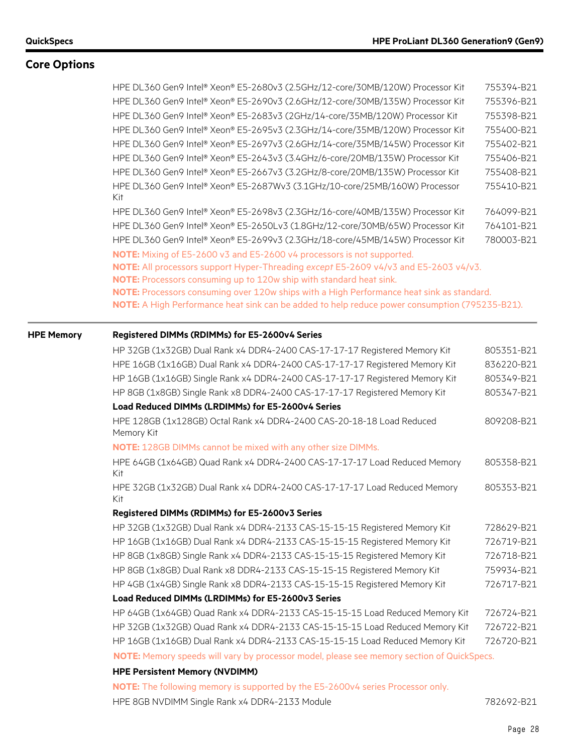## Core Options

| | |
|---|---|
| HPE DL360 Gen9 Intel® Xeon® E5-2680v3 (2.5GHz/12-core/30MB/120W) Processor Kit | 755394-B21 |
| HPE DL360 Gen9 Intel® Xeon® E5-2690v3 (2.6GHz/12-core/30MB/135W) Processor Kit | 755396-B21 |
| HPE DL360 Gen9 Intel® Xeon® E5-2683v3 (2GHz/14-core/35MB/120W) Processor Kit | 755398-B21 |
| HPE DL360 Gen9 Intel® Xeon® E5-2695v3 (2.3GHz/14-core/35MB/120W) Processor Kit | 755400-B21 |
| HPE DL360 Gen9 Intel® Xeon® E5-2697v3 (2.6GHz/14-core/35MB/145W) Processor Kit | 755402-B21 |
| HPE DL360 Gen9 Intel® Xeon® E5-2643v3 (3.4GHz/6-core/20MB/135W) Processor Kit | 755406-B21 |
| HPE DL360 Gen9 Intel® Xeon® E5-2667v3 (3.2GHz/8-core/20MB/135W) Processor Kit | 755408-B21 |
| HPE DL360 Gen9 Intel® Xeon® E5-2687Wv3 (3.1GHz/10-core/25MB/160W) Processor Kit | 755410-B21 |
| HPE DL360 Gen9 Intel® Xeon® E5-2698v3 (2.3GHz/16-core/40MB/135W) Processor Kit | 764099-B21 |
| HPE DL360 Gen9 Intel® Xeon® E5-2650Lv3 (1.8GHz/12-core/30MB/65W) Processor Kit | 764101-B21 |
| HPE DL360 Gen9 Intel® Xeon® E5-2699v3 (2.3GHz/18-core/45MB/145W) Processor Kit | 780003-B21 |

**NOTE:** Mixing of E5-2600 v3 and E5-2600 v4 processors is not supported.
**NOTE:** All processors support Hyper-Threading *except* E5-2609 v4/v3 and E5-2603 v4/v3.
**NOTE:** Processors consuming up to 120w ship with standard heat sink.
**NOTE:** Processors consuming over 120w ships with a High Performance heat sink as standard.
**NOTE:** A High Performance heat sink can be added to help reduce power consumption (795235-B21).

### HPE Memory

**Registered DIMMs (RDIMMs) for E5-2600v4 Series**

| | |
|---|---|
| HP 32GB (1x32GB) Dual Rank x4 DDR4-2400 CAS-17-17-17 Registered Memory Kit | 805351-B21 |
| HPE 16GB (1x16GB) Dual Rank x4 DDR4-2400 CAS-17-17-17 Registered Memory Kit | 836220-B21 |
| HP 16GB (1x16GB) Single Rank x4 DDR4-2400 CAS-17-17-17 Registered Memory Kit | 805349-B21 |
| HP 8GB (1x8GB) Single Rank x8 DDR4-2400 CAS-17-17-17 Registered Memory Kit | 805347-B21 |

**Load Reduced DIMMs (LRDIMMs) for E5-2600v4 Series**

| | |
|---|---|
| HPE 128GB (1x128GB) Octal Rank x4 DDR4-2400 CAS-20-18-18 Load Reduced Memory Kit | 809208-B21 |

**NOTE:** 128GB DIMMs cannot be mixed with any other size DIMMs.

| | |
|---|---|
| HPE 64GB (1x64GB) Quad Rank x4 DDR4-2400 CAS-17-17-17 Load Reduced Memory Kit | 805358-B21 |
| HPE 32GB (1x32GB) Dual Rank x4 DDR4-2400 CAS-17-17-17 Load Reduced Memory Kit | 805353-B21 |

**Registered DIMMs (RDIMMs) for E5-2600v3 Series**

| | |
|---|---|
| HP 32GB (1x32GB) Dual Rank x4 DDR4-2133 CAS-15-15-15 Registered Memory Kit | 728629-B21 |
| HP 16GB (1x16GB) Dual Rank x4 DDR4-2133 CAS-15-15-15 Registered Memory Kit | 726719-B21 |
| HP 8GB (1x8GB) Single Rank x4 DDR4-2133 CAS-15-15-15 Registered Memory Kit | 726718-B21 |
| HP 8GB (1x8GB) Dual Rank x8 DDR4-2133 CAS-15-15-15 Registered Memory Kit | 759934-B21 |
| HP 4GB (1x4GB) Single Rank x8 DDR4-2133 CAS-15-15-15 Registered Memory Kit | 726717-B21 |

**Load Reduced DIMMs (LRDIMMs) for E5-2600v3 Series**

| | |
|---|---|
| HP 64GB (1x64GB) Quad Rank x4 DDR4-2133 CAS-15-15-15 Load Reduced Memory Kit | 726724-B21 |
| HP 32GB (1x32GB) Quad Rank x4 DDR4-2133 CAS-15-15-15 Load Reduced Memory Kit | 726722-B21 |
| HP 16GB (1x16GB) Dual Rank x4 DDR4-2133 CAS-15-15-15 Load Reduced Memory Kit | 726720-B21 |

**NOTE:** Memory speeds will vary by processor model, please see memory section of QuickSpecs.

**HPE Persistent Memory (NVDIMM)**

**NOTE:** The following memory is supported by the E5-2600v4 series Processor only.

| | |
|---|---|
| HPE 8GB NVDIMM Single Rank x4 DDR4-2133 Module | 782692-B21 |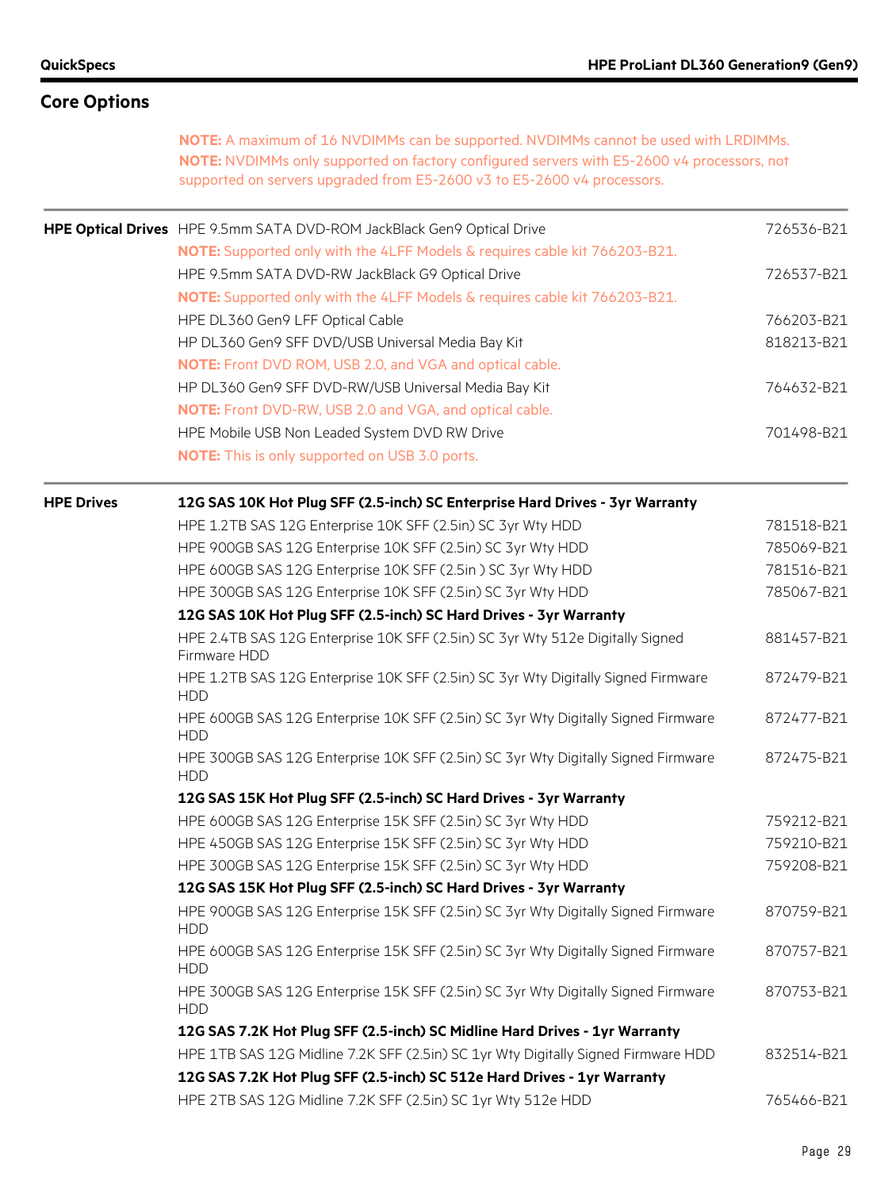## Core Options

**NOTE:** A maximum of 16 NVDIMMs can be supported. NVDIMMs cannot be used with LRDIMMs.
**NOTE:** NVDIMMs only supported on factory configured servers with E5-2600 v4 processors, not supported on servers upgraded from E5-2600 v3 to E5-2600 v4 processors.

| | | |
|---|---|---|
| **HPE Optical Drives** | HPE 9.5mm SATA DVD-ROM JackBlack Gen9 Optical Drive | 726536-B21 |
| | **NOTE:** Supported only with the 4LFF Models & requires cable kit 766203-B21. | |
| | HPE 9.5mm SATA DVD-RW JackBlack G9 Optical Drive | 726537-B21 |
| | **NOTE:** Supported only with the 4LFF Models & requires cable kit 766203-B21. | |
| | HPE DL360 Gen9 LFF Optical Cable | 766203-B21 |
| | HP DL360 Gen9 SFF DVD/USB Universal Media Bay Kit | 818213-B21 |
| | **NOTE:** Front DVD ROM, USB 2.0, and VGA and optical cable. | |
| | HP DL360 Gen9 SFF DVD-RW/USB Universal Media Bay Kit | 764632-B21 |
| | **NOTE:** Front DVD-RW, USB 2.0 and VGA, and optical cable. | |
| | HPE Mobile USB Non Leaded System DVD RW Drive | 701498-B21 |
| | **NOTE:** This is only supported on USB 3.0 ports. | |

| | | |
|---|---|---|
| **HPE Drives** | **12G SAS 10K Hot Plug SFF (2.5-inch) SC Enterprise Hard Drives - 3yr Warranty** | |
| | HPE 1.2TB SAS 12G Enterprise 10K SFF (2.5in) SC 3yr Wty HDD | 781518-B21 |
| | HPE 900GB SAS 12G Enterprise 10K SFF (2.5in) SC 3yr Wty HDD | 785069-B21 |
| | HPE 600GB SAS 12G Enterprise 10K SFF (2.5in ) SC 3yr Wty HDD | 781516-B21 |
| | HPE 300GB SAS 12G Enterprise 10K SFF (2.5in) SC 3yr Wty HDD | 785067-B21 |
| | **12G SAS 10K Hot Plug SFF (2.5-inch) SC Hard Drives - 3yr Warranty** | |
| | HPE 2.4TB SAS 12G Enterprise 10K SFF (2.5in) SC 3yr Wty 512e Digitally Signed Firmware HDD | 881457-B21 |
| | HPE 1.2TB SAS 12G Enterprise 10K SFF (2.5in) SC 3yr Wty Digitally Signed Firmware HDD | 872479-B21 |
| | HPE 600GB SAS 12G Enterprise 10K SFF (2.5in) SC 3yr Wty Digitally Signed Firmware HDD | 872477-B21 |
| | HPE 300GB SAS 12G Enterprise 10K SFF (2.5in) SC 3yr Wty Digitally Signed Firmware HDD | 872475-B21 |
| | **12G SAS 15K Hot Plug SFF (2.5-inch) SC Hard Drives - 3yr Warranty** | |
| | HPE 600GB SAS 12G Enterprise 15K SFF (2.5in) SC 3yr Wty HDD | 759212-B21 |
| | HPE 450GB SAS 12G Enterprise 15K SFF (2.5in) SC 3yr Wty HDD | 759210-B21 |
| | HPE 300GB SAS 12G Enterprise 15K SFF (2.5in) SC 3yr Wty HDD | 759208-B21 |
| | **12G SAS 15K Hot Plug SFF (2.5-inch) SC Hard Drives - 3yr Warranty** | |
| | HPE 900GB SAS 12G Enterprise 15K SFF (2.5in) SC 3yr Wty Digitally Signed Firmware HDD | 870759-B21 |
| | HPE 600GB SAS 12G Enterprise 15K SFF (2.5in) SC 3yr Wty Digitally Signed Firmware HDD | 870757-B21 |
| | HPE 300GB SAS 12G Enterprise 15K SFF (2.5in) SC 3yr Wty Digitally Signed Firmware HDD | 870753-B21 |
| | **12G SAS 7.2K Hot Plug SFF (2.5-inch) SC Midline Hard Drives - 1yr Warranty** | |
| | HPE 1TB SAS 12G Midline 7.2K SFF (2.5in) SC 1yr Wty Digitally Signed Firmware HDD | 832514-B21 |
| | **12G SAS 7.2K Hot Plug SFF (2.5-inch) SC 512e Hard Drives - 1yr Warranty** | |
| | HPE 2TB SAS 12G Midline 7.2K SFF (2.5in) SC 1yr Wty 512e HDD | 765466-B21 |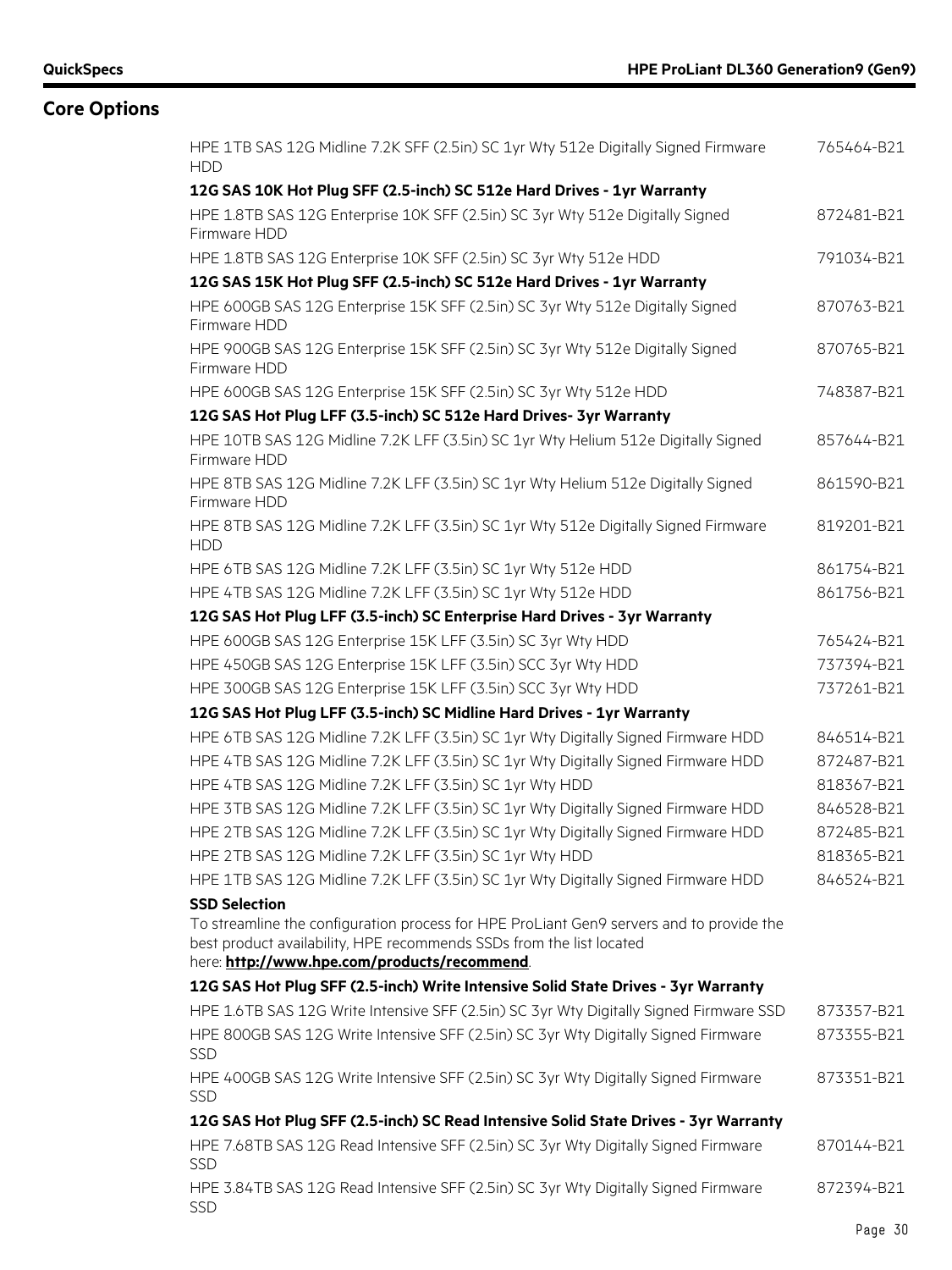## Core Options

| | |
|---|---|
| HPE 1TB SAS 12G Midline 7.2K SFF (2.5in) SC 1yr Wty 512e Digitally Signed Firmware HDD | 765464-B21 |
| **12G SAS 10K Hot Plug SFF (2.5-inch) SC 512e Hard Drives - 1yr Warranty** | |
| HPE 1.8TB SAS 12G Enterprise 10K SFF (2.5in) SC 3yr Wty 512e Digitally Signed Firmware HDD | 872481-B21 |
| HPE 1.8TB SAS 12G Enterprise 10K SFF (2.5in) SC 3yr Wty 512e HDD | 791034-B21 |
| **12G SAS 15K Hot Plug SFF (2.5-inch) SC 512e Hard Drives - 1yr Warranty** | |
| HPE 600GB SAS 12G Enterprise 15K SFF (2.5in) SC 3yr Wty 512e Digitally Signed Firmware HDD | 870763-B21 |
| HPE 900GB SAS 12G Enterprise 15K SFF (2.5in) SC 3yr Wty 512e Digitally Signed Firmware HDD | 870765-B21 |
| HPE 600GB SAS 12G Enterprise 15K SFF (2.5in) SC 3yr Wty 512e HDD | 748387-B21 |
| **12G SAS Hot Plug LFF (3.5-inch) SC 512e Hard Drives- 3yr Warranty** | |
| HPE 10TB SAS 12G Midline 7.2K LFF (3.5in) SC 1yr Wty Helium 512e Digitally Signed Firmware HDD | 857644-B21 |
| HPE 8TB SAS 12G Midline 7.2K LFF (3.5in) SC 1yr Wty Helium 512e Digitally Signed Firmware HDD | 861590-B21 |
| HPE 8TB SAS 12G Midline 7.2K LFF (3.5in) SC 1yr Wty 512e Digitally Signed Firmware HDD | 819201-B21 |
| HPE 6TB SAS 12G Midline 7.2K LFF (3.5in) SC 1yr Wty 512e HDD | 861754-B21 |
| HPE 4TB SAS 12G Midline 7.2K LFF (3.5in) SC 1yr Wty 512e HDD | 861756-B21 |
| **12G SAS Hot Plug LFF (3.5-inch) SC Enterprise Hard Drives - 3yr Warranty** | |
| HPE 600GB SAS 12G Enterprise 15K LFF (3.5in) SC 3yr Wty HDD | 765424-B21 |
| HPE 450GB SAS 12G Enterprise 15K LFF (3.5in) SCC 3yr Wty HDD | 737394-B21 |
| HPE 300GB SAS 12G Enterprise 15K LFF (3.5in) SCC 3yr Wty HDD | 737261-B21 |
| **12G SAS Hot Plug LFF (3.5-inch) SC Midline Hard Drives - 1yr Warranty** | |
| HPE 6TB SAS 12G Midline 7.2K LFF (3.5in) SC 1yr Wty Digitally Signed Firmware HDD | 846514-B21 |
| HPE 4TB SAS 12G Midline 7.2K LFF (3.5in) SC 1yr Wty Digitally Signed Firmware HDD | 872487-B21 |
| HPE 4TB SAS 12G Midline 7.2K LFF (3.5in) SC 1yr Wty HDD | 818367-B21 |
| HPE 3TB SAS 12G Midline 7.2K LFF (3.5in) SC 1yr Wty Digitally Signed Firmware HDD | 846528-B21 |
| HPE 2TB SAS 12G Midline 7.2K LFF (3.5in) SC 1yr Wty Digitally Signed Firmware HDD | 872485-B21 |
| HPE 2TB SAS 12G Midline 7.2K LFF (3.5in) SC 1yr Wty HDD | 818365-B21 |
| HPE 1TB SAS 12G Midline 7.2K LFF (3.5in) SC 1yr Wty Digitally Signed Firmware HDD | 846524-B21 |

**SSD Selection**

To streamline the configuration process for HPE ProLiant Gen9 servers and to provide the best product availability, HPE recommends SSDs from the list located here: **http://www.hpe.com/products/recommend**.

| | |
|---|---|
| **12G SAS Hot Plug SFF (2.5-inch) Write Intensive Solid State Drives - 3yr Warranty** | |
| HPE 1.6TB SAS 12G Write Intensive SFF (2.5in) SC 3yr Wty Digitally Signed Firmware SSD | 873357-B21 |
| HPE 800GB SAS 12G Write Intensive SFF (2.5in) SC 3yr Wty Digitally Signed Firmware SSD | 873355-B21 |
| HPE 400GB SAS 12G Write Intensive SFF (2.5in) SC 3yr Wty Digitally Signed Firmware SSD | 873351-B21 |
| **12G SAS Hot Plug SFF (2.5-inch) SC Read Intensive Solid State Drives - 3yr Warranty** | |
| HPE 7.68TB SAS 12G Read Intensive SFF (2.5in) SC 3yr Wty Digitally Signed Firmware SSD | 870144-B21 |
| HPE 3.84TB SAS 12G Read Intensive SFF (2.5in) SC 3yr Wty Digitally Signed Firmware SSD | 872394-B21 |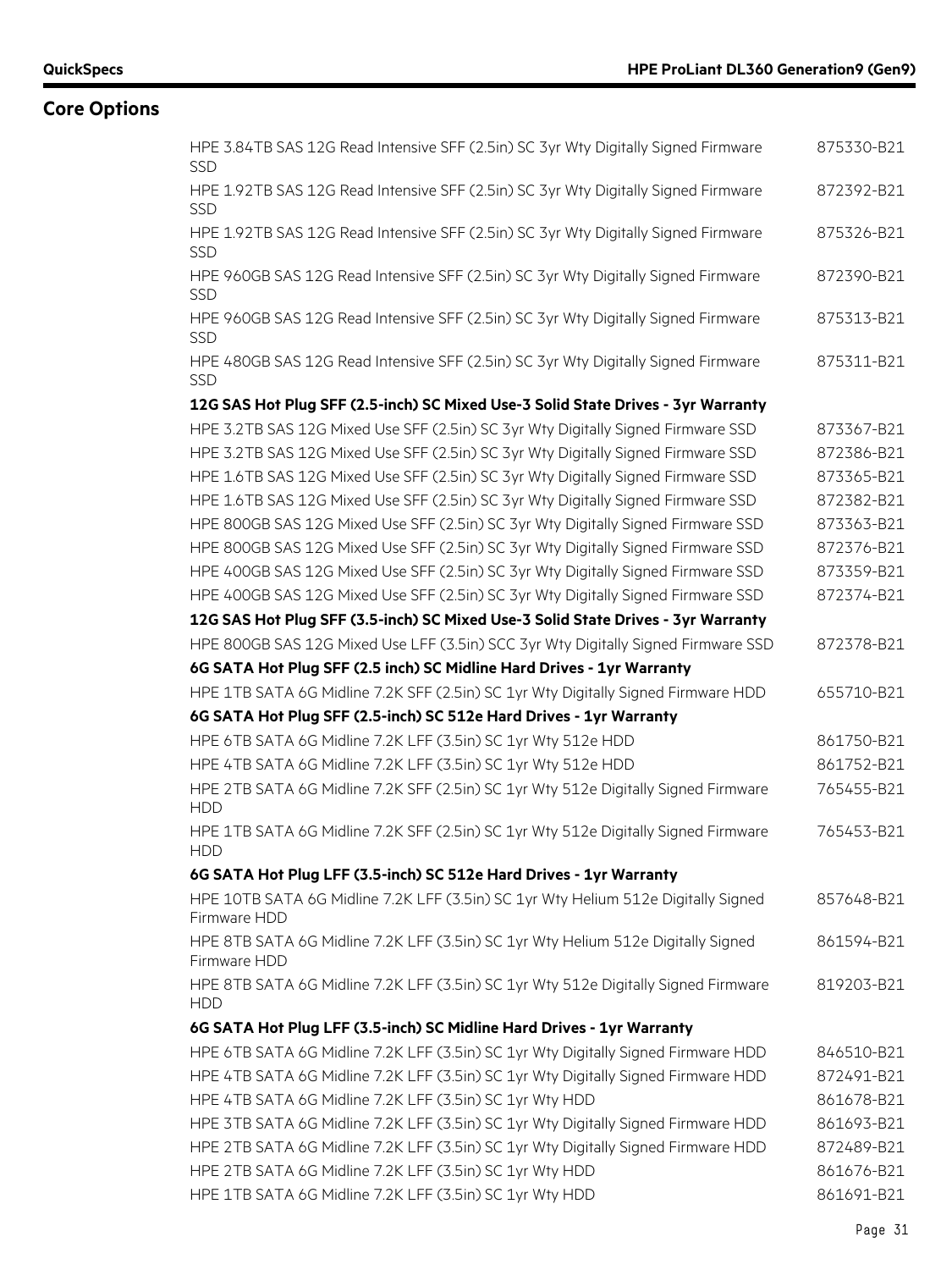## Core Options

| | |
|---|---|
| HPE 3.84TB SAS 12G Read Intensive SFF (2.5in) SC 3yr Wty Digitally Signed Firmware SSD | 875330-B21 |
| HPE 1.92TB SAS 12G Read Intensive SFF (2.5in) SC 3yr Wty Digitally Signed Firmware SSD | 872392-B21 |
| HPE 1.92TB SAS 12G Read Intensive SFF (2.5in) SC 3yr Wty Digitally Signed Firmware SSD | 875326-B21 |
| HPE 960GB SAS 12G Read Intensive SFF (2.5in) SC 3yr Wty Digitally Signed Firmware SSD | 872390-B21 |
| HPE 960GB SAS 12G Read Intensive SFF (2.5in) SC 3yr Wty Digitally Signed Firmware SSD | 875313-B21 |
| HPE 480GB SAS 12G Read Intensive SFF (2.5in) SC 3yr Wty Digitally Signed Firmware SSD | 875311-B21 |
| **12G SAS Hot Plug SFF (2.5-inch) SC Mixed Use-3 Solid State Drives - 3yr Warranty** | |
| HPE 3.2TB SAS 12G Mixed Use SFF (2.5in) SC 3yr Wty Digitally Signed Firmware SSD | 873367-B21 |
| HPE 3.2TB SAS 12G Mixed Use SFF (2.5in) SC 3yr Wty Digitally Signed Firmware SSD | 872386-B21 |
| HPE 1.6TB SAS 12G Mixed Use SFF (2.5in) SC 3yr Wty Digitally Signed Firmware SSD | 873365-B21 |
| HPE 1.6TB SAS 12G Mixed Use SFF (2.5in) SC 3yr Wty Digitally Signed Firmware SSD | 872382-B21 |
| HPE 800GB SAS 12G Mixed Use SFF (2.5in) SC 3yr Wty Digitally Signed Firmware SSD | 873363-B21 |
| HPE 800GB SAS 12G Mixed Use SFF (2.5in) SC 3yr Wty Digitally Signed Firmware SSD | 872376-B21 |
| HPE 400GB SAS 12G Mixed Use SFF (2.5in) SC 3yr Wty Digitally Signed Firmware SSD | 873359-B21 |
| HPE 400GB SAS 12G Mixed Use SFF (2.5in) SC 3yr Wty Digitally Signed Firmware SSD | 872374-B21 |
| **12G SAS Hot Plug SFF (3.5-inch) SC Mixed Use-3 Solid State Drives - 3yr Warranty** | |
| HPE 800GB SAS 12G Mixed Use LFF (3.5in) SCC 3yr Wty Digitally Signed Firmware SSD | 872378-B21 |
| **6G SATA Hot Plug SFF (2.5 inch) SC Midline Hard Drives - 1yr Warranty** | |
| HPE 1TB SATA 6G Midline 7.2K SFF (2.5in) SC 1yr Wty Digitally Signed Firmware HDD | 655710-B21 |
| **6G SATA Hot Plug SFF (2.5-inch) SC 512e Hard Drives - 1yr Warranty** | |
| HPE 6TB SATA 6G Midline 7.2K LFF (3.5in) SC 1yr Wty 512e HDD | 861750-B21 |
| HPE 4TB SATA 6G Midline 7.2K LFF (3.5in) SC 1yr Wty 512e HDD | 861752-B21 |
| HPE 2TB SATA 6G Midline 7.2K SFF (2.5in) SC 1yr Wty 512e Digitally Signed Firmware HDD | 765455-B21 |
| HPE 1TB SATA 6G Midline 7.2K SFF (2.5in) SC 1yr Wty 512e Digitally Signed Firmware HDD | 765453-B21 |
| **6G SATA Hot Plug LFF (3.5-inch) SC 512e Hard Drives - 1yr Warranty** | |
| HPE 10TB SATA 6G Midline 7.2K LFF (3.5in) SC 1yr Wty Helium 512e Digitally Signed Firmware HDD | 857648-B21 |
| HPE 8TB SATA 6G Midline 7.2K LFF (3.5in) SC 1yr Wty Helium 512e Digitally Signed Firmware HDD | 861594-B21 |
| HPE 8TB SATA 6G Midline 7.2K LFF (3.5in) SC 1yr Wty 512e Digitally Signed Firmware HDD | 819203-B21 |
| **6G SATA Hot Plug LFF (3.5-inch) SC Midline Hard Drives - 1yr Warranty** | |
| HPE 6TB SATA 6G Midline 7.2K LFF (3.5in) SC 1yr Wty Digitally Signed Firmware HDD | 846510-B21 |
| HPE 4TB SATA 6G Midline 7.2K LFF (3.5in) SC 1yr Wty Digitally Signed Firmware HDD | 872491-B21 |
| HPE 4TB SATA 6G Midline 7.2K LFF (3.5in) SC 1yr Wty HDD | 861678-B21 |
| HPE 3TB SATA 6G Midline 7.2K LFF (3.5in) SC 1yr Wty Digitally Signed Firmware HDD | 861693-B21 |
| HPE 2TB SATA 6G Midline 7.2K LFF (3.5in) SC 1yr Wty Digitally Signed Firmware HDD | 872489-B21 |
| HPE 2TB SATA 6G Midline 7.2K LFF (3.5in) SC 1yr Wty HDD | 861676-B21 |
| HPE 1TB SATA 6G Midline 7.2K LFF (3.5in) SC 1yr Wty HDD | 861691-B21 |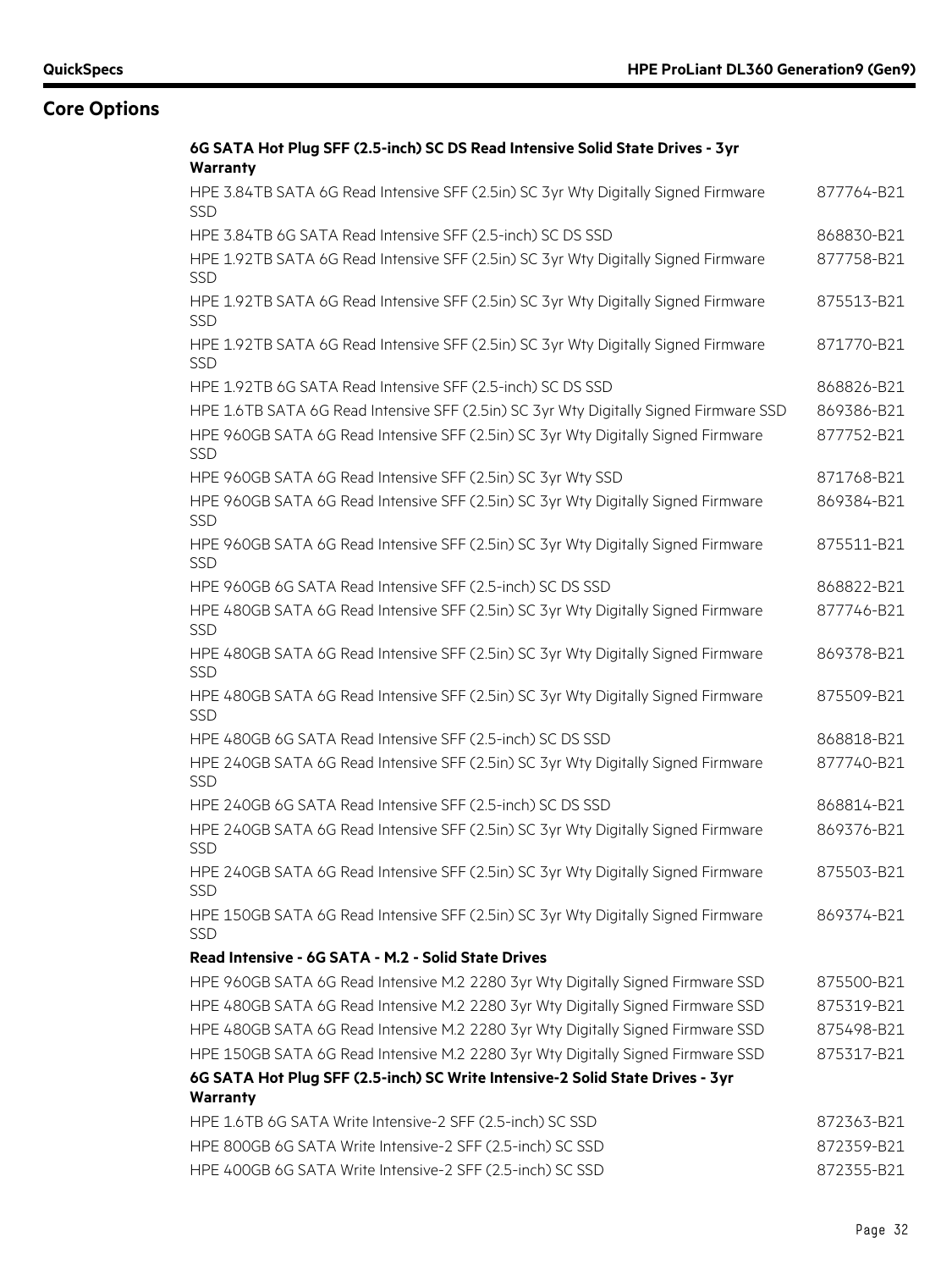## Core Options

| **6G SATA Hot Plug SFF (2.5-inch) SC DS Read Intensive Solid State Drives - 3yr Warranty** | |
|---|---|
| HPE 3.84TB SATA 6G Read Intensive SFF (2.5in) SC 3yr Wty Digitally Signed Firmware SSD | 877764-B21 |
| HPE 3.84TB 6G SATA Read Intensive SFF (2.5-inch) SC DS SSD | 868830-B21 |
| HPE 1.92TB SATA 6G Read Intensive SFF (2.5in) SC 3yr Wty Digitally Signed Firmware SSD | 877758-B21 |
| HPE 1.92TB SATA 6G Read Intensive SFF (2.5in) SC 3yr Wty Digitally Signed Firmware SSD | 875513-B21 |
| HPE 1.92TB SATA 6G Read Intensive SFF (2.5in) SC 3yr Wty Digitally Signed Firmware SSD | 871770-B21 |
| HPE 1.92TB 6G SATA Read Intensive SFF (2.5-inch) SC DS SSD | 868826-B21 |
| HPE 1.6TB SATA 6G Read Intensive SFF (2.5in) SC 3yr Wty Digitally Signed Firmware SSD | 869386-B21 |
| HPE 960GB SATA 6G Read Intensive SFF (2.5in) SC 3yr Wty Digitally Signed Firmware SSD | 877752-B21 |
| HPE 960GB SATA 6G Read Intensive SFF (2.5in) SC 3yr Wty SSD | 871768-B21 |
| HPE 960GB SATA 6G Read Intensive SFF (2.5in) SC 3yr Wty Digitally Signed Firmware SSD | 869384-B21 |
| HPE 960GB SATA 6G Read Intensive SFF (2.5in) SC 3yr Wty Digitally Signed Firmware SSD | 875511-B21 |
| HPE 960GB 6G SATA Read Intensive SFF (2.5-inch) SC DS SSD | 868822-B21 |
| HPE 480GB SATA 6G Read Intensive SFF (2.5in) SC 3yr Wty Digitally Signed Firmware SSD | 877746-B21 |
| HPE 480GB SATA 6G Read Intensive SFF (2.5in) SC 3yr Wty Digitally Signed Firmware SSD | 869378-B21 |
| HPE 480GB SATA 6G Read Intensive SFF (2.5in) SC 3yr Wty Digitally Signed Firmware SSD | 875509-B21 |
| HPE 480GB 6G SATA Read Intensive SFF (2.5-inch) SC DS SSD | 868818-B21 |
| HPE 240GB SATA 6G Read Intensive SFF (2.5in) SC 3yr Wty Digitally Signed Firmware SSD | 877740-B21 |
| HPE 240GB 6G SATA Read Intensive SFF (2.5-inch) SC DS SSD | 868814-B21 |
| HPE 240GB SATA 6G Read Intensive SFF (2.5in) SC 3yr Wty Digitally Signed Firmware SSD | 869376-B21 |
| HPE 240GB SATA 6G Read Intensive SFF (2.5in) SC 3yr Wty Digitally Signed Firmware SSD | 875503-B21 |
| HPE 150GB SATA 6G Read Intensive SFF (2.5in) SC 3yr Wty Digitally Signed Firmware SSD | 869374-B21 |
| **Read Intensive - 6G SATA - M.2 - Solid State Drives** | |
| HPE 960GB SATA 6G Read Intensive M.2 2280 3yr Wty Digitally Signed Firmware SSD | 875500-B21 |
| HPE 480GB SATA 6G Read Intensive M.2 2280 3yr Wty Digitally Signed Firmware SSD | 875319-B21 |
| HPE 480GB SATA 6G Read Intensive M.2 2280 3yr Wty Digitally Signed Firmware SSD | 875498-B21 |
| HPE 150GB SATA 6G Read Intensive M.2 2280 3yr Wty Digitally Signed Firmware SSD | 875317-B21 |
| **6G SATA Hot Plug SFF (2.5-inch) SC Write Intensive-2 Solid State Drives - 3yr Warranty** | |
| HPE 1.6TB 6G SATA Write Intensive-2 SFF (2.5-inch) SC SSD | 872363-B21 |
| HPE 800GB 6G SATA Write Intensive-2 SFF (2.5-inch) SC SSD | 872359-B21 |
| HPE 400GB 6G SATA Write Intensive-2 SFF (2.5-inch) SC SSD | 872355-B21 |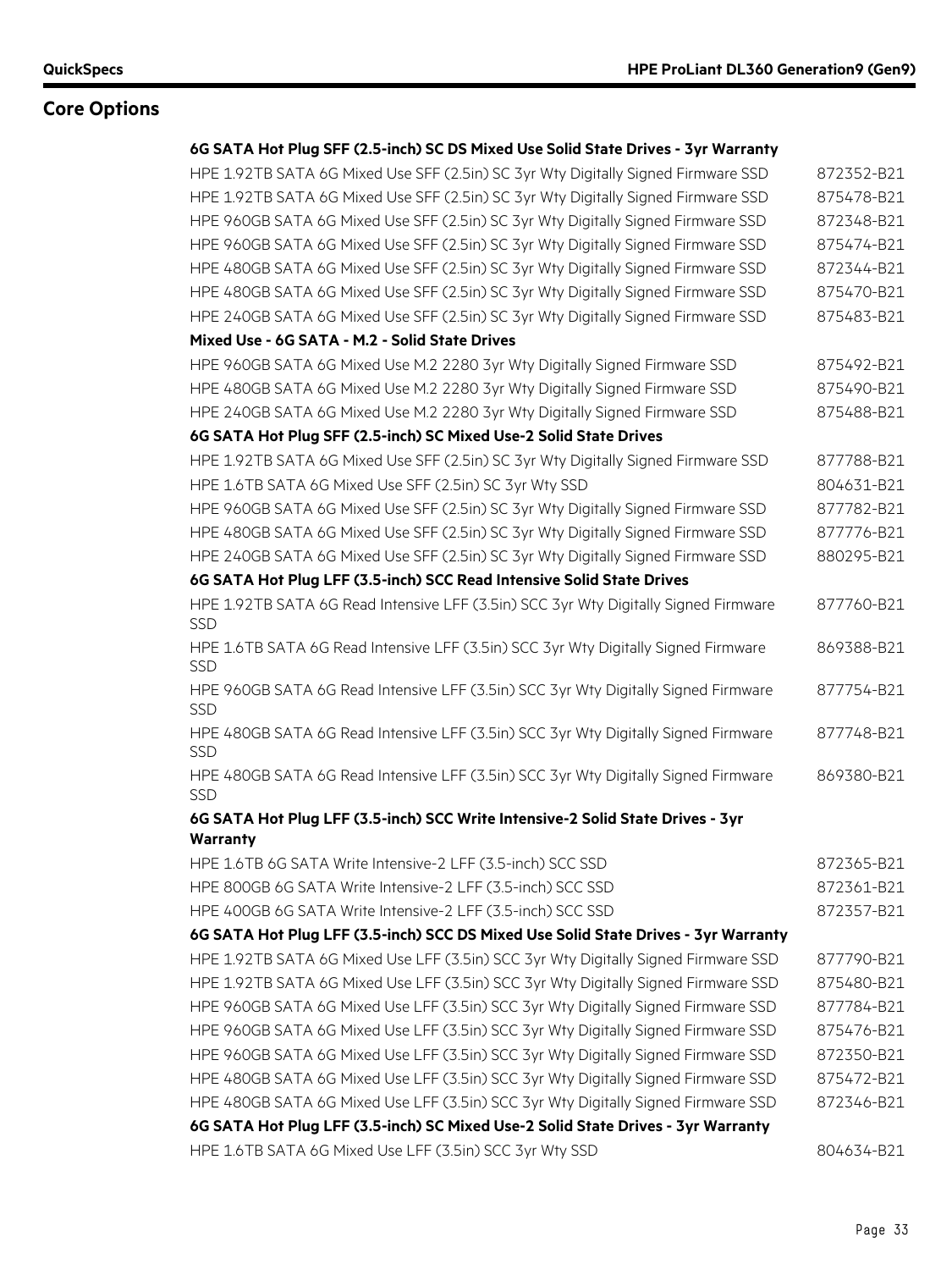## Core Options

**6G SATA Hot Plug SFF (2.5-inch) SC DS Mixed Use Solid State Drives - 3yr Warranty**

| | |
|---|---|
| HPE 1.92TB SATA 6G Mixed Use SFF (2.5in) SC 3yr Wty Digitally Signed Firmware SSD | 872352-B21 |
| HPE 1.92TB SATA 6G Mixed Use SFF (2.5in) SC 3yr Wty Digitally Signed Firmware SSD | 875478-B21 |
| HPE 960GB SATA 6G Mixed Use SFF (2.5in) SC 3yr Wty Digitally Signed Firmware SSD | 872348-B21 |
| HPE 960GB SATA 6G Mixed Use SFF (2.5in) SC 3yr Wty Digitally Signed Firmware SSD | 875474-B21 |
| HPE 480GB SATA 6G Mixed Use SFF (2.5in) SC 3yr Wty Digitally Signed Firmware SSD | 872344-B21 |
| HPE 480GB SATA 6G Mixed Use SFF (2.5in) SC 3yr Wty Digitally Signed Firmware SSD | 875470-B21 |
| HPE 240GB SATA 6G Mixed Use SFF (2.5in) SC 3yr Wty Digitally Signed Firmware SSD | 875483-B21 |

**Mixed Use - 6G SATA - M.2 - Solid State Drives**

| | |
|---|---|
| HPE 960GB SATA 6G Mixed Use M.2 2280 3yr Wty Digitally Signed Firmware SSD | 875492-B21 |
| HPE 480GB SATA 6G Mixed Use M.2 2280 3yr Wty Digitally Signed Firmware SSD | 875490-B21 |
| HPE 240GB SATA 6G Mixed Use M.2 2280 3yr Wty Digitally Signed Firmware SSD | 875488-B21 |

**6G SATA Hot Plug SFF (2.5-inch) SC Mixed Use-2 Solid State Drives**

| | |
|---|---|
| HPE 1.92TB SATA 6G Mixed Use SFF (2.5in) SC 3yr Wty Digitally Signed Firmware SSD | 877788-B21 |
| HPE 1.6TB SATA 6G Mixed Use SFF (2.5in) SC 3yr Wty SSD | 804631-B21 |
| HPE 960GB SATA 6G Mixed Use SFF (2.5in) SC 3yr Wty Digitally Signed Firmware SSD | 877782-B21 |
| HPE 480GB SATA 6G Mixed Use SFF (2.5in) SC 3yr Wty Digitally Signed Firmware SSD | 877776-B21 |
| HPE 240GB SATA 6G Mixed Use SFF (2.5in) SC 3yr Wty Digitally Signed Firmware SSD | 880295-B21 |

**6G SATA Hot Plug LFF (3.5-inch) SCC Read Intensive Solid State Drives**

| | |
|---|---|
| HPE 1.92TB SATA 6G Read Intensive LFF (3.5in) SCC 3yr Wty Digitally Signed Firmware SSD | 877760-B21 |
| HPE 1.6TB SATA 6G Read Intensive LFF (3.5in) SCC 3yr Wty Digitally Signed Firmware SSD | 869388-B21 |
| HPE 960GB SATA 6G Read Intensive LFF (3.5in) SCC 3yr Wty Digitally Signed Firmware SSD | 877754-B21 |
| HPE 480GB SATA 6G Read Intensive LFF (3.5in) SCC 3yr Wty Digitally Signed Firmware SSD | 877748-B21 |
| HPE 480GB SATA 6G Read Intensive LFF (3.5in) SCC 3yr Wty Digitally Signed Firmware SSD | 869380-B21 |

**6G SATA Hot Plug LFF (3.5-inch) SCC Write Intensive-2 Solid State Drives - 3yr Warranty**

| | |
|---|---|
| HPE 1.6TB 6G SATA Write Intensive-2 LFF (3.5-inch) SCC SSD | 872365-B21 |
| HPE 800GB 6G SATA Write Intensive-2 LFF (3.5-inch) SCC SSD | 872361-B21 |
| HPE 400GB 6G SATA Write Intensive-2 LFF (3.5-inch) SCC SSD | 872357-B21 |

**6G SATA Hot Plug LFF (3.5-inch) SCC DS Mixed Use Solid State Drives - 3yr Warranty**

| | |
|---|---|
| HPE 1.92TB SATA 6G Mixed Use LFF (3.5in) SCC 3yr Wty Digitally Signed Firmware SSD | 877790-B21 |
| HPE 1.92TB SATA 6G Mixed Use LFF (3.5in) SCC 3yr Wty Digitally Signed Firmware SSD | 875480-B21 |
| HPE 960GB SATA 6G Mixed Use LFF (3.5in) SCC 3yr Wty Digitally Signed Firmware SSD | 877784-B21 |
| HPE 960GB SATA 6G Mixed Use LFF (3.5in) SCC 3yr Wty Digitally Signed Firmware SSD | 875476-B21 |
| HPE 960GB SATA 6G Mixed Use LFF (3.5in) SCC 3yr Wty Digitally Signed Firmware SSD | 872350-B21 |
| HPE 480GB SATA 6G Mixed Use LFF (3.5in) SCC 3yr Wty Digitally Signed Firmware SSD | 875472-B21 |
| HPE 480GB SATA 6G Mixed Use LFF (3.5in) SCC 3yr Wty Digitally Signed Firmware SSD | 872346-B21 |

**6G SATA Hot Plug LFF (3.5-inch) SC Mixed Use-2 Solid State Drives - 3yr Warranty**

| | |
|---|---|
| HPE 1.6TB SATA 6G Mixed Use LFF (3.5in) SCC 3yr Wty SSD | 804634-B21 |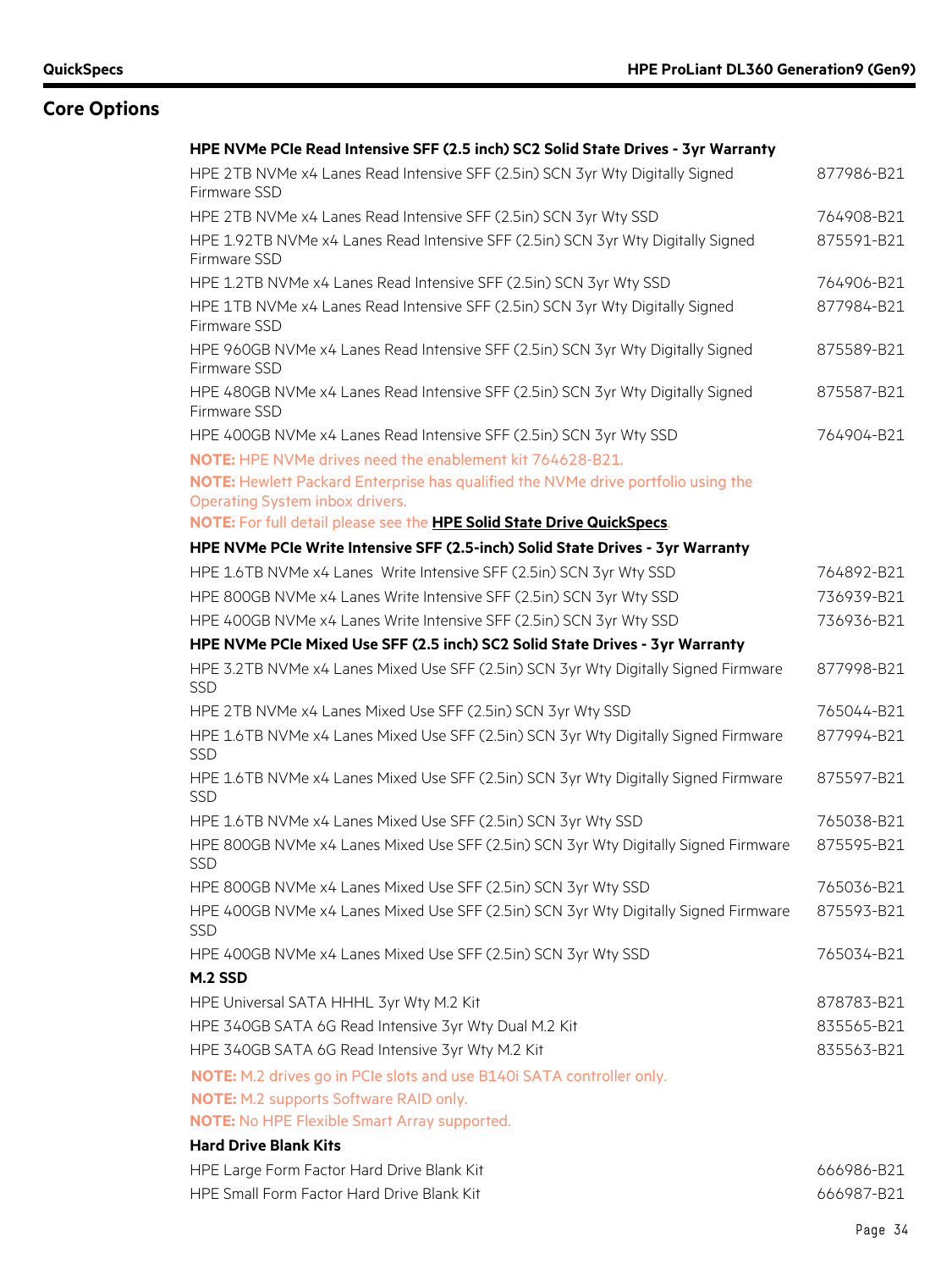## Core Options

**HPE NVMe PCIe Read Intensive SFF (2.5 inch) SC2 Solid State Drives - 3yr Warranty**

| Description | Part Number |
|---|---|
| HPE 2TB NVMe x4 Lanes Read Intensive SFF (2.5in) SCN 3yr Wty Digitally Signed Firmware SSD | 877986-B21 |
| HPE 2TB NVMe x4 Lanes Read Intensive SFF (2.5in) SCN 3yr Wty SSD | 764908-B21 |
| HPE 1.92TB NVMe x4 Lanes Read Intensive SFF (2.5in) SCN 3yr Wty Digitally Signed Firmware SSD | 875591-B21 |
| HPE 1.2TB NVMe x4 Lanes Read Intensive SFF (2.5in) SCN 3yr Wty SSD | 764906-B21 |
| HPE 1TB NVMe x4 Lanes Read Intensive SFF (2.5in) SCN 3yr Wty Digitally Signed Firmware SSD | 877984-B21 |
| HPE 960GB NVMe x4 Lanes Read Intensive SFF (2.5in) SCN 3yr Wty Digitally Signed Firmware SSD | 875589-B21 |
| HPE 480GB NVMe x4 Lanes Read Intensive SFF (2.5in) SCN 3yr Wty Digitally Signed Firmware SSD | 875587-B21 |
| HPE 400GB NVMe x4 Lanes Read Intensive SFF (2.5in) SCN 3yr Wty SSD | 764904-B21 |

**NOTE:** HPE NVMe drives need the enablement kit 764628-B21.

**NOTE:** Hewlett Packard Enterprise has qualified the NVMe drive portfolio using the Operating System inbox drivers.

**NOTE:** For full detail please see the **HPE Solid State Drive QuickSpecs**.

**HPE NVMe PCIe Write Intensive SFF (2.5-inch) Solid State Drives - 3yr Warranty**

| Description | Part Number |
|---|---|
| HPE 1.6TB NVMe x4 Lanes Write Intensive SFF (2.5in) SCN 3yr Wty SSD | 764892-B21 |
| HPE 800GB NVMe x4 Lanes Write Intensive SFF (2.5in) SCN 3yr Wty SSD | 736939-B21 |
| HPE 400GB NVMe x4 Lanes Write Intensive SFF (2.5in) SCN 3yr Wty SSD | 736936-B21 |

**HPE NVMe PCIe Mixed Use SFF (2.5 inch) SC2 Solid State Drives - 3yr Warranty**

| Description | Part Number |
|---|---|
| HPE 3.2TB NVMe x4 Lanes Mixed Use SFF (2.5in) SCN 3yr Wty Digitally Signed Firmware SSD | 877998-B21 |
| HPE 2TB NVMe x4 Lanes Mixed Use SFF (2.5in) SCN 3yr Wty SSD | 765044-B21 |
| HPE 1.6TB NVMe x4 Lanes Mixed Use SFF (2.5in) SCN 3yr Wty Digitally Signed Firmware SSD | 877994-B21 |
| HPE 1.6TB NVMe x4 Lanes Mixed Use SFF (2.5in) SCN 3yr Wty Digitally Signed Firmware SSD | 875597-B21 |
| HPE 1.6TB NVMe x4 Lanes Mixed Use SFF (2.5in) SCN 3yr Wty SSD | 765038-B21 |
| HPE 800GB NVMe x4 Lanes Mixed Use SFF (2.5in) SCN 3yr Wty Digitally Signed Firmware SSD | 875595-B21 |
| HPE 800GB NVMe x4 Lanes Mixed Use SFF (2.5in) SCN 3yr Wty SSD | 765036-B21 |
| HPE 400GB NVMe x4 Lanes Mixed Use SFF (2.5in) SCN 3yr Wty Digitally Signed Firmware SSD | 875593-B21 |
| HPE 400GB NVMe x4 Lanes Mixed Use SFF (2.5in) SCN 3yr Wty SSD | 765034-B21 |

**M.2 SSD**

| Description | Part Number |
|---|---|
| HPE Universal SATA HHHL 3yr Wty M.2 Kit | 878783-B21 |
| HPE 340GB SATA 6G Read Intensive 3yr Wty Dual M.2 Kit | 835565-B21 |
| HPE 340GB SATA 6G Read Intensive 3yr Wty M.2 Kit | 835563-B21 |

**NOTE:** M.2 drives go in PCIe slots and use B140i SATA controller only.

**NOTE:** M.2 supports Software RAID only.

**NOTE:** No HPE Flexible Smart Array supported.

**Hard Drive Blank Kits**

| Description | Part Number |
|---|---|
| HPE Large Form Factor Hard Drive Blank Kit | 666986-B21 |
| HPE Small Form Factor Hard Drive Blank Kit | 666987-B21 |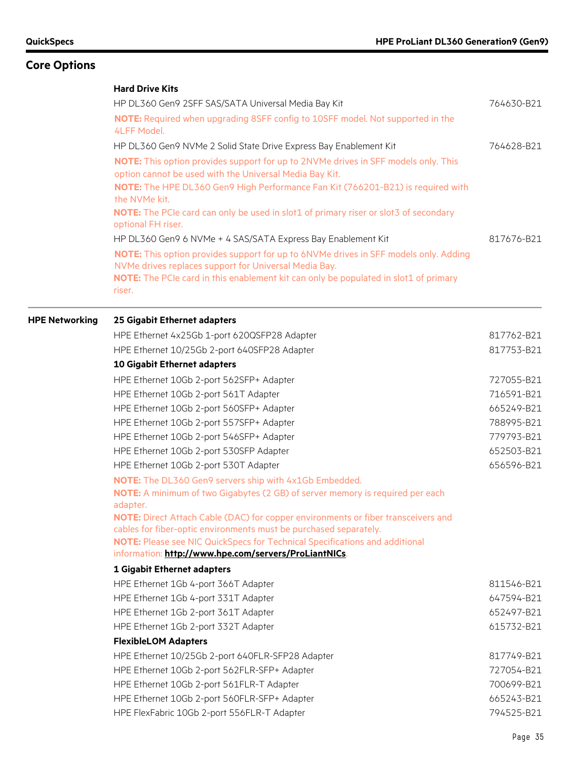## Core Options

### Hard Drive Kits

| | |
|---|---|
| HP DL360 Gen9 2SFF SAS/SATA Universal Media Bay Kit | 764630-B21 |

**NOTE:** Required when upgrading 8SFF config to 10SFF model. Not supported in the 4LFF Model.

| | |
|---|---|
| HP DL360 Gen9 NVMe 2 Solid State Drive Express Bay Enablement Kit | 764628-B21 |

**NOTE:** This option provides support for up to 2NVMe drives in SFF models only. This option cannot be used with the Universal Media Bay Kit.
**NOTE:** The HPE DL360 Gen9 High Performance Fan Kit (766201-B21) is required with the NVMe kit.
**NOTE:** The PCIe card can only be used in slot1 of primary riser or slot3 of secondary optional FH riser.

| | |
|---|---|
| HP DL360 Gen9 6 NVMe + 4 SAS/SATA Express Bay Enablement Kit | 817676-B21 |

**NOTE:** This option provides support for up to 6NVMe drives in SFF models only. Adding NVMe drives replaces support for Universal Media Bay.
**NOTE:** The PCIe card in this enablement kit can only be populated in slot1 of primary riser.

## HPE Networking

### 25 Gigabit Ethernet adapters

| | |
|---|---|
| HPE Ethernet 4x25Gb 1-port 620QSFP28 Adapter | 817762-B21 |
| HPE Ethernet 10/25Gb 2-port 640SFP28 Adapter | 817753-B21 |

### 10 Gigabit Ethernet adapters

| | |
|---|---|
| HPE Ethernet 10Gb 2-port 562SFP+ Adapter | 727055-B21 |
| HPE Ethernet 10Gb 2-port 561T Adapter | 716591-B21 |
| HPE Ethernet 10Gb 2-port 560SFP+ Adapter | 665249-B21 |
| HPE Ethernet 10Gb 2-port 557SFP+ Adapter | 788995-B21 |
| HPE Ethernet 10Gb 2-port 546SFP+ Adapter | 779793-B21 |
| HPE Ethernet 10Gb 2-port 530SFP Adapter | 652503-B21 |
| HPE Ethernet 10Gb 2-port 530T Adapter | 656596-B21 |

**NOTE:** The DL360 Gen9 servers ship with 4x1Gb Embedded.
**NOTE:** A minimum of two Gigabytes (2 GB) of server memory is required per each adapter.
**NOTE:** Direct Attach Cable (DAC) for copper environments or fiber transceivers and cables for fiber-optic environments must be purchased separately.
**NOTE:** Please see NIC QuickSpecs for Technical Specifications and additional information: **http://www.hpe.com/servers/ProLiantNICs**.

### 1 Gigabit Ethernet adapters

| | |
|---|---|
| HPE Ethernet 1Gb 4-port 366T Adapter | 811546-B21 |
| HPE Ethernet 1Gb 4-port 331T Adapter | 647594-B21 |
| HPE Ethernet 1Gb 2-port 361T Adapter | 652497-B21 |
| HPE Ethernet 1Gb 2-port 332T Adapter | 615732-B21 |

### FlexibleLOM Adapters

| | |
|---|---|
| HPE Ethernet 10/25Gb 2-port 640FLR-SFP28 Adapter | 817749-B21 |
| HPE Ethernet 10Gb 2-port 562FLR-SFP+ Adapter | 727054-B21 |
| HPE Ethernet 10Gb 2-port 561FLR-T Adapter | 700699-B21 |
| HPE Ethernet 10Gb 2-port 560FLR-SFP+ Adapter | 665243-B21 |
| HPE FlexFabric 10Gb 2-port 556FLR-T Adapter | 794525-B21 |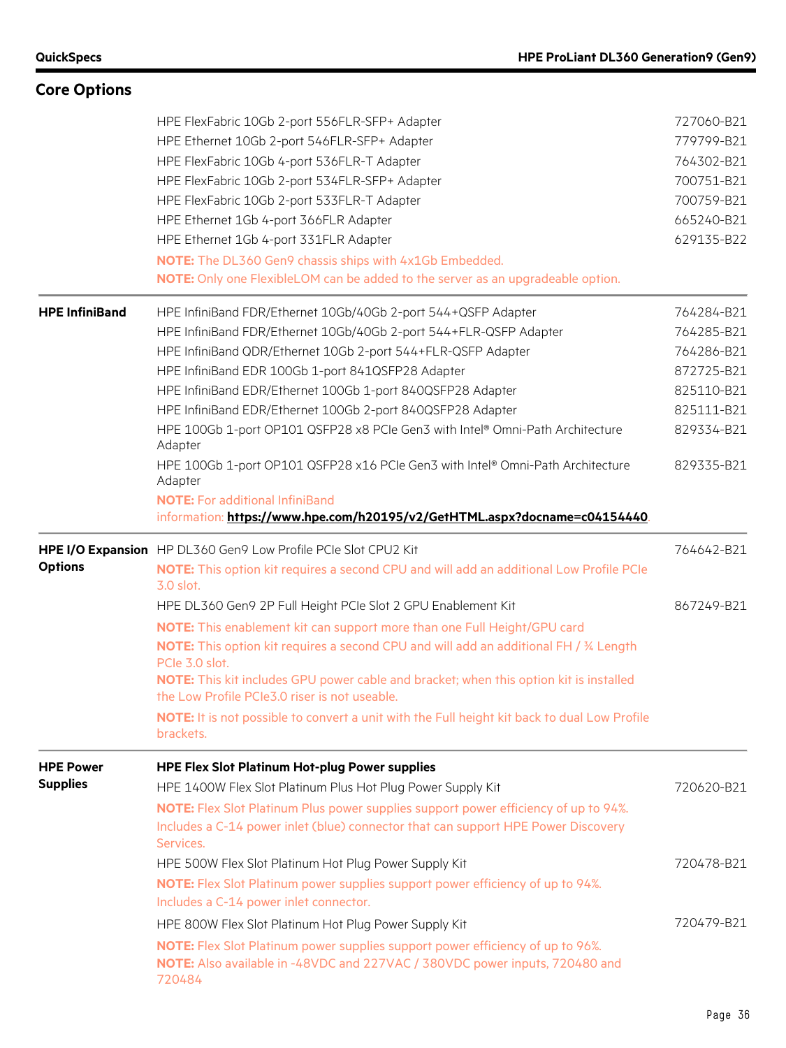## Core Options

| | | |
|---|---|---|
| | HPE FlexFabric 10Gb 2-port 556FLR-SFP+ Adapter | 727060-B21 |
| | HPE Ethernet 10Gb 2-port 546FLR-SFP+ Adapter | 779799-B21 |
| | HPE FlexFabric 10Gb 4-port 536FLR-T Adapter | 764302-B21 |
| | HPE FlexFabric 10Gb 2-port 534FLR-SFP+ Adapter | 700751-B21 |
| | HPE FlexFabric 10Gb 2-port 533FLR-T Adapter | 700759-B21 |
| | HPE Ethernet 1Gb 4-port 366FLR Adapter | 665240-B21 |
| | HPE Ethernet 1Gb 4-port 331FLR Adapter | 629135-B22 |
| | **NOTE:** The DL360 Gen9 chassis ships with 4x1Gb Embedded.<br>**NOTE:** Only one FlexibleLOM can be added to the server as an upgradeable option. | |
| **HPE InfiniBand** | HPE InfiniBand FDR/Ethernet 10Gb/40Gb 2-port 544+QSFP Adapter | 764284-B21 |
| | HPE InfiniBand FDR/Ethernet 10Gb/40Gb 2-port 544+FLR-QSFP Adapter | 764285-B21 |
| | HPE InfiniBand QDR/Ethernet 10Gb 2-port 544+FLR-QSFP Adapter | 764286-B21 |
| | HPE InfiniBand EDR 100Gb 1-port 841QSFP28 Adapter | 872725-B21 |
| | HPE InfiniBand EDR/Ethernet 100Gb 1-port 840QSFP28 Adapter | 825110-B21 |
| | HPE InfiniBand EDR/Ethernet 100Gb 2-port 840QSFP28 Adapter | 825111-B21 |
| | HPE 100Gb 1-port OP101 QSFP28 x8 PCIe Gen3 with Intel® Omni-Path Architecture Adapter | 829334-B21 |
| | HPE 100Gb 1-port OP101 QSFP28 x16 PCIe Gen3 with Intel® Omni-Path Architecture Adapter | 829335-B21 |
| | **NOTE:** For additional InfiniBand information: **https://www.hpe.com/h20195/v2/GetHTML.aspx?docname=c04154440**. | |
| **HPE I/O Expansion Options** | HP DL360 Gen9 Low Profile PCIe Slot CPU2 Kit | 764642-B21 |
| | **NOTE:** This option kit requires a second CPU and will add an additional Low Profile PCIe 3.0 slot. | |
| | HPE DL360 Gen9 2P Full Height PCIe Slot 2 GPU Enablement Kit | 867249-B21 |
| | **NOTE:** This enablement kit can support more than one Full Height/GPU card<br>**NOTE:** This option kit requires a second CPU and will add an additional FH / ¾ Length PCIe 3.0 slot.<br>**NOTE:** This kit includes GPU power cable and bracket; when this option kit is installed the Low Profile PCIe3.0 riser is not useable.<br>**NOTE:** It is not possible to convert a unit with the Full height kit back to dual Low Profile brackets. | |
| **HPE Power Supplies** | **HPE Flex Slot Platinum Hot-plug Power supplies** | |
| | HPE 1400W Flex Slot Platinum Plus Hot Plug Power Supply Kit | 720620-B21 |
| | **NOTE:** Flex Slot Platinum Plus power supplies support power efficiency of up to 94%. Includes a C-14 power inlet (blue) connector that can support HPE Power Discovery Services. | |
| | HPE 500W Flex Slot Platinum Hot Plug Power Supply Kit | 720478-B21 |
| | **NOTE:** Flex Slot Platinum power supplies support power efficiency of up to 94%. Includes a C-14 power inlet connector. | |
| | HPE 800W Flex Slot Platinum Hot Plug Power Supply Kit | 720479-B21 |
| | **NOTE:** Flex Slot Platinum power supplies support power efficiency of up to 96%.<br>**NOTE:** Also available in -48VDC and 227VAC / 380VDC power inputs, 720480 and 720484 | |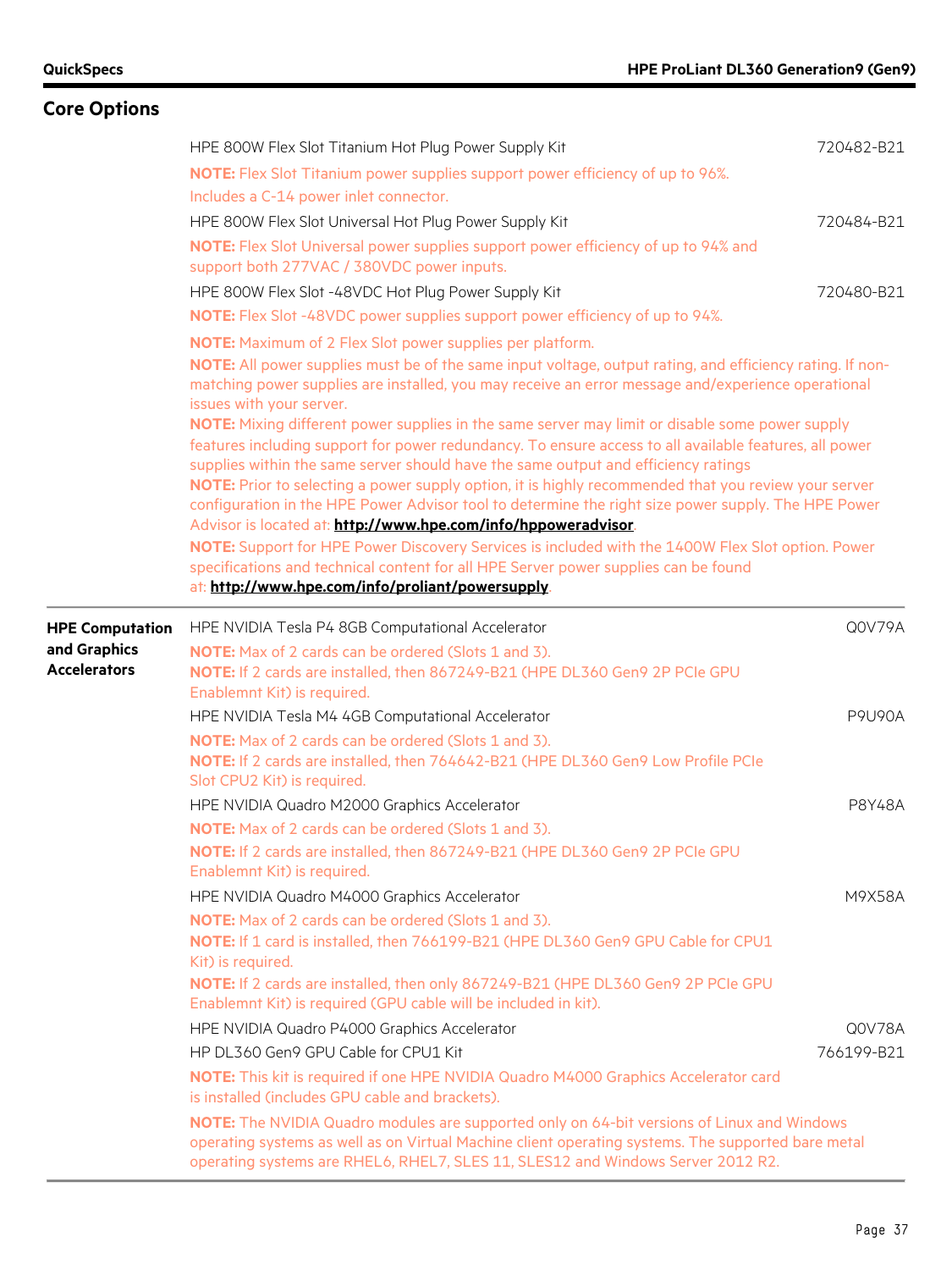## Core Options

| | | |
|---|---|---|
| | HPE 800W Flex Slot Titanium Hot Plug Power Supply Kit | 720482-B21 |
| | **NOTE:** Flex Slot Titanium power supplies support power efficiency of up to 96%. Includes a C-14 power inlet connector. | |
| | HPE 800W Flex Slot Universal Hot Plug Power Supply Kit | 720484-B21 |
| | **NOTE:** Flex Slot Universal power supplies support power efficiency of up to 94% and support both 277VAC / 380VDC power inputs. | |
| | HPE 800W Flex Slot -48VDC Hot Plug Power Supply Kit | 720480-B21 |
| | **NOTE:** Flex Slot -48VDC power supplies support power efficiency of up to 94%. | |
| | **NOTE:** Maximum of 2 Flex Slot power supplies per platform.<br>**NOTE:** All power supplies must be of the same input voltage, output rating, and efficiency rating. If non-matching power supplies are installed, you may receive an error message and/experience operational issues with your server.<br>**NOTE:** Mixing different power supplies in the same server may limit or disable some power supply features including support for power redundancy. To ensure access to all available features, all power supplies within the same server should have the same output and efficiency ratings<br>**NOTE:** Prior to selecting a power supply option, it is highly recommended that you review your server configuration in the HPE Power Advisor tool to determine the right size power supply. The HPE Power Advisor is located at: **http://www.hpe.com/info/hppoweradvisor**.<br>**NOTE:** Support for HPE Power Discovery Services is included with the 1400W Flex Slot option. Power specifications and technical content for all HPE Server power supplies can be found at: **http://www.hpe.com/info/proliant/powersupply**. | |
| **HPE Computation and Graphics Accelerators** | HPE NVIDIA Tesla P4 8GB Computational Accelerator | Q0V79A |
| | **NOTE:** Max of 2 cards can be ordered (Slots 1 and 3).<br>**NOTE:** If 2 cards are installed, then 867249-B21 (HPE DL360 Gen9 2P PCIe GPU Enablemnt Kit) is required. | |
| | HPE NVIDIA Tesla M4 4GB Computational Accelerator | P9U90A |
| | **NOTE:** Max of 2 cards can be ordered (Slots 1 and 3).<br>**NOTE:** If 2 cards are installed, then 764642-B21 (HPE DL360 Gen9 Low Profile PCIe Slot CPU2 Kit) is required. | |
| | HPE NVIDIA Quadro M2000 Graphics Accelerator | P8Y48A |
| | **NOTE:** Max of 2 cards can be ordered (Slots 1 and 3).<br>**NOTE:** If 2 cards are installed, then 867249-B21 (HPE DL360 Gen9 2P PCIe GPU Enablemnt Kit) is required. | |
| | HPE NVIDIA Quadro M4000 Graphics Accelerator | M9X58A |
| | **NOTE:** Max of 2 cards can be ordered (Slots 1 and 3).<br>**NOTE:** If 1 card is installed, then 766199-B21 (HPE DL360 Gen9 GPU Cable for CPU1 Kit) is required.<br>**NOTE:** If 2 cards are installed, then only 867249-B21 (HPE DL360 Gen9 2P PCIe GPU Enablemnt Kit) is required (GPU cable will be included in kit). | |
| | HPE NVIDIA Quadro P4000 Graphics Accelerator | Q0V78A |
| | HP DL360 Gen9 GPU Cable for CPU1 Kit | 766199-B21 |
| | **NOTE:** This kit is required if one HPE NVIDIA Quadro M4000 Graphics Accelerator card is installed (includes GPU cable and brackets). | |
| | **NOTE:** The NVIDIA Quadro modules are supported only on 64-bit versions of Linux and Windows operating systems as well as on Virtual Machine client operating systems. The supported bare metal operating systems are RHEL6, RHEL7, SLES 11, SLES12 and Windows Server 2012 R2. | |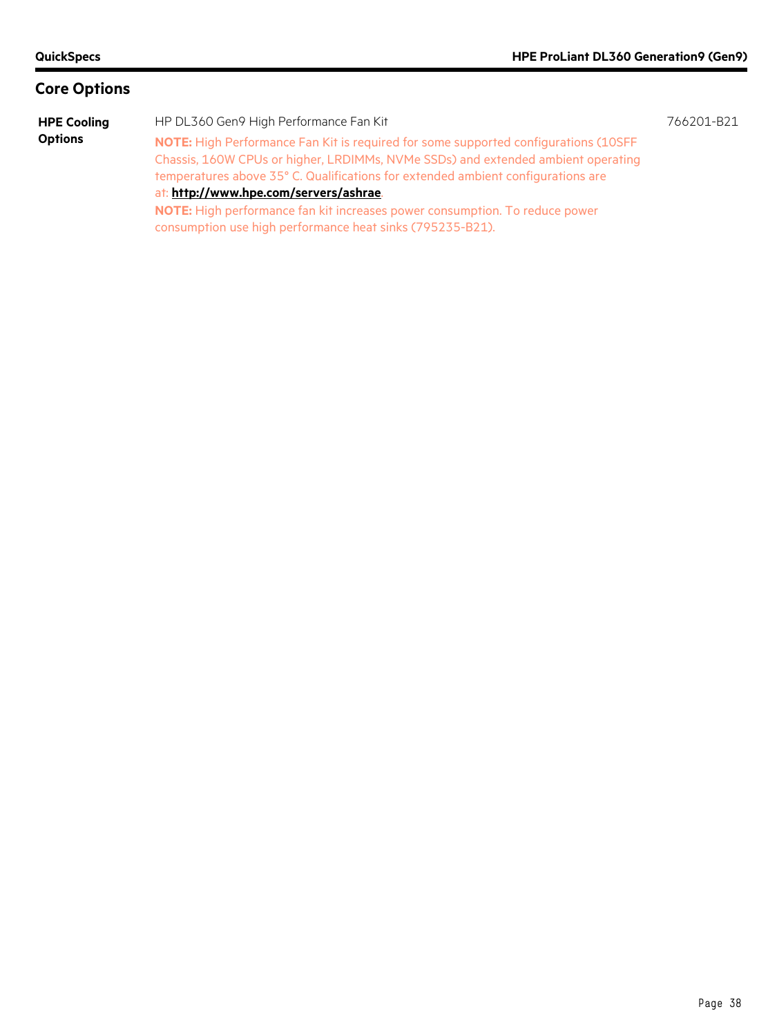## Core Options

| | | |
|---|---|---|
| **HPE Cooling Options** | HP DL360 Gen9 High Performance Fan Kit<br>**NOTE:** High Performance Fan Kit is required for some supported configurations (10SFF Chassis, 160W CPUs or higher, LRDIMMs, NVMe SSDs) and extended ambient operating temperatures above 35° C. Qualifications for extended ambient configurations are at: **http://www.hpe.com/servers/ashrae**.<br>**NOTE:** High performance fan kit increases power consumption. To reduce power consumption use high performance heat sinks (795235-B21). | 766201-B21 |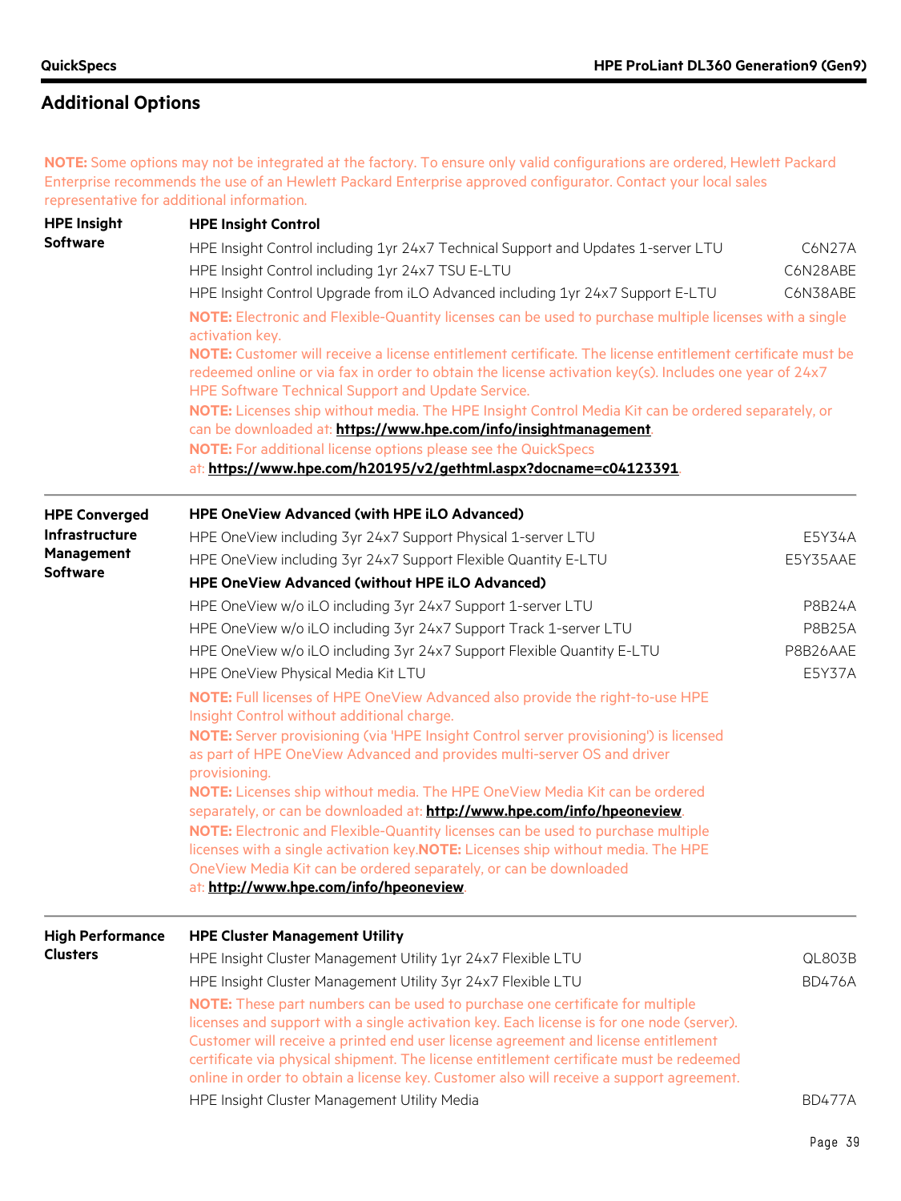## Additional Options

**NOTE:** Some options may not be integrated at the factory. To ensure only valid configurations are ordered, Hewlett Packard Enterprise recommends the use of an Hewlett Packard Enterprise approved configurator. Contact your local sales representative for additional information.

### HPE Insight Software

**HPE Insight Control**

| Description | Part Number |
|---|---|
| HPE Insight Control including 1yr 24x7 Technical Support and Updates 1-server LTU | C6N27A |
| HPE Insight Control including 1yr 24x7 TSU E-LTU | C6N28ABE |
| HPE Insight Control Upgrade from iLO Advanced including 1yr 24x7 Support E-LTU | C6N38ABE |

**NOTE:** Electronic and Flexible-Quantity licenses can be used to purchase multiple licenses with a single activation key.
**NOTE:** Customer will receive a license entitlement certificate. The license entitlement certificate must be redeemed online or via fax in order to obtain the license activation key(s). Includes one year of 24x7 HPE Software Technical Support and Update Service.
**NOTE:** Licenses ship without media. The HPE Insight Control Media Kit can be ordered separately, or can be downloaded at: **https://www.hpe.com/info/insightmanagement**.
**NOTE:** For additional license options please see the QuickSpecs at: **https://www.hpe.com/h20195/v2/gethtml.aspx?docname=c04123391**.

### HPE Converged Infrastructure Management Software

**HPE OneView Advanced (with HPE iLO Advanced)**

| Description | Part Number |
|---|---|
| HPE OneView including 3yr 24x7 Support Physical 1-server LTU | E5Y34A |
| HPE OneView including 3yr 24x7 Support Flexible Quantity E-LTU | E5Y35AAE |

**HPE OneView Advanced (without HPE iLO Advanced)**

| Description | Part Number |
|---|---|
| HPE OneView w/o iLO including 3yr 24x7 Support 1-server LTU | P8B24A |
| HPE OneView w/o iLO including 3yr 24x7 Support Track 1-server LTU | P8B25A |
| HPE OneView w/o iLO including 3yr 24x7 Support Flexible Quantity E-LTU | P8B26AAE |
| HPE OneView Physical Media Kit LTU | E5Y37A |

**NOTE:** Full licenses of HPE OneView Advanced also provide the right-to-use HPE Insight Control without additional charge.
**NOTE:** Server provisioning (via 'HPE Insight Control server provisioning') is licensed as part of HPE OneView Advanced and provides multi-server OS and driver provisioning.
**NOTE:** Licenses ship without media. The HPE OneView Media Kit can be ordered separately, or can be downloaded at: **http://www.hpe.com/info/hpeoneview**.
**NOTE:** Electronic and Flexible-Quantity licenses can be used to purchase multiple licenses with a single activation key.**NOTE:** Licenses ship without media. The HPE OneView Media Kit can be ordered separately, or can be downloaded at: **http://www.hpe.com/info/hpeoneview**.

### High Performance Clusters

**HPE Cluster Management Utility**

| Description | Part Number |
|---|---|
| HPE Insight Cluster Management Utility 1yr 24x7 Flexible LTU | QL803B |
| HPE Insight Cluster Management Utility 3yr 24x7 Flexible LTU | BD476A |

**NOTE:** These part numbers can be used to purchase one certificate for multiple licenses and support with a single activation key. Each license is for one node (server). Customer will receive a printed end user license agreement and license entitlement certificate via physical shipment. The license entitlement certificate must be redeemed online in order to obtain a license key. Customer also will receive a support agreement.

| Description | Part Number |
|---|---|
| HPE Insight Cluster Management Utility Media | BD477A |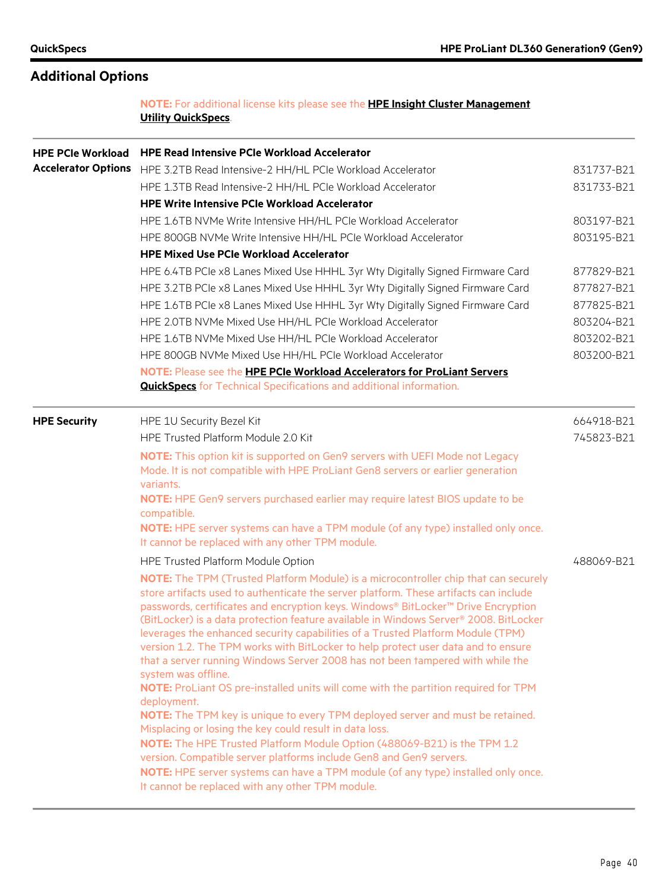## Additional Options

**NOTE:** For additional license kits please see the **HPE Insight Cluster Management Utility QuickSpecs**.

| | | |
|---|---|---|
| **HPE PCIe Workload Accelerator Options** | **HPE Read Intensive PCIe Workload Accelerator** | |
| | HPE 3.2TB Read Intensive-2 HH/HL PCIe Workload Accelerator | 831737-B21 |
| | HPE 1.3TB Read Intensive-2 HH/HL PCIe Workload Accelerator | 831733-B21 |
| | **HPE Write Intensive PCIe Workload Accelerator** | |
| | HPE 1.6TB NVMe Write Intensive HH/HL PCIe Workload Accelerator | 803197-B21 |
| | HPE 800GB NVMe Write Intensive HH/HL PCIe Workload Accelerator | 803195-B21 |
| | **HPE Mixed Use PCIe Workload Accelerator** | |
| | HPE 6.4TB PCIe x8 Lanes Mixed Use HHHL 3yr Wty Digitally Signed Firmware Card | 877829-B21 |
| | HPE 3.2TB PCIe x8 Lanes Mixed Use HHHL 3yr Wty Digitally Signed Firmware Card | 877827-B21 |
| | HPE 1.6TB PCIe x8 Lanes Mixed Use HHHL 3yr Wty Digitally Signed Firmware Card | 877825-B21 |
| | HPE 2.0TB NVMe Mixed Use HH/HL PCIe Workload Accelerator | 803204-B21 |
| | HPE 1.6TB NVMe Mixed Use HH/HL PCIe Workload Accelerator | 803202-B21 |
| | HPE 800GB NVMe Mixed Use HH/HL PCIe Workload Accelerator | 803200-B21 |
| | **NOTE:** Please see the **HPE PCIe Workload Accelerators for ProLiant Servers QuickSpecs** for Technical Specifications and additional information. | |

| | | |
|---|---|---|
| **HPE Security** | HPE 1U Security Bezel Kit | 664918-B21 |
| | HPE Trusted Platform Module 2.0 Kit | 745823-B21 |
| | **NOTE:** This option kit is supported on Gen9 servers with UEFI Mode not Legacy Mode. It is not compatible with HPE ProLiant Gen8 servers or earlier generation variants. **NOTE:** HPE Gen9 servers purchased earlier may require latest BIOS update to be compatible. **NOTE:** HPE server systems can have a TPM module (of any type) installed only once. It cannot be replaced with any other TPM module. | |
| | HPE Trusted Platform Module Option | 488069-B21 |
| | **NOTE:** The TPM (Trusted Platform Module) is a microcontroller chip that can securely store artifacts used to authenticate the server platform. These artifacts can include passwords, certificates and encryption keys. Windows® BitLocker™ Drive Encryption (BitLocker) is a data protection feature available in Windows Server® 2008. BitLocker leverages the enhanced security capabilities of a Trusted Platform Module (TPM) version 1.2. The TPM works with BitLocker to help protect user data and to ensure that a server running Windows Server 2008 has not been tampered with while the system was offline. **NOTE:** ProLiant OS pre-installed units will come with the partition required for TPM deployment. **NOTE:** The TPM key is unique to every TPM deployed server and must be retained. Misplacing or losing the key could result in data loss. **NOTE:** The HPE Trusted Platform Module Option (488069-B21) is the TPM 1.2 version. Compatible server platforms include Gen8 and Gen9 servers. **NOTE:** HPE server systems can have a TPM module (of any type) installed only once. It cannot be replaced with any other TPM module. | |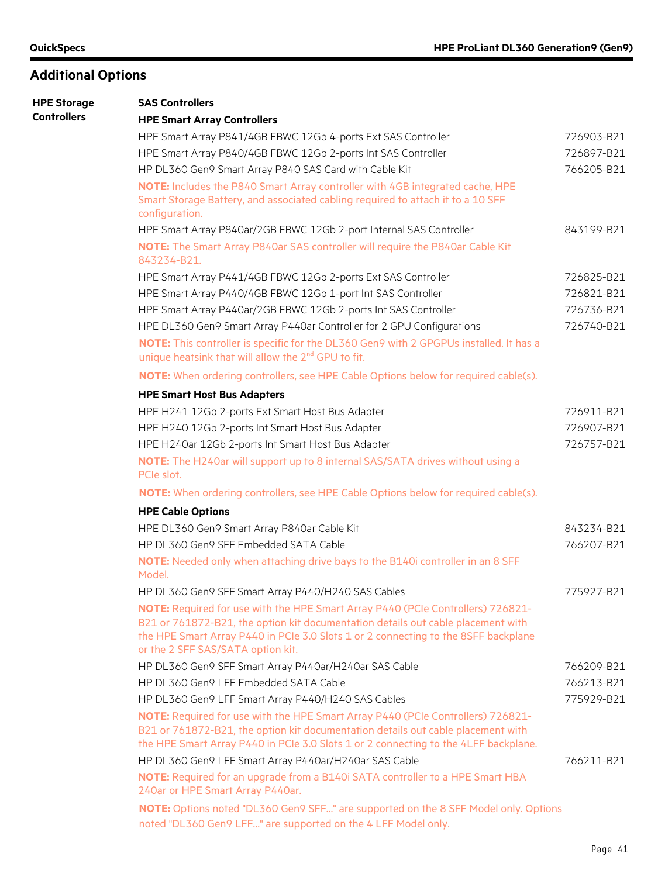## Additional Options

### HPE Storage Controllers

**SAS Controllers**

**HPE Smart Array Controllers**

| | |
|---|---|
| HPE Smart Array P841/4GB FBWC 12Gb 4-ports Ext SAS Controller | 726903-B21 |
| HPE Smart Array P840/4GB FBWC 12Gb 2-ports Int SAS Controller | 726897-B21 |
| HP DL360 Gen9 Smart Array P840 SAS Card with Cable Kit | 766205-B21 |

**NOTE:** Includes the P840 Smart Array controller with 4GB integrated cache, HPE Smart Storage Battery, and associated cabling required to attach it to a 10 SFF configuration.

| | |
|---|---|
| HPE Smart Array P840ar/2GB FBWC 12Gb 2-port Internal SAS Controller | 843199-B21 |

**NOTE:** The Smart Array P840ar SAS controller will require the P840ar Cable Kit 843234-B21.

| | |
|---|---|
| HPE Smart Array P441/4GB FBWC 12Gb 2-ports Ext SAS Controller | 726825-B21 |
| HPE Smart Array P440/4GB FBWC 12Gb 1-port Int SAS Controller | 726821-B21 |
| HPE Smart Array P440ar/2GB FBWC 12Gb 2-ports Int SAS Controller | 726736-B21 |
| HPE DL360 Gen9 Smart Array P440ar Controller for 2 GPU Configurations | 726740-B21 |

**NOTE:** This controller is specific for the DL360 Gen9 with 2 GPGPUs installed. It has a unique heatsink that will allow the 2nd GPU to fit.

**NOTE:** When ordering controllers, see HPE Cable Options below for required cable(s).

**HPE Smart Host Bus Adapters**

| | |
|---|---|
| HPE H241 12Gb 2-ports Ext Smart Host Bus Adapter | 726911-B21 |
| HPE H240 12Gb 2-ports Int Smart Host Bus Adapter | 726907-B21 |
| HPE H240ar 12Gb 2-ports Int Smart Host Bus Adapter | 726757-B21 |

**NOTE:** The H240ar will support up to 8 internal SAS/SATA drives without using a PCIe slot.

**NOTE:** When ordering controllers, see HPE Cable Options below for required cable(s).

**HPE Cable Options**

| | |
|---|---|
| HPE DL360 Gen9 Smart Array P840ar Cable Kit | 843234-B21 |
| HP DL360 Gen9 SFF Embedded SATA Cable | 766207-B21 |

**NOTE:** Needed only when attaching drive bays to the B140i controller in an 8 SFF Model.

| | |
|---|---|
| HP DL360 Gen9 SFF Smart Array P440/H240 SAS Cables | 775927-B21 |

**NOTE:** Required for use with the HPE Smart Array P440 (PCIe Controllers) 726821-B21 or 761872-B21, the option kit documentation details out cable placement with the HPE Smart Array P440 in PCIe 3.0 Slots 1 or 2 connecting to the 8SFF backplane or the 2 SFF SAS/SATA option kit.

| | |
|---|---|
| HP DL360 Gen9 SFF Smart Array P440ar/H240ar SAS Cable | 766209-B21 |
| HP DL360 Gen9 LFF Embedded SATA Cable | 766213-B21 |
| HP DL360 Gen9 LFF Smart Array P440/H240 SAS Cables | 775929-B21 |

**NOTE:** Required for use with the HPE Smart Array P440 (PCIe Controllers) 726821-B21 or 761872-B21, the option kit documentation details out cable placement with the HPE Smart Array P440 in PCIe 3.0 Slots 1 or 2 connecting to the 4LFF backplane.

| | |
|---|---|
| HP DL360 Gen9 LFF Smart Array P440ar/H240ar SAS Cable | 766211-B21 |

**NOTE:** Required for an upgrade from a B140i SATA controller to a HPE Smart HBA 240ar or HPE Smart Array P440ar.

**NOTE:** Options noted "DL360 Gen9 SFF..." are supported on the 8 SFF Model only. Options noted "DL360 Gen9 LFF..." are supported on the 4 LFF Model only.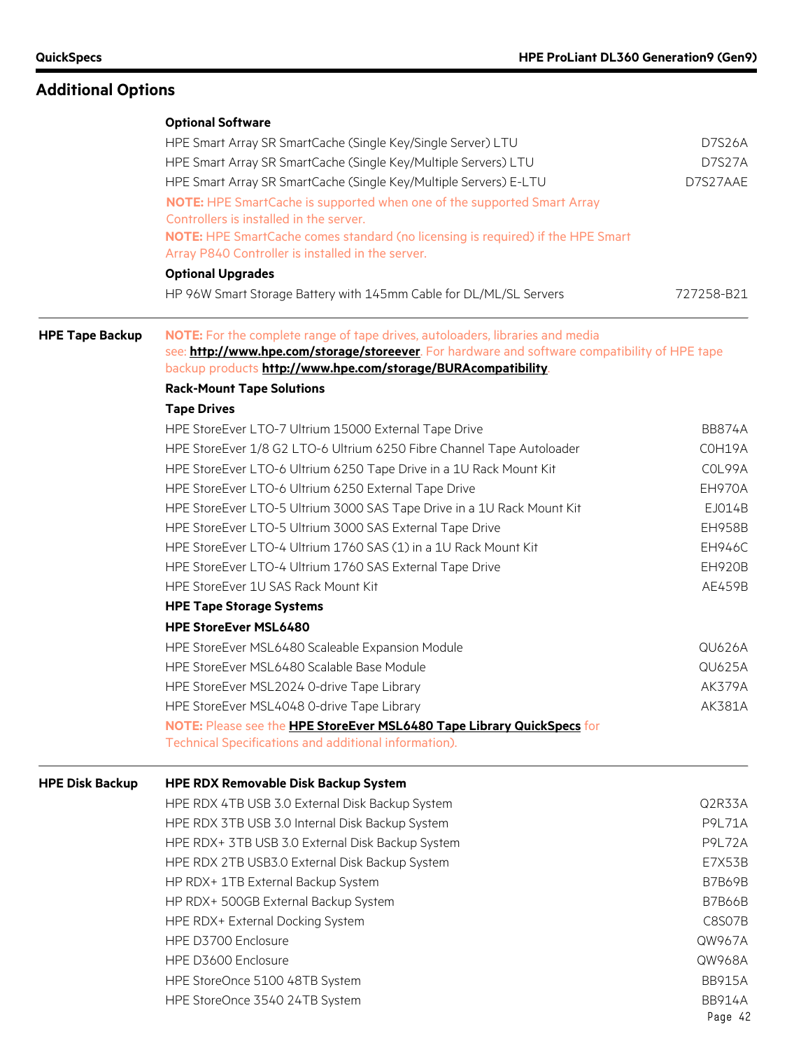## Additional Options

### Optional Software

| | |
|---|---|
| HPE Smart Array SR SmartCache (Single Key/Single Server) LTU | D7S26A |
| HPE Smart Array SR SmartCache (Single Key/Multiple Servers) LTU | D7S27A |
| HPE Smart Array SR SmartCache (Single Key/Multiple Servers) E-LTU | D7S27AAE |

**NOTE:** HPE SmartCache is supported when one of the supported Smart Array Controllers is installed in the server.

**NOTE:** HPE SmartCache comes standard (no licensing is required) if the HPE Smart Array P840 Controller is installed in the server.

### Optional Upgrades

| | |
|---|---|
| HP 96W Smart Storage Battery with 145mm Cable for DL/ML/SL Servers | 727258-B21 |

## HPE Tape Backup

**NOTE:** For the complete range of tape drives, autoloaders, libraries and media see: **http://www.hpe.com/storage/storeever**. For hardware and software compatibility of HPE tape backup products **http://www.hpe.com/storage/BURAcompatibility**.

### Rack-Mount Tape Solutions

#### Tape Drives

| | |
|---|---|
| HPE StoreEver LTO-7 Ultrium 15000 External Tape Drive | BB874A |
| HPE StoreEver 1/8 G2 LTO-6 Ultrium 6250 Fibre Channel Tape Autoloader | C0H19A |
| HPE StoreEver LTO-6 Ultrium 6250 Tape Drive in a 1U Rack Mount Kit | C0L99A |
| HPE StoreEver LTO-6 Ultrium 6250 External Tape Drive | EH970A |
| HPE StoreEver LTO-5 Ultrium 3000 SAS Tape Drive in a 1U Rack Mount Kit | EJ014B |
| HPE StoreEver LTO-5 Ultrium 3000 SAS External Tape Drive | EH958B |
| HPE StoreEver LTO-4 Ultrium 1760 SAS (1) in a 1U Rack Mount Kit | EH946C |
| HPE StoreEver LTO-4 Ultrium 1760 SAS External Tape Drive | EH920B |
| HPE StoreEver 1U SAS Rack Mount Kit | AE459B |

### HPE Tape Storage Systems

#### HPE StoreEver MSL6480

| | |
|---|---|
| HPE StoreEver MSL6480 Scaleable Expansion Module | QU626A |
| HPE StoreEver MSL6480 Scalable Base Module | QU625A |
| HPE StoreEver MSL2024 0-drive Tape Library | AK379A |
| HPE StoreEver MSL4048 0-drive Tape Library | AK381A |

**NOTE:** Please see the **HPE StoreEver MSL6480 Tape Library QuickSpecs** for Technical Specifications and additional information).

## HPE Disk Backup

### HPE RDX Removable Disk Backup System

| | |
|---|---|
| HPE RDX 4TB USB 3.0 External Disk Backup System | Q2R33A |
| HPE RDX 3TB USB 3.0 Internal Disk Backup System | P9L71A |
| HPE RDX+ 3TB USB 3.0 External Disk Backup System | P9L72A |
| HPE RDX 2TB USB3.0 External Disk Backup System | E7X53B |
| HP RDX+ 1TB External Backup System | B7B69B |
| HP RDX+ 500GB External Backup System | B7B66B |
| HPE RDX+ External Docking System | C8S07B |
| HPE D3700 Enclosure | QW967A |
| HPE D3600 Enclosure | QW968A |
| HPE StoreOnce 5100 48TB System | BB915A |
| HPE StoreOnce 3540 24TB System | BB914A |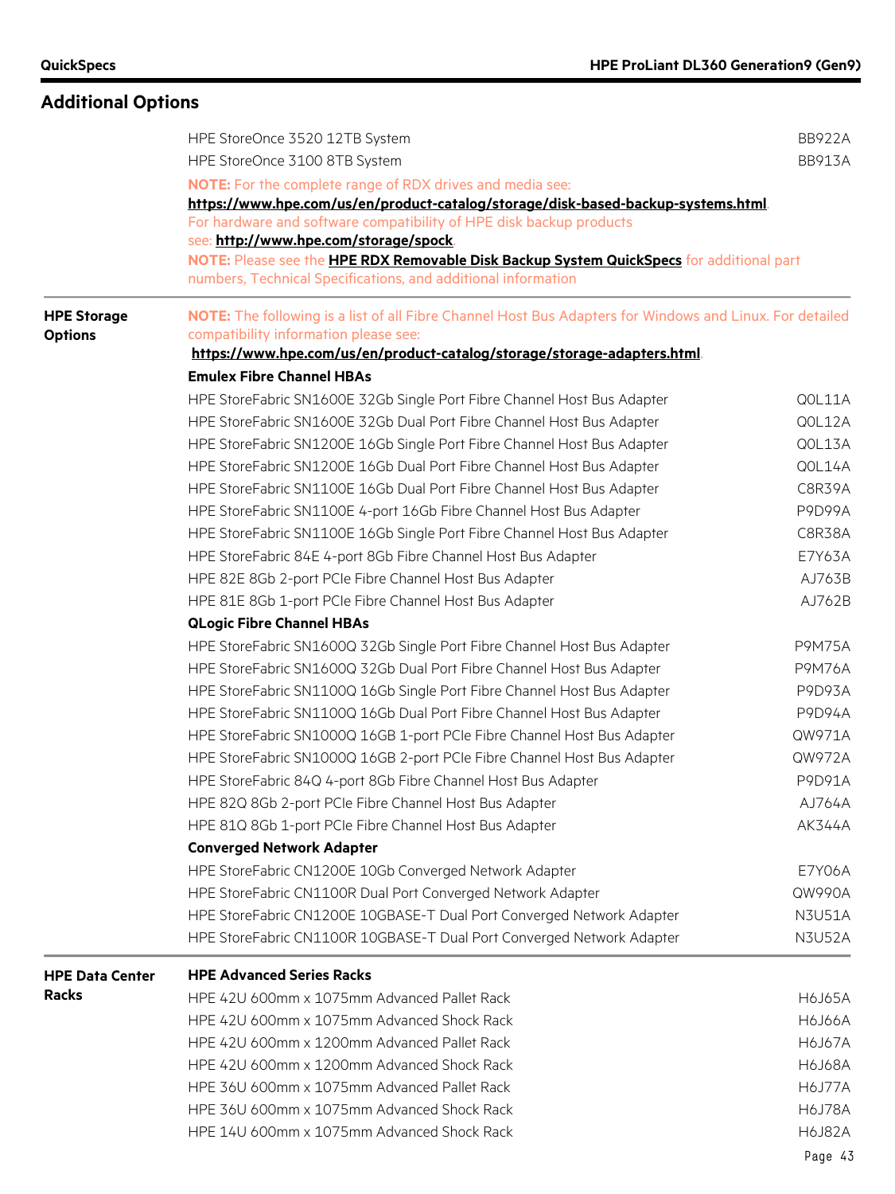## Additional Options

| | | |
|---|---|---|
| | HPE StoreOnce 3520 12TB System | BB922A |
| | HPE StoreOnce 3100 8TB System | BB913A |

**NOTE:** For the complete range of RDX drives and media see: **https://www.hpe.com/us/en/product-catalog/storage/disk-based-backup-systems.html**. For hardware and software compatibility of HPE disk backup products see: **http://www.hpe.com/storage/spock**.

**NOTE:** Please see the **HPE RDX Removable Disk Backup System QuickSpecs** for additional part numbers, Technical Specifications, and additional information

### HPE Storage Options

**NOTE:** The following is a list of all Fibre Channel Host Bus Adapters for Windows and Linux. For detailed compatibility information please see: **https://www.hpe.com/us/en/product-catalog/storage/storage-adapters.html**.

**Emulex Fibre Channel HBAs**

| Description | Part Number |
|---|---|
| HPE StoreFabric SN1600E 32Gb Single Port Fibre Channel Host Bus Adapter | Q0L11A |
| HPE StoreFabric SN1600E 32Gb Dual Port Fibre Channel Host Bus Adapter | Q0L12A |
| HPE StoreFabric SN1200E 16Gb Single Port Fibre Channel Host Bus Adapter | Q0L13A |
| HPE StoreFabric SN1200E 16Gb Dual Port Fibre Channel Host Bus Adapter | Q0L14A |
| HPE StoreFabric SN1100E 16Gb Dual Port Fibre Channel Host Bus Adapter | C8R39A |
| HPE StoreFabric SN1100E 4-port 16Gb Fibre Channel Host Bus Adapter | P9D99A |
| HPE StoreFabric SN1100E 16Gb Single Port Fibre Channel Host Bus Adapter | C8R38A |
| HPE StoreFabric 84E 4-port 8Gb Fibre Channel Host Bus Adapter | E7Y63A |
| HPE 82E 8Gb 2-port PCIe Fibre Channel Host Bus Adapter | AJ763B |
| HPE 81E 8Gb 1-port PCIe Fibre Channel Host Bus Adapter | AJ762B |

**QLogic Fibre Channel HBAs**

| Description | Part Number |
|---|---|
| HPE StoreFabric SN1600Q 32Gb Single Port Fibre Channel Host Bus Adapter | P9M75A |
| HPE StoreFabric SN1600Q 32Gb Dual Port Fibre Channel Host Bus Adapter | P9M76A |
| HPE StoreFabric SN1100Q 16Gb Single Port Fibre Channel Host Bus Adapter | P9D93A |
| HPE StoreFabric SN1100Q 16Gb Dual Port Fibre Channel Host Bus Adapter | P9D94A |
| HPE StoreFabric SN1000Q 16GB 1-port PCIe Fibre Channel Host Bus Adapter | QW971A |
| HPE StoreFabric SN1000Q 16GB 2-port PCIe Fibre Channel Host Bus Adapter | QW972A |
| HPE StoreFabric 84Q 4-port 8Gb Fibre Channel Host Bus Adapter | P9D91A |
| HPE 82Q 8Gb 2-port PCIe Fibre Channel Host Bus Adapter | AJ764A |
| HPE 81Q 8Gb 1-port PCIe Fibre Channel Host Bus Adapter | AK344A |

**Converged Network Adapter**

| Description | Part Number |
|---|---|
| HPE StoreFabric CN1200E 10Gb Converged Network Adapter | E7Y06A |
| HPE StoreFabric CN1100R Dual Port Converged Network Adapter | QW990A |
| HPE StoreFabric CN1200E 10GBASE-T Dual Port Converged Network Adapter | N3U51A |
| HPE StoreFabric CN1100R 10GBASE-T Dual Port Converged Network Adapter | N3U52A |

### HPE Data Center Racks

**HPE Advanced Series Racks**

| Description | Part Number |
|---|---|
| HPE 42U 600mm x 1075mm Advanced Pallet Rack | H6J65A |
| HPE 42U 600mm x 1075mm Advanced Shock Rack | H6J66A |
| HPE 42U 600mm x 1200mm Advanced Pallet Rack | H6J67A |
| HPE 42U 600mm x 1200mm Advanced Shock Rack | H6J68A |
| HPE 36U 600mm x 1075mm Advanced Pallet Rack | H6J77A |
| HPE 36U 600mm x 1075mm Advanced Shock Rack | H6J78A |
| HPE 14U 600mm x 1075mm Advanced Shock Rack | H6J82A |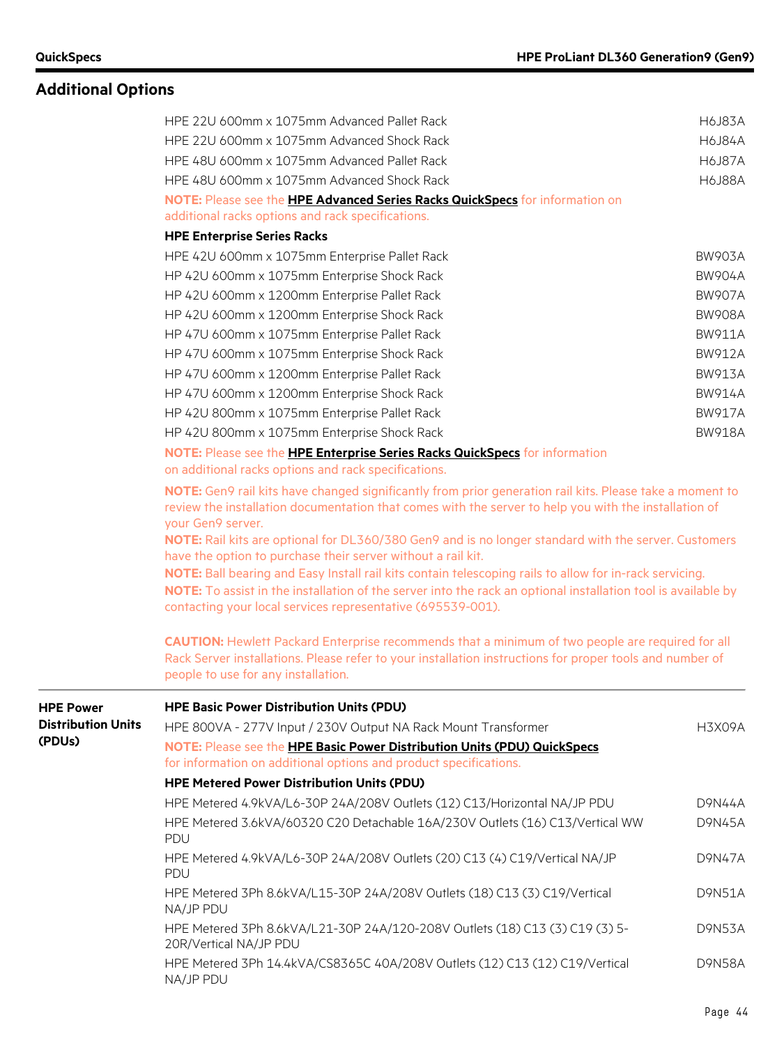## Additional Options

| | |
|---|---|
| HPE 22U 600mm x 1075mm Advanced Pallet Rack | H6J83A |
| HPE 22U 600mm x 1075mm Advanced Shock Rack | H6J84A |
| HPE 48U 600mm x 1075mm Advanced Pallet Rack | H6J87A |
| HPE 48U 600mm x 1075mm Advanced Shock Rack | H6J88A |

**NOTE:** Please see the **HPE Advanced Series Racks QuickSpecs** for information on additional racks options and rack specifications.

**HPE Enterprise Series Racks**

| | |
|---|---|
| HPE 42U 600mm x 1075mm Enterprise Pallet Rack | BW903A |
| HP 42U 600mm x 1075mm Enterprise Shock Rack | BW904A |
| HP 42U 600mm x 1200mm Enterprise Pallet Rack | BW907A |
| HP 42U 600mm x 1200mm Enterprise Shock Rack | BW908A |
| HP 47U 600mm x 1075mm Enterprise Pallet Rack | BW911A |
| HP 47U 600mm x 1075mm Enterprise Shock Rack | BW912A |
| HP 47U 600mm x 1200mm Enterprise Pallet Rack | BW913A |
| HP 47U 600mm x 1200mm Enterprise Shock Rack | BW914A |
| HP 42U 800mm x 1075mm Enterprise Pallet Rack | BW917A |
| HP 42U 800mm x 1075mm Enterprise Shock Rack | BW918A |

**NOTE:** Please see the **HPE Enterprise Series Racks QuickSpecs** for information on additional racks options and rack specifications.

**NOTE:** Gen9 rail kits have changed significantly from prior generation rail kits. Please take a moment to review the installation documentation that comes with the server to help you with the installation of your Gen9 server.
**NOTE:** Rail kits are optional for DL360/380 Gen9 and is no longer standard with the server. Customers have the option to purchase their server without a rail kit.
**NOTE:** Ball bearing and Easy Install rail kits contain telescoping rails to allow for in-rack servicing.
**NOTE:** To assist in the installation of the server into the rack an optional installation tool is available by contacting your local services representative (695539-001).

**CAUTION:** Hewlett Packard Enterprise recommends that a minimum of two people are required for all Rack Server installations. Please refer to your installation instructions for proper tools and number of people to use for any installation.

### HPE Power Distribution Units (PDUs)

**HPE Basic Power Distribution Units (PDU)**

| | |
|---|---|
| HPE 800VA - 277V Input / 230V Output NA Rack Mount Transformer | H3X09A |

**NOTE:** Please see the **HPE Basic Power Distribution Units (PDU) QuickSpecs** for information on additional options and product specifications.

**HPE Metered Power Distribution Units (PDU)**

| | |
|---|---|
| HPE Metered 4.9kVA/L6-30P 24A/208V Outlets (12) C13/Horizontal NA/JP PDU | D9N44A |
| HPE Metered 3.6kVA/60320 C20 Detachable 16A/230V Outlets (16) C13/Vertical WW PDU | D9N45A |
| HPE Metered 4.9kVA/L6-30P 24A/208V Outlets (20) C13 (4) C19/Vertical NA/JP PDU | D9N47A |
| HPE Metered 3Ph 8.6kVA/L15-30P 24A/208V Outlets (18) C13 (3) C19/Vertical NA/JP PDU | D9N51A |
| HPE Metered 3Ph 8.6kVA/L21-30P 24A/120-208V Outlets (18) C13 (3) C19 (3) 5-20R/Vertical NA/JP PDU | D9N53A |
| HPE Metered 3Ph 14.4kVA/CS8365C 40A/208V Outlets (12) C13 (12) C19/Vertical NA/JP PDU | D9N58A |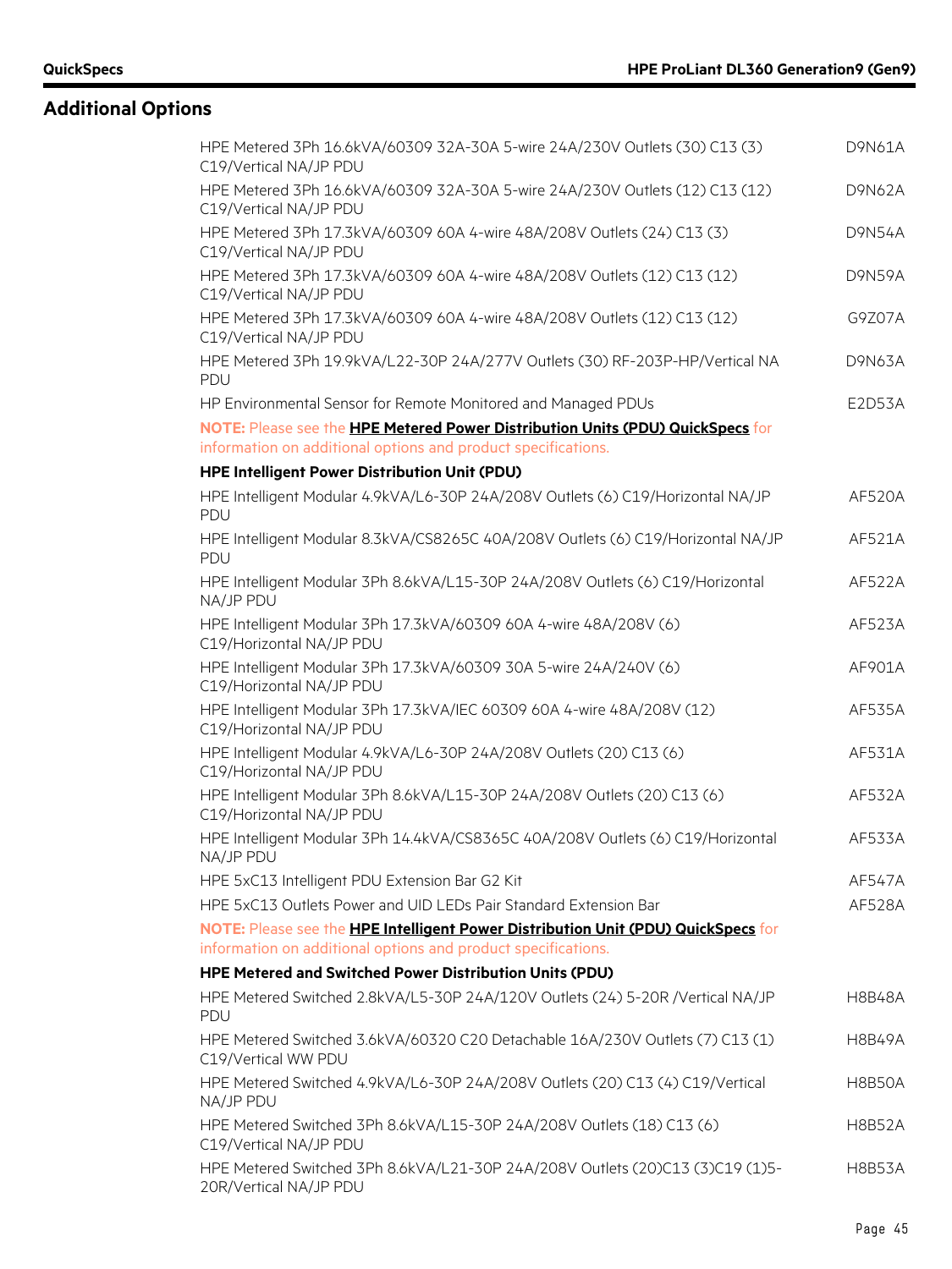## Additional Options

| | |
|---|---|
| HPE Metered 3Ph 16.6kVA/60309 32A-30A 5-wire 24A/230V Outlets (30) C13 (3) C19/Vertical NA/JP PDU | D9N61A |
| HPE Metered 3Ph 16.6kVA/60309 32A-30A 5-wire 24A/230V Outlets (12) C13 (12) C19/Vertical NA/JP PDU | D9N62A |
| HPE Metered 3Ph 17.3kVA/60309 60A 4-wire 48A/208V Outlets (24) C13 (3) C19/Vertical NA/JP PDU | D9N54A |
| HPE Metered 3Ph 17.3kVA/60309 60A 4-wire 48A/208V Outlets (12) C13 (12) C19/Vertical NA/JP PDU | D9N59A |
| HPE Metered 3Ph 17.3kVA/60309 60A 4-wire 48A/208V Outlets (12) C13 (12) C19/Vertical NA/JP PDU | G9Z07A |
| HPE Metered 3Ph 19.9kVA/L22-30P 24A/277V Outlets (30) RF-203P-HP/Vertical NA PDU | D9N63A |
| HP Environmental Sensor for Remote Monitored and Managed PDUs | E2D53A |

**NOTE:** Please see the **HPE Metered Power Distribution Units (PDU) QuickSpecs** for information on additional options and product specifications.

**HPE Intelligent Power Distribution Unit (PDU)**

| | |
|---|---|
| HPE Intelligent Modular 4.9kVA/L6-30P 24A/208V Outlets (6) C19/Horizontal NA/JP PDU | AF520A |
| HPE Intelligent Modular 8.3kVA/CS8265C 40A/208V Outlets (6) C19/Horizontal NA/JP PDU | AF521A |
| HPE Intelligent Modular 3Ph 8.6kVA/L15-30P 24A/208V Outlets (6) C19/Horizontal NA/JP PDU | AF522A |
| HPE Intelligent Modular 3Ph 17.3kVA/60309 60A 4-wire 48A/208V (6) C19/Horizontal NA/JP PDU | AF523A |
| HPE Intelligent Modular 3Ph 17.3kVA/60309 30A 5-wire 24A/240V (6) C19/Horizontal NA/JP PDU | AF901A |
| HPE Intelligent Modular 3Ph 17.3kVA/IEC 60309 60A 4-wire 48A/208V (12) C19/Horizontal NA/JP PDU | AF535A |
| HPE Intelligent Modular 4.9kVA/L6-30P 24A/208V Outlets (20) C13 (6) C19/Horizontal NA/JP PDU | AF531A |
| HPE Intelligent Modular 3Ph 8.6kVA/L15-30P 24A/208V Outlets (20) C13 (6) C19/Horizontal NA/JP PDU | AF532A |
| HPE Intelligent Modular 3Ph 14.4kVA/CS8365C 40A/208V Outlets (6) C19/Horizontal NA/JP PDU | AF533A |
| HPE 5xC13 Intelligent PDU Extension Bar G2 Kit | AF547A |
| HPE 5xC13 Outlets Power and UID LEDs Pair Standard Extension Bar | AF528A |

**NOTE:** Please see the **HPE Intelligent Power Distribution Unit (PDU) QuickSpecs** for information on additional options and product specifications.

**HPE Metered and Switched Power Distribution Units (PDU)**

| | |
|---|---|
| HPE Metered Switched 2.8kVA/L5-30P 24A/120V Outlets (24) 5-20R /Vertical NA/JP PDU | H8B48A |
| HPE Metered Switched 3.6kVA/60320 C20 Detachable 16A/230V Outlets (7) C13 (1) C19/Vertical WW PDU | H8B49A |
| HPE Metered Switched 4.9kVA/L6-30P 24A/208V Outlets (20) C13 (4) C19/Vertical NA/JP PDU | H8B50A |
| HPE Metered Switched 3Ph 8.6kVA/L15-30P 24A/208V Outlets (18) C13 (6) C19/Vertical NA/JP PDU | H8B52A |
| HPE Metered Switched 3Ph 8.6kVA/L21-30P 24A/208V Outlets (20)C13 (3)C19 (1)5-20R/Vertical NA/JP PDU | H8B53A |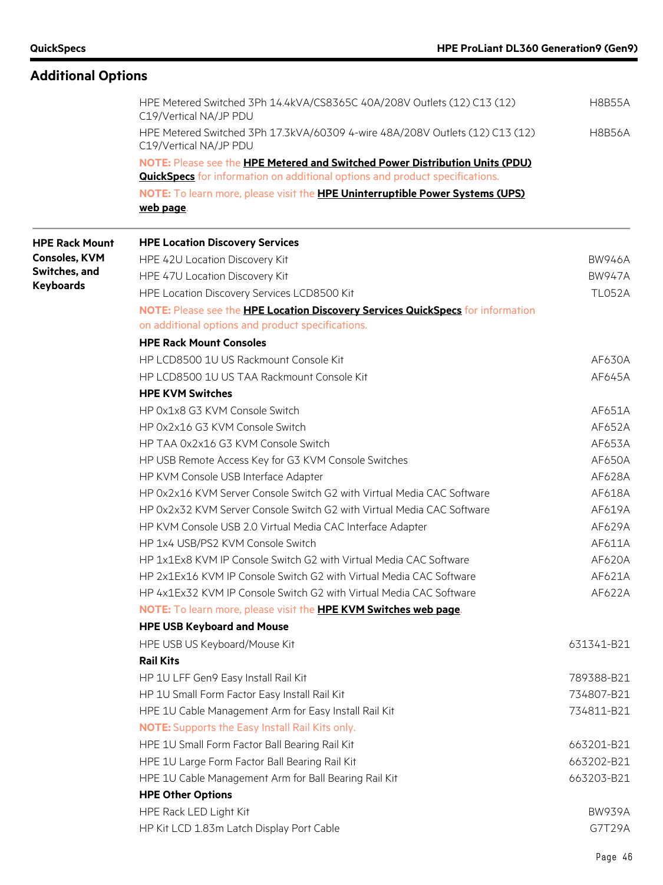## Additional Options

| | | |
|---|---|---|
| | HPE Metered Switched 3Ph 14.4kVA/CS8365C 40A/208V Outlets (12) C13 (12) C19/Vertical NA/JP PDU | H8B55A |
| | HPE Metered Switched 3Ph 17.3kVA/60309 4-wire 48A/208V Outlets (12) C13 (12) C19/Vertical NA/JP PDU | H8B56A |
| | **NOTE:** Please see the **HPE Metered and Switched Power Distribution Units (PDU) QuickSpecs** for information on additional options and product specifications. | |
| | **NOTE:** To learn more, please visit the **HPE Uninterruptible Power Systems (UPS) web page**. | |
| **HPE Rack Mount Consoles, KVM Switches, and Keyboards** | **HPE Location Discovery Services** | |
| | HPE 42U Location Discovery Kit | BW946A |
| | HPE 47U Location Discovery Kit | BW947A |
| | HPE Location Discovery Services LCD8500 Kit | TL052A |
| | **NOTE:** Please see the **HPE Location Discovery Services QuickSpecs** for information on additional options and product specifications. | |
| | **HPE Rack Mount Consoles** | |
| | HP LCD8500 1U US Rackmount Console Kit | AF630A |
| | HP LCD8500 1U US TAA Rackmount Console Kit | AF645A |
| | **HPE KVM Switches** | |
| | HP 0x1x8 G3 KVM Console Switch | AF651A |
| | HP 0x2x16 G3 KVM Console Switch | AF652A |
| | HP TAA 0x2x16 G3 KVM Console Switch | AF653A |
| | HP USB Remote Access Key for G3 KVM Console Switches | AF650A |
| | HP KVM Console USB Interface Adapter | AF628A |
| | HP 0x2x16 KVM Server Console Switch G2 with Virtual Media CAC Software | AF618A |
| | HP 0x2x32 KVM Server Console Switch G2 with Virtual Media CAC Software | AF619A |
| | HP KVM Console USB 2.0 Virtual Media CAC Interface Adapter | AF629A |
| | HP 1x4 USB/PS2 KVM Console Switch | AF611A |
| | HP 1x1Ex8 KVM IP Console Switch G2 with Virtual Media CAC Software | AF620A |
| | HP 2x1Ex16 KVM IP Console Switch G2 with Virtual Media CAC Software | AF621A |
| | HP 4x1Ex32 KVM IP Console Switch G2 with Virtual Media CAC Software | AF622A |
| | **NOTE:** To learn more, please visit the **HPE KVM Switches web page**. | |
| | **HPE USB Keyboard and Mouse** | |
| | HPE USB US Keyboard/Mouse Kit | 631341-B21 |
| | **Rail Kits** | |
| | HP 1U LFF Gen9 Easy Install Rail Kit | 789388-B21 |
| | HP 1U Small Form Factor Easy Install Rail Kit | 734807-B21 |
| | HPE 1U Cable Management Arm for Easy Install Rail Kit | 734811-B21 |
| | **NOTE:** Supports the Easy Install Rail Kits only. | |
| | HPE 1U Small Form Factor Ball Bearing Rail Kit | 663201-B21 |
| | HPE 1U Large Form Factor Ball Bearing Rail Kit | 663202-B21 |
| | HPE 1U Cable Management Arm for Ball Bearing Rail Kit | 663203-B21 |
| | **HPE Other Options** | |
| | HPE Rack LED Light Kit | BW939A |
| | HP Kit LCD 1.83m Latch Display Port Cable | G7T29A |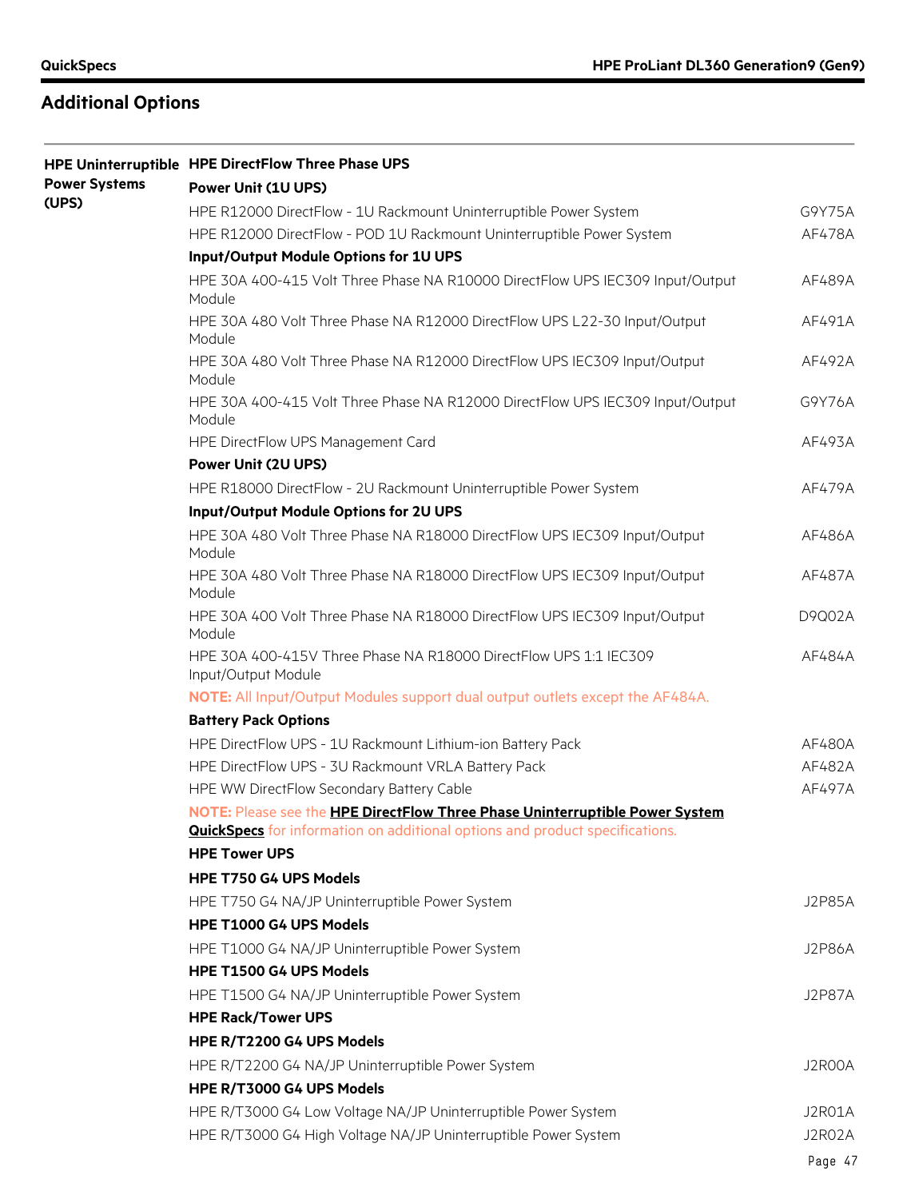## Additional Options

| | | |
|---|---|---|
| **HPE Uninterruptible Power Systems (UPS)** | **HPE DirectFlow Three Phase UPS** | |
| | **Power Unit (1U UPS)** | |
| | HPE R12000 DirectFlow - 1U Rackmount Uninterruptible Power System | G9Y75A |
| | HPE R12000 DirectFlow - POD 1U Rackmount Uninterruptible Power System | AF478A |
| | **Input/Output Module Options for 1U UPS** | |
| | HPE 30A 400-415 Volt Three Phase NA R10000 DirectFlow UPS IEC309 Input/Output Module | AF489A |
| | HPE 30A 480 Volt Three Phase NA R12000 DirectFlow UPS L22-30 Input/Output Module | AF491A |
| | HPE 30A 480 Volt Three Phase NA R12000 DirectFlow UPS IEC309 Input/Output Module | AF492A |
| | HPE 30A 400-415 Volt Three Phase NA R12000 DirectFlow UPS IEC309 Input/Output Module | G9Y76A |
| | HPE DirectFlow UPS Management Card | AF493A |
| | **Power Unit (2U UPS)** | |
| | HPE R18000 DirectFlow - 2U Rackmount Uninterruptible Power System | AF479A |
| | **Input/Output Module Options for 2U UPS** | |
| | HPE 30A 480 Volt Three Phase NA R18000 DirectFlow UPS IEC309 Input/Output Module | AF486A |
| | HPE 30A 480 Volt Three Phase NA R18000 DirectFlow UPS IEC309 Input/Output Module | AF487A |
| | HPE 30A 400 Volt Three Phase NA R18000 DirectFlow UPS IEC309 Input/Output Module | D9Q02A |
| | HPE 30A 400-415V Three Phase NA R18000 DirectFlow UPS 1:1 IEC309 Input/Output Module | AF484A |
| | **NOTE:** All Input/Output Modules support dual output outlets except the AF484A. | |
| | **Battery Pack Options** | |
| | HPE DirectFlow UPS - 1U Rackmount Lithium-ion Battery Pack | AF480A |
| | HPE DirectFlow UPS - 3U Rackmount VRLA Battery Pack | AF482A |
| | HPE WW DirectFlow Secondary Battery Cable | AF497A |
| | **NOTE:** Please see the **HPE DirectFlow Three Phase Uninterruptible Power System QuickSpecs** for information on additional options and product specifications. | |
| | **HPE Tower UPS** | |
| | **HPE T750 G4 UPS Models** | |
| | HPE T750 G4 NA/JP Uninterruptible Power System | J2P85A |
| | **HPE T1000 G4 UPS Models** | |
| | HPE T1000 G4 NA/JP Uninterruptible Power System | J2P86A |
| | **HPE T1500 G4 UPS Models** | |
| | HPE T1500 G4 NA/JP Uninterruptible Power System | J2P87A |
| | **HPE Rack/Tower UPS** | |
| | **HPE R/T2200 G4 UPS Models** | |
| | HPE R/T2200 G4 NA/JP Uninterruptible Power System | J2R00A |
| | **HPE R/T3000 G4 UPS Models** | |
| | HPE R/T3000 G4 Low Voltage NA/JP Uninterruptible Power System | J2R01A |
| | HPE R/T3000 G4 High Voltage NA/JP Uninterruptible Power System | J2R02A |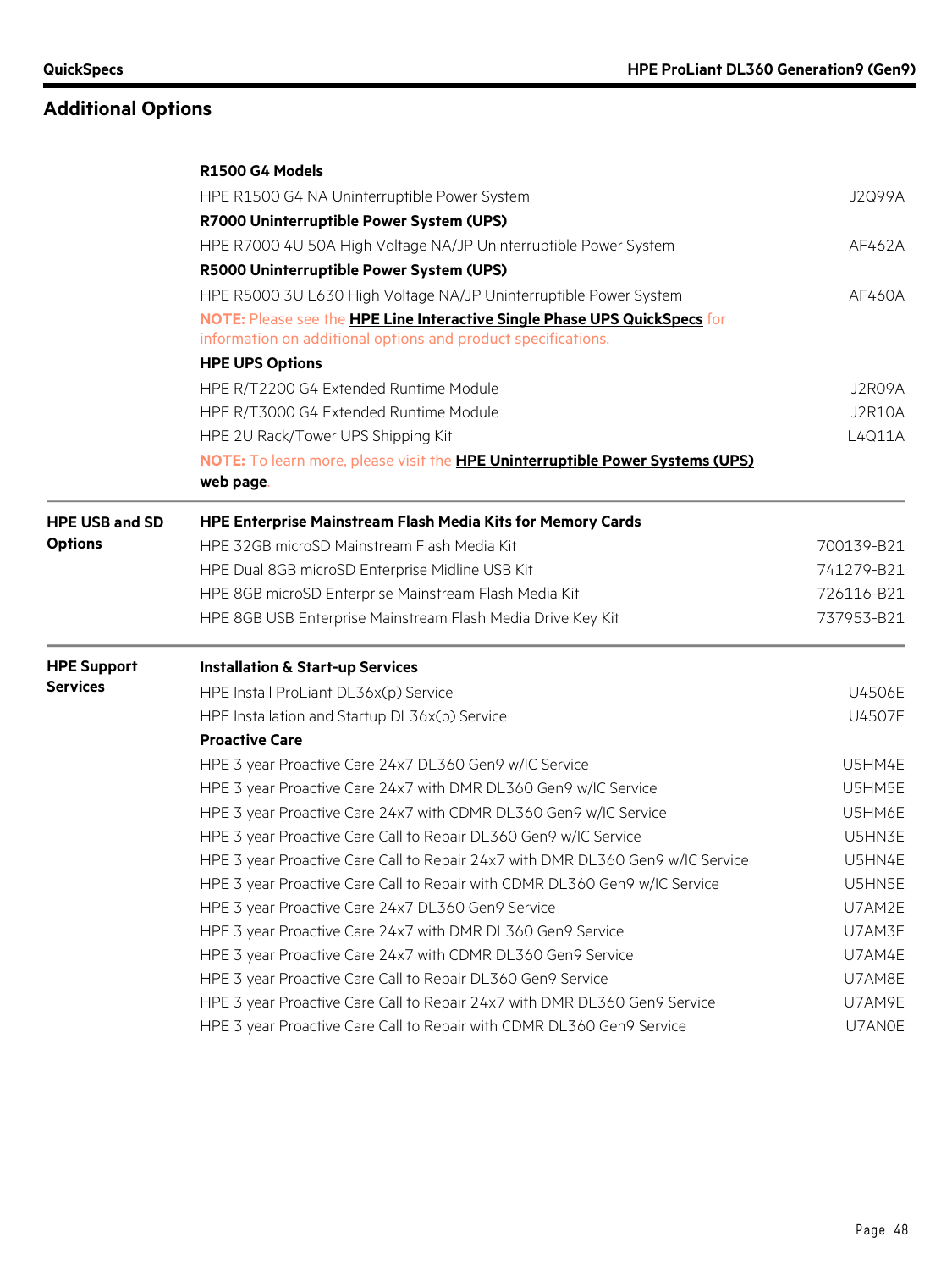## Additional Options

| | | |
|---|---|---|
| | **R1500 G4 Models** | |
| | HPE R1500 G4 NA Uninterruptible Power System | J2Q99A |
| | **R7000 Uninterruptible Power System (UPS)** | |
| | HPE R7000 4U 50A High Voltage NA/JP Uninterruptible Power System | AF462A |
| | **R5000 Uninterruptible Power System (UPS)** | |
| | HPE R5000 3U L630 High Voltage NA/JP Uninterruptible Power System | AF460A |
| | **NOTE:** Please see the **HPE Line Interactive Single Phase UPS QuickSpecs** for information on additional options and product specifications. | |
| | **HPE UPS Options** | |
| | HPE R/T2200 G4 Extended Runtime Module | J2R09A |
| | HPE R/T3000 G4 Extended Runtime Module | J2R10A |
| | HPE 2U Rack/Tower UPS Shipping Kit | L4Q11A |
| | **NOTE:** To learn more, please visit the **HPE Uninterruptible Power Systems (UPS) web page**. | |
| **HPE USB and SD Options** | **HPE Enterprise Mainstream Flash Media Kits for Memory Cards** | |
| | HPE 32GB microSD Mainstream Flash Media Kit | 700139-B21 |
| | HPE Dual 8GB microSD Enterprise Midline USB Kit | 741279-B21 |
| | HPE 8GB microSD Enterprise Mainstream Flash Media Kit | 726116-B21 |
| | HPE 8GB USB Enterprise Mainstream Flash Media Drive Key Kit | 737953-B21 |
| **HPE Support Services** | **Installation & Start-up Services** | |
| | HPE Install ProLiant DL36x(p) Service | U4506E |
| | HPE Installation and Startup DL36x(p) Service | U4507E |
| | **Proactive Care** | |
| | HPE 3 year Proactive Care 24x7 DL360 Gen9 w/IC Service | U5HM4E |
| | HPE 3 year Proactive Care 24x7 with DMR DL360 Gen9 w/IC Service | U5HM5E |
| | HPE 3 year Proactive Care 24x7 with CDMR DL360 Gen9 w/IC Service | U5HM6E |
| | HPE 3 year Proactive Care Call to Repair DL360 Gen9 w/IC Service | U5HN3E |
| | HPE 3 year Proactive Care Call to Repair 24x7 with DMR DL360 Gen9 w/IC Service | U5HN4E |
| | HPE 3 year Proactive Care Call to Repair with CDMR DL360 Gen9 w/IC Service | U5HN5E |
| | HPE 3 year Proactive Care 24x7 DL360 Gen9 Service | U7AM2E |
| | HPE 3 year Proactive Care 24x7 with DMR DL360 Gen9 Service | U7AM3E |
| | HPE 3 year Proactive Care 24x7 with CDMR DL360 Gen9 Service | U7AM4E |
| | HPE 3 year Proactive Care Call to Repair DL360 Gen9 Service | U7AM8E |
| | HPE 3 year Proactive Care Call to Repair 24x7 with DMR DL360 Gen9 Service | U7AM9E |
| | HPE 3 year Proactive Care Call to Repair with CDMR DL360 Gen9 Service | U7AN0E |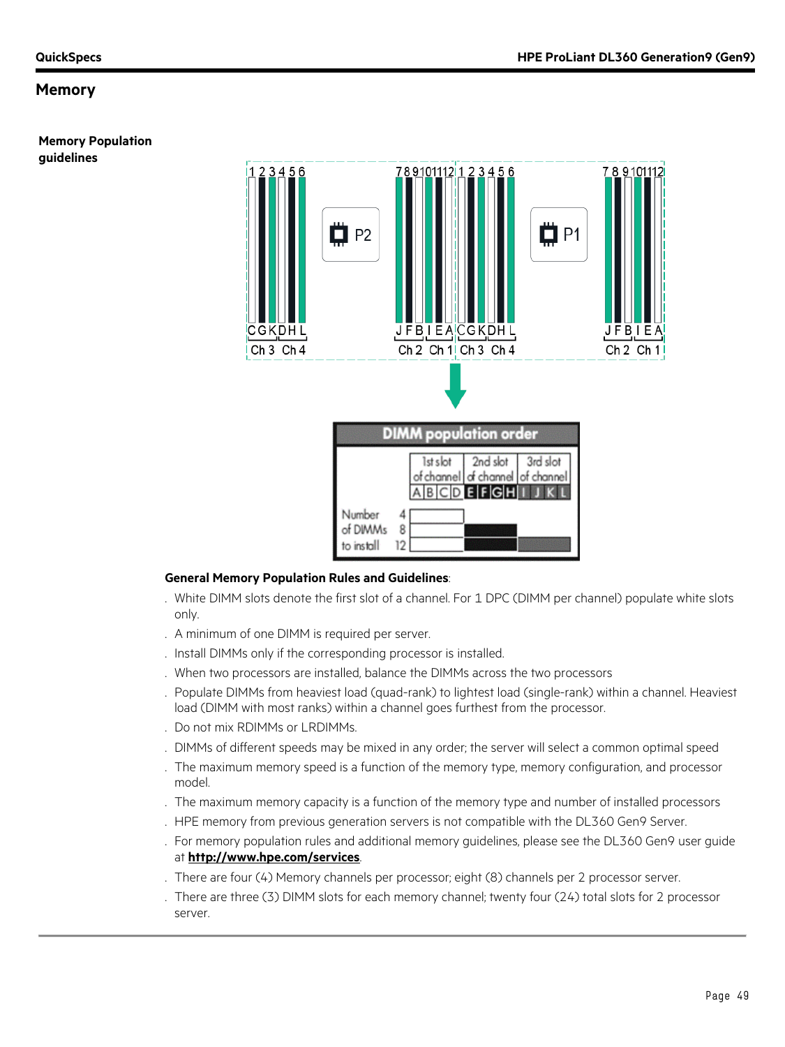## Memory

**Memory Population guidelines**

1 2 3 4 5 6 — C G K D H L — Ch 3 Ch 4 | P2 | 7 8 9 10 11 12 — J F B I E A — Ch 2 Ch 1 | 1 2 3 4 5 6 — C G K D H L — Ch 3 Ch 4 | P1 | 7 8 9 10 11 12 — J F B I E A — Ch 2 Ch 1

**DIMM population order**

| | 1st slot of channel | 2nd slot of channel | 3rd slot of channel |
|---|---|---|---|
| | A B C D | E F G H | I J K L |
| Number of DIMMs to install: 4 | ■ | | |
| 8 | ■ | ■ | |
| 12 | ■ | ■ | ■ |

**General Memory Population Rules and Guidelines**:

- White DIMM slots denote the first slot of a channel. For 1 DPC (DIMM per channel) populate white slots only.
- A minimum of one DIMM is required per server.
- Install DIMMs only if the corresponding processor is installed.
- When two processors are installed, balance the DIMMs across the two processors
- Populate DIMMs from heaviest load (quad-rank) to lightest load (single-rank) within a channel. Heaviest load (DIMM with most ranks) within a channel goes furthest from the processor.
- Do not mix RDIMMs or LRDIMMs.
- DIMMs of different speeds may be mixed in any order; the server will select a common optimal speed
- The maximum memory speed is a function of the memory type, memory configuration, and processor model.
- The maximum memory capacity is a function of the memory type and number of installed processors
- HPE memory from previous generation servers is not compatible with the DL360 Gen9 Server.
- For memory population rules and additional memory guidelines, please see the DL360 Gen9 user guide at **http://www.hpe.com/services**.
- There are four (4) Memory channels per processor; eight (8) channels per 2 processor server.
- There are three (3) DIMM slots for each memory channel; twenty four (24) total slots for 2 processor server.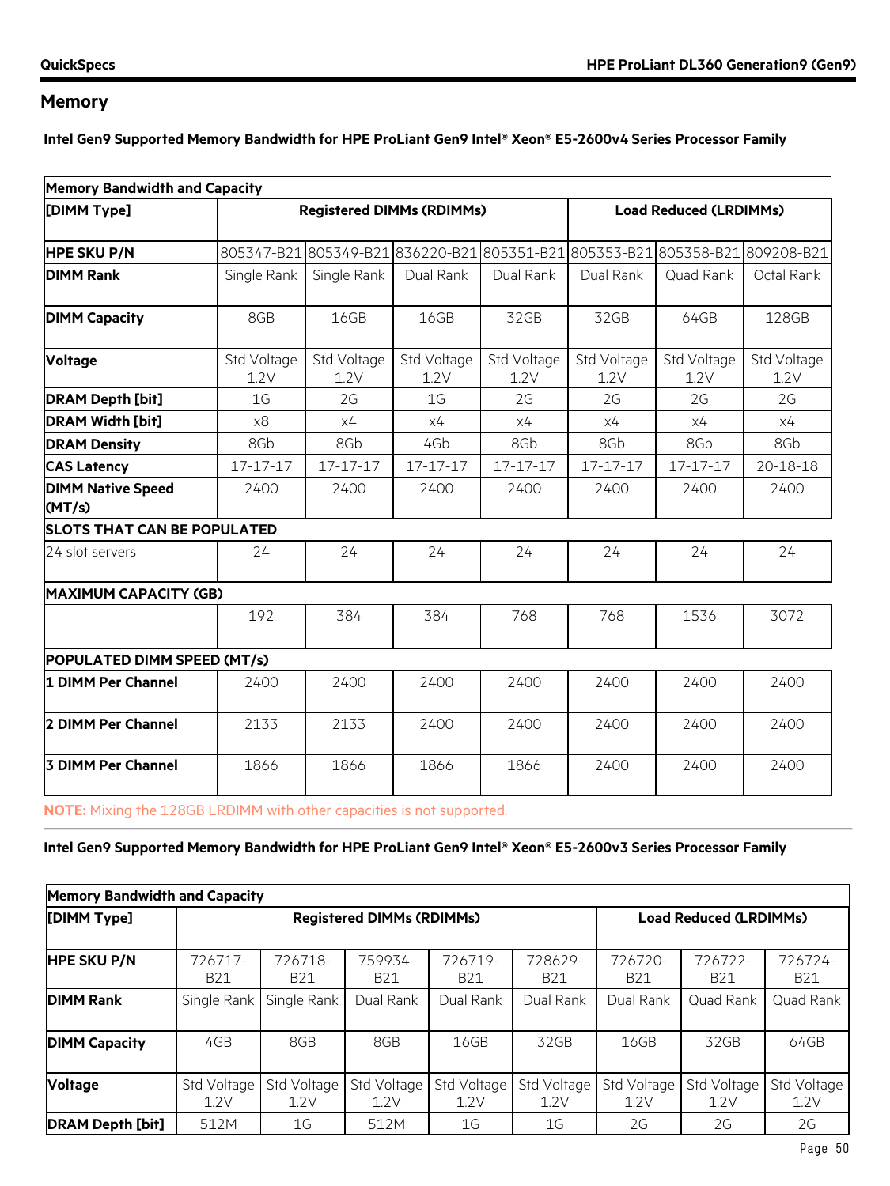## Memory

**Intel Gen9 Supported Memory Bandwidth for HPE ProLiant Gen9 Intel® Xeon® E5-2600v4 Series Processor Family**

| Memory Bandwidth and Capacity | | | | | | | |
|---|---|---|---|---|---|---|---|
| **[DIMM Type]** | **Registered DIMMs (RDIMMs)** | | | | **Load Reduced (LRDIMMs)** | | |
| **HPE SKU P/N** | 805347-B21 | 805349-B21 | 836220-B21 | 805351-B21 | 805353-B21 | 805358-B21 | 809208-B21 |
| **DIMM Rank** | Single Rank | Single Rank | Dual Rank | Dual Rank | Dual Rank | Quad Rank | Octal Rank |
| **DIMM Capacity** | 8GB | 16GB | 16GB | 32GB | 32GB | 64GB | 128GB |
| **Voltage** | Std Voltage 1.2V | Std Voltage 1.2V | Std Voltage 1.2V | Std Voltage 1.2V | Std Voltage 1.2V | Std Voltage 1.2V | Std Voltage 1.2V |
| **DRAM Depth [bit]** | 1G | 2G | 1G | 2G | 2G | 2G | 2G |
| **DRAM Width [bit]** | x8 | x4 | x4 | x4 | x4 | x4 | x4 |
| **DRAM Density** | 8Gb | 8Gb | 4Gb | 8Gb | 8Gb | 8Gb | 8Gb |
| **CAS Latency** | 17-17-17 | 17-17-17 | 17-17-17 | 17-17-17 | 17-17-17 | 17-17-17 | 20-18-18 |
| **DIMM Native Speed (MT/s)** | 2400 | 2400 | 2400 | 2400 | 2400 | 2400 | 2400 |
| **SLOTS THAT CAN BE POPULATED** | | | | | | | |
| 24 slot servers | 24 | 24 | 24 | 24 | 24 | 24 | 24 |
| **MAXIMUM CAPACITY (GB)** | | | | | | | |
| | 192 | 384 | 384 | 768 | 768 | 1536 | 3072 |
| **POPULATED DIMM SPEED (MT/s)** | | | | | | | |
| **1 DIMM Per Channel** | 2400 | 2400 | 2400 | 2400 | 2400 | 2400 | 2400 |
| **2 DIMM Per Channel** | 2133 | 2133 | 2400 | 2400 | 2400 | 2400 | 2400 |
| **3 DIMM Per Channel** | 1866 | 1866 | 1866 | 1866 | 2400 | 2400 | 2400 |

**NOTE:** Mixing the 128GB LRDIMM with other capacities is not supported.

**Intel Gen9 Supported Memory Bandwidth for HPE ProLiant Gen9 Intel® Xeon® E5-2600v3 Series Processor Family**

| Memory Bandwidth and Capacity | | | | | | | | |
|---|---|---|---|---|---|---|---|---|
| **[DIMM Type]** | **Registered DIMMs (RDIMMs)** | | | | | **Load Reduced (LRDIMMs)** | | |
| **HPE SKU P/N** | 726717-B21 | 726718-B21 | 759934-B21 | 726719-B21 | 728629-B21 | 726720-B21 | 726722-B21 | 726724-B21 |
| **DIMM Rank** | Single Rank | Single Rank | Dual Rank | Dual Rank | Dual Rank | Dual Rank | Quad Rank | Quad Rank |
| **DIMM Capacity** | 4GB | 8GB | 8GB | 16GB | 32GB | 16GB | 32GB | 64GB |
| **Voltage** | Std Voltage 1.2V | Std Voltage 1.2V | Std Voltage 1.2V | Std Voltage 1.2V | Std Voltage 1.2V | Std Voltage 1.2V | Std Voltage 1.2V | Std Voltage 1.2V |
| **DRAM Depth [bit]** | 512M | 1G | 512M | 1G | 1G | 2G | 2G | 2G |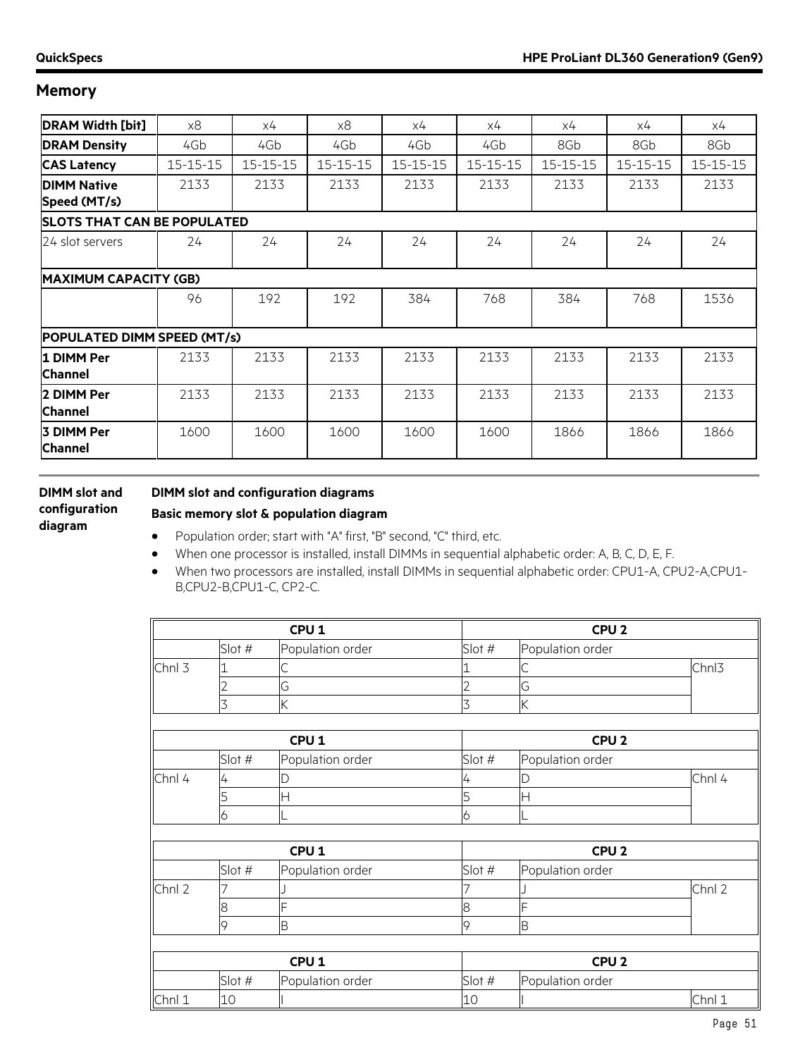## Memory

| DRAM Width [bit] | x8 | x4 | x8 | x4 | x4 | x4 | x4 | x4 |
|---|---|---|---|---|---|---|---|---|
| **DRAM Density** | 4Gb | 4Gb | 4Gb | 4Gb | 4Gb | 8Gb | 8Gb | 8Gb |
| **CAS Latency** | 15-15-15 | 15-15-15 | 15-15-15 | 15-15-15 | 15-15-15 | 15-15-15 | 15-15-15 | 15-15-15 |
| **DIMM Native Speed (MT/s)** | 2133 | 2133 | 2133 | 2133 | 2133 | 2133 | 2133 | 2133 |
| **SLOTS THAT CAN BE POPULATED** | | | | | | | | |
| 24 slot servers | 24 | 24 | 24 | 24 | 24 | 24 | 24 | 24 |
| **MAXIMUM CAPACITY (GB)** | | | | | | | | |
| | 96 | 192 | 192 | 384 | 768 | 384 | 768 | 1536 |
| **POPULATED DIMM SPEED (MT/s)** | | | | | | | | |
| **1 DIMM Per Channel** | 2133 | 2133 | 2133 | 2133 | 2133 | 2133 | 2133 | 2133 |
| **2 DIMM Per Channel** | 2133 | 2133 | 2133 | 2133 | 2133 | 2133 | 2133 | 2133 |
| **3 DIMM Per Channel** | 1600 | 1600 | 1600 | 1600 | 1600 | 1866 | 1866 | 1866 |

**DIMM slot and configuration diagram**

**DIMM slot and configuration diagrams**

**Basic memory slot & population diagram**

- Population order; start with "A" first, "B" second, "C" third, etc.
- When one processor is installed, install DIMMs in sequential alphabetic order: A, B, C, D, E, F.
- When two processors are installed, install DIMMs in sequential alphabetic order: CPU1-A, CPU2-A,CPU1-B,CPU2-B,CPU1-C, CP2-C.

| CPU 1 | | | CPU 2 | | |
|---|---|---|---|---|---|
| | Slot # | Population order | Slot # | Population order | |
| Chnl 3 | 1 | C | 1 | C | Chnl3 |
| | 2 | G | 2 | G | |
| | 3 | K | 3 | K | |

| CPU 1 | | | CPU 2 | | |
|---|---|---|---|---|---|
| | Slot # | Population order | Slot # | Population order | |
| Chnl 4 | 4 | D | 4 | D | Chnl 4 |
| | 5 | H | 5 | H | |
| | 6 | L | 6 | L | |

| CPU 1 | | | CPU 2 | | |
|---|---|---|---|---|---|
| | Slot # | Population order | Slot # | Population order | |
| Chnl 2 | 7 | J | 7 | J | Chnl 2 |
| | 8 | F | 8 | F | |
| | 9 | B | 9 | B | |

| CPU 1 | | | CPU 2 | | |
|---|---|---|---|---|---|
| | Slot # | Population order | Slot # | Population order | |
| Chnl 1 | 10 | I | 10 | I | Chnl 1 |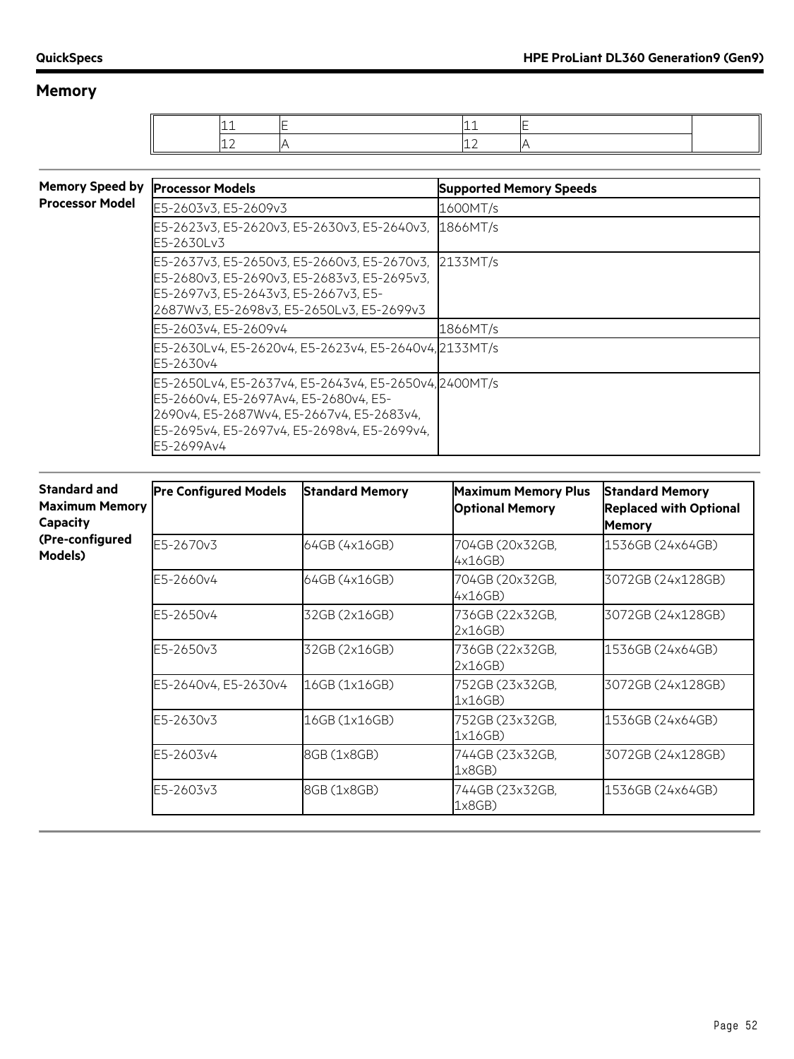## Memory

| | | | | | |
|---|---|---|---|---|---|
| | 11 | E | 11 | E | |
| | 12 | A | 12 | A | |

**Memory Speed by Processor Model**

| Processor Models | Supported Memory Speeds |
|---|---|
| E5-2603v3, E5-2609v3 | 1600MT/s |
| E5-2623v3, E5-2620v3, E5-2630v3, E5-2640v3, E5-2630Lv3 | 1866MT/s |
| E5-2637v3, E5-2650v3, E5-2660v3, E5-2670v3, E5-2680v3, E5-2690v3, E5-2683v3, E5-2695v3, E5-2697v3, E5-2643v3, E5-2667v3, E5-2687Wv3, E5-2698v3, E5-2650Lv3, E5-2699v3 | 2133MT/s |
| E5-2603v4, E5-2609v4 | 1866MT/s |
| E5-2630Lv4, E5-2620v4, E5-2623v4, E5-2640v4, E5-2630v4 | 2133MT/s |
| E5-2650Lv4, E5-2637v4, E5-2643v4, E5-2650v4, E5-2660v4, E5-2697Av4, E5-2680v4, E5-2690v4, E5-2687Wv4, E5-2667v4, E5-2683v4, E5-2695v4, E5-2697v4, E5-2698v4, E5-2699v4, E5-2699Av4 | 2400MT/s |

**Standard and Maximum Memory Capacity (Pre-configured Models)**

| Pre Configured Models | Standard Memory | Maximum Memory Plus Optional Memory | Standard Memory Replaced with Optional Memory |
|---|---|---|---|
| E5-2670v3 | 64GB (4x16GB) | 704GB (20x32GB, 4x16GB) | 1536GB (24x64GB) |
| E5-2660v4 | 64GB (4x16GB) | 704GB (20x32GB, 4x16GB) | 3072GB (24x128GB) |
| E5-2650v4 | 32GB (2x16GB) | 736GB (22x32GB, 2x16GB) | 3072GB (24x128GB) |
| E5-2650v3 | 32GB (2x16GB) | 736GB (22x32GB, 2x16GB) | 1536GB (24x64GB) |
| E5-2640v4, E5-2630v4 | 16GB (1x16GB) | 752GB (23x32GB, 1x16GB) | 3072GB (24x128GB) |
| E5-2630v3 | 16GB (1x16GB) | 752GB (23x32GB, 1x16GB) | 1536GB (24x64GB) |
| E5-2603v4 | 8GB (1x8GB) | 744GB (23x32GB, 1x8GB) | 3072GB (24x128GB) |
| E5-2603v3 | 8GB (1x8GB) | 744GB (23x32GB, 1x8GB) | 1536GB (24x64GB) |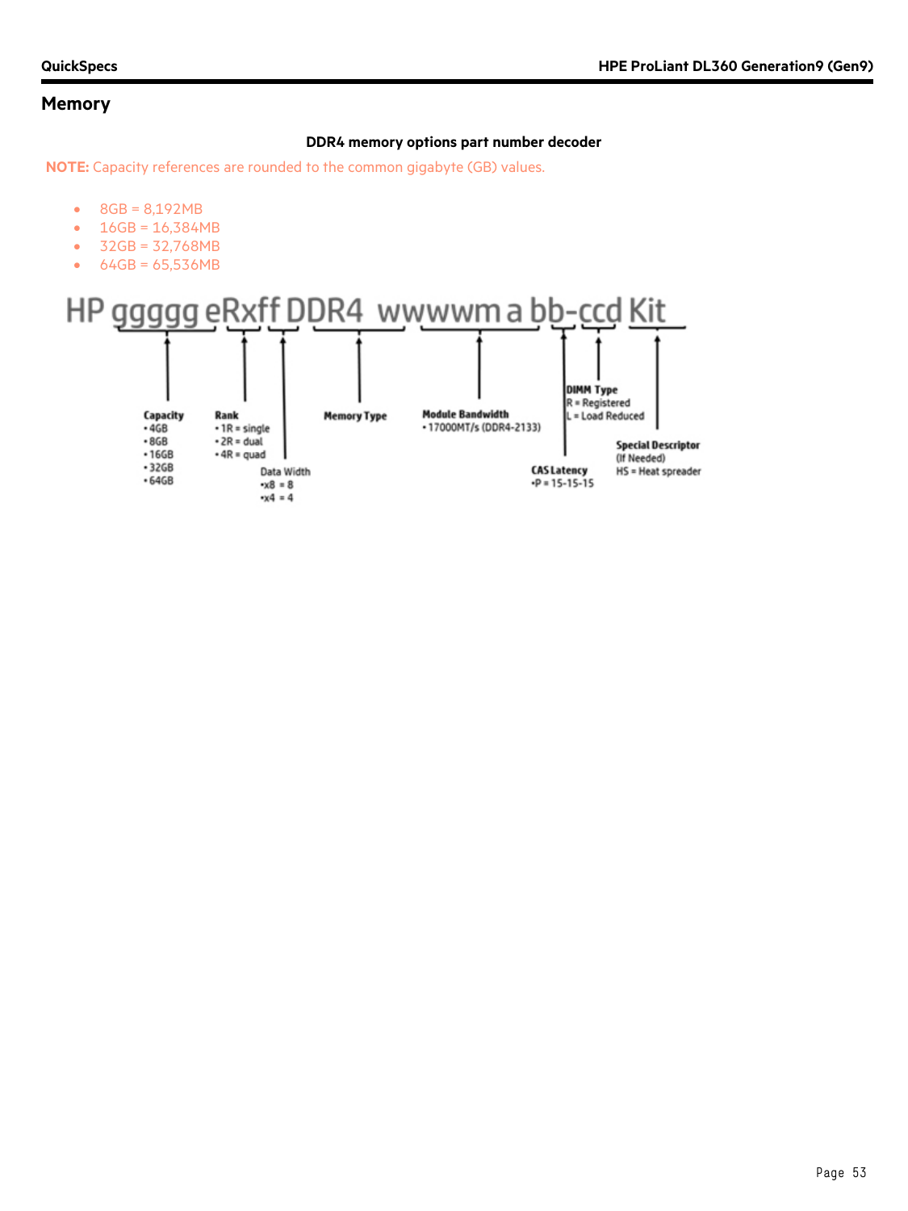## Memory

**DDR4 memory options part number decoder**

**NOTE:** Capacity references are rounded to the common gigabyte (GB) values.

- 8GB = 8,192MB
- 16GB = 16,384MB
- 32GB = 32,768MB
- 64GB = 65,536MB

HP ggggg eRxff DDR4 wwwwm a bb-ccd Kit

**Capacity**
- 4GB
- 8GB
- 16GB
- 32GB
- 64GB

**Rank**
- 1R = single
- 2R = dual
- 4R = quad

Data Width
- x8 = 8
- x4 = 4

**Memory Type**

**Module Bandwidth**
- 17000MT/s (DDR4-2133)

**CAS Latency**
- P = 15-15-15

**DIMM Type**
R = Registered
L = Load Reduced

**Special Descriptor**
(If Needed)
HS = Heat spreader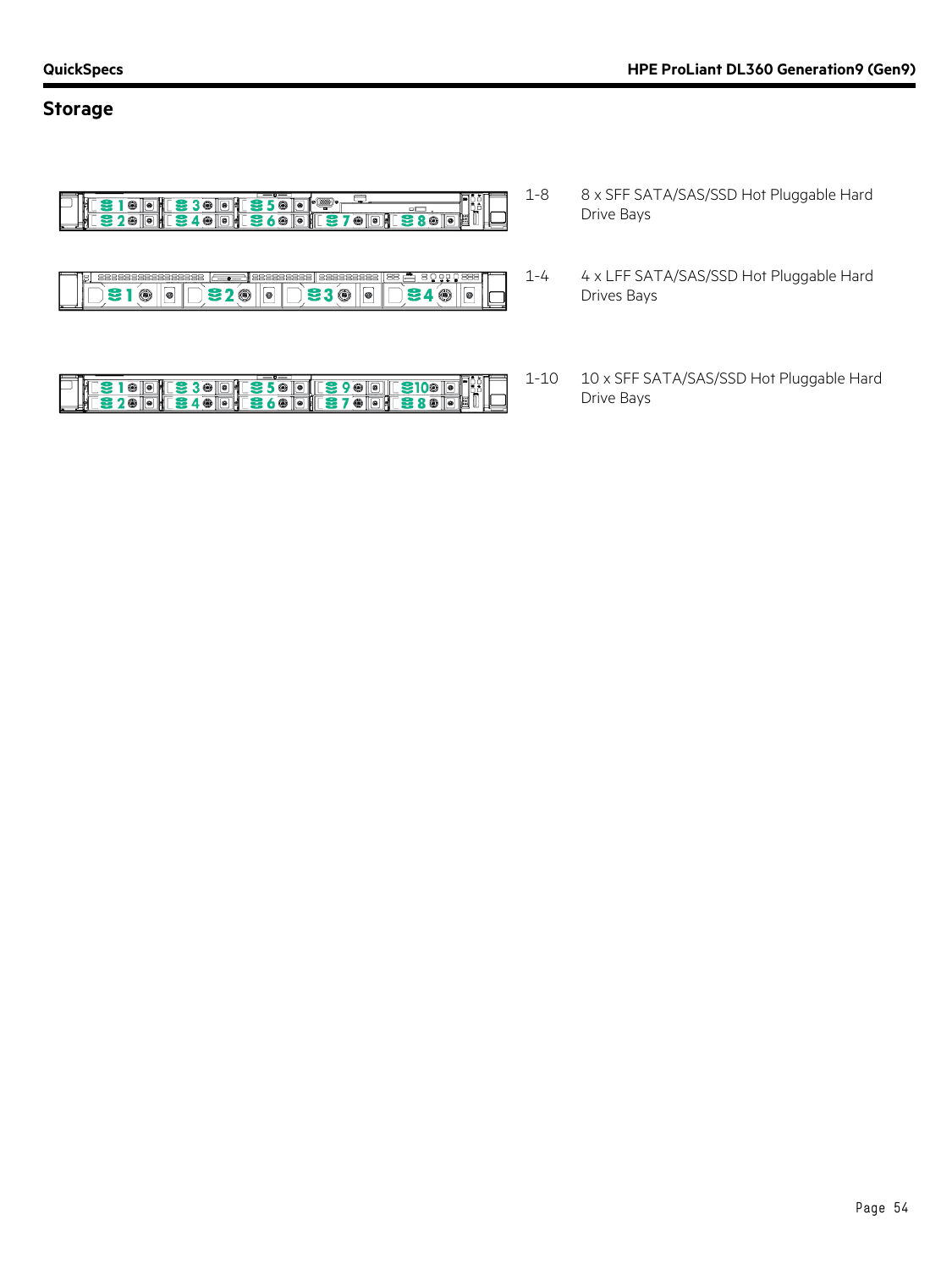## Storage

| | |
|---|---|
| 1-8 | 8 x SFF SATA/SAS/SSD Hot Pluggable Hard Drive Bays |
| 1-4 | 4 x LFF SATA/SAS/SSD Hot Pluggable Hard Drives Bays |
| 1-10 | 10 x SFF SATA/SAS/SSD Hot Pluggable Hard Drive Bays |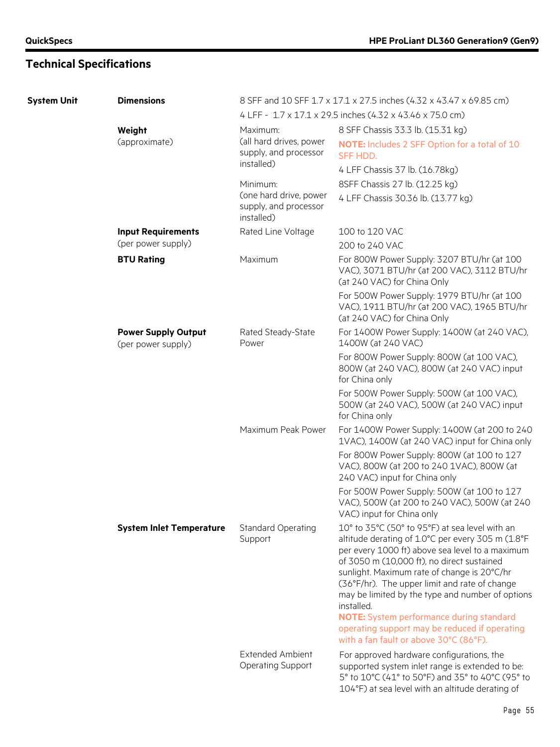## Technical Specifications

| | | | |
|---|---|---|---|
| **System Unit** | **Dimensions** | 8 SFF and 10 SFF 1.7 x 17.1 x 27.5 inches (4.32 x 43.47 x 69.85 cm)<br>4 LFF - 1.7 x 17.1 x 29.5 inches (4.32 x 43.46 x 75.0 cm) | |
| | **Weight** (approximate) | Maximum: (all hard drives, power supply, and processor installed) | 8 SFF Chassis 33.3 lb. (15.31 kg)<br>**NOTE:** Includes 2 SFF Option for a total of 10 SFF HDD.<br>4 LFF Chassis 37 lb. (16.78kg) |
| | | Minimum: (one hard drive, power supply, and processor installed) | 8SFF Chassis 27 lb. (12.25 kg)<br>4 LFF Chassis 30.36 lb. (13.77 kg) |
| | **Input Requirements** (per power supply) | Rated Line Voltage | 100 to 120 VAC<br>200 to 240 VAC |
| | **BTU Rating** | Maximum | For 800W Power Supply: 3207 BTU/hr (at 100 VAC), 3071 BTU/hr (at 200 VAC), 3112 BTU/hr (at 240 VAC) for China Only<br>For 500W Power Supply: 1979 BTU/hr (at 100 VAC), 1911 BTU/hr (at 200 VAC), 1965 BTU/hr (at 240 VAC) for China Only |
| | **Power Supply Output** (per power supply) | Rated Steady-State Power | For 1400W Power Supply: 1400W (at 240 VAC), 1400W (at 240 VAC)<br>For 800W Power Supply: 800W (at 100 VAC), 800W (at 240 VAC), 800W (at 240 VAC) input for China only<br>For 500W Power Supply: 500W (at 100 VAC), 500W (at 240 VAC), 500W (at 240 VAC) input for China only |
| | | Maximum Peak Power | For 1400W Power Supply: 1400W (at 200 to 240 1VAC), 1400W (at 240 VAC) input for China only<br>For 800W Power Supply: 800W (at 100 to 127 VAC), 800W (at 200 to 240 1VAC), 800W (at 240 VAC) input for China only<br>For 500W Power Supply: 500W (at 100 to 127 VAC), 500W (at 200 to 240 VAC), 500W (at 240 VAC) input for China only |
| | **System Inlet Temperature** | Standard Operating Support | 10° to 35°C (50° to 95°F) at sea level with an altitude derating of 1.0°C per every 305 m (1.8°F per every 1000 ft) above sea level to a maximum of 3050 m (10,000 ft), no direct sustained sunlight. Maximum rate of change is 20°C/hr (36°F/hr). The upper limit and rate of change may be limited by the type and number of options installed.<br>**NOTE:** System performance during standard operating support may be reduced if operating with a fan fault or above 30°C (86°F). |
| | | Extended Ambient Operating Support | For approved hardware configurations, the supported system inlet range is extended to be: 5° to 10°C (41° to 50°F) and 35° to 40°C (95° to 104°F) at sea level with an altitude derating of |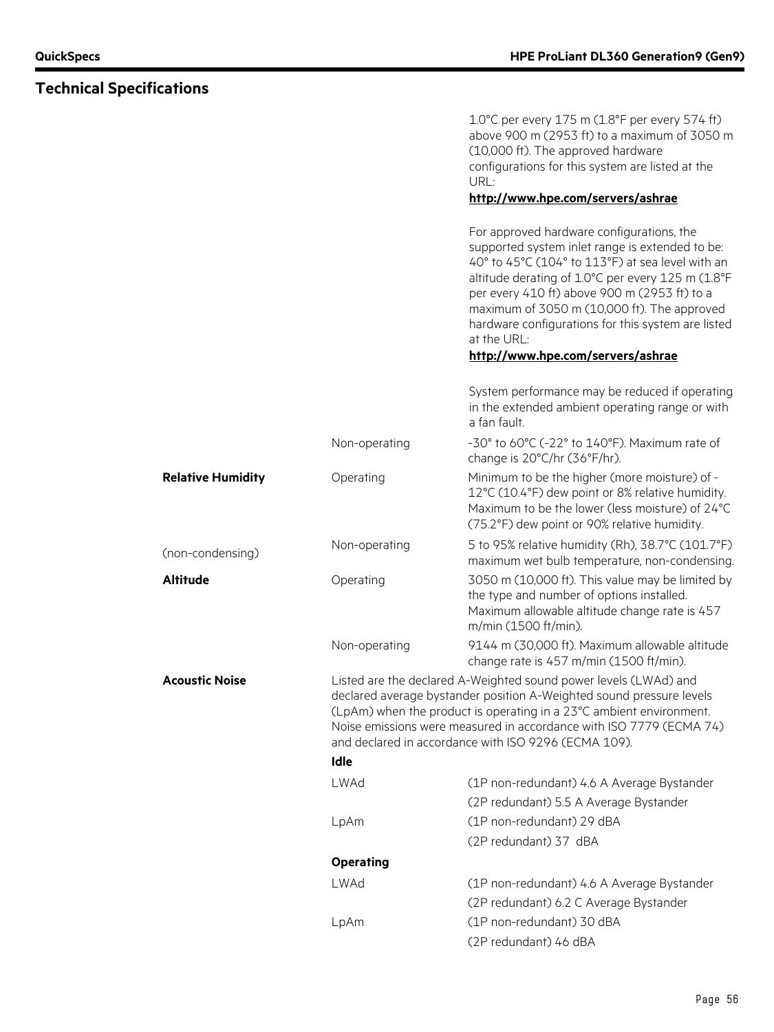## Technical Specifications

| | | |
|---|---|---|
| | | 1.0°C per every 175 m (1.8°F per every 574 ft) above 900 m (2953 ft) to a maximum of 3050 m (10,000 ft). The approved hardware configurations for this system are listed at the URL: **http://www.hpe.com/servers/ashrae** |
| | | For approved hardware configurations, the supported system inlet range is extended to be: 40° to 45°C (104° to 113°F) at sea level with an altitude derating of 1.0°C per every 125 m (1.8°F per every 410 ft) above 900 m (2953 ft) to a maximum of 3050 m (10,000 ft). The approved hardware configurations for this system are listed at the URL: **http://www.hpe.com/servers/ashrae** |
| | | System performance may be reduced if operating in the extended ambient operating range or with a fan fault. |
| | Non-operating | -30° to 60°C (-22° to 140°F). Maximum rate of change is 20°C/hr (36°F/hr). |
| **Relative Humidity** | Operating | Minimum to be the higher (more moisture) of -12°C (10.4°F) dew point or 8% relative humidity. Maximum to be the lower (less moisture) of 24°C (75.2°F) dew point or 90% relative humidity. |
| (non-condensing) | Non-operating | 5 to 95% relative humidity (Rh), 38.7°C (101.7°F) maximum wet bulb temperature, non-condensing. |
| **Altitude** | Operating | 3050 m (10,000 ft). This value may be limited by the type and number of options installed. Maximum allowable altitude change rate is 457 m/min (1500 ft/min). |
| | Non-operating | 9144 m (30,000 ft). Maximum allowable altitude change rate is 457 m/min (1500 ft/min). |

**Acoustic Noise**

Listed are the declared A-Weighted sound power levels (LWAd) and declared average bystander position A-Weighted sound pressure levels (LpAm) when the product is operating in a 23°C ambient environment. Noise emissions were measured in accordance with ISO 7779 (ECMA 74) and declared in accordance with ISO 9296 (ECMA 109).

| | | |
|---|---|---|
| **Idle** | | |
| | LWAd | (1P non-redundant) 4.6 A Average Bystander |
| | | (2P redundant) 5.5 A Average Bystander |
| | LpAm | (1P non-redundant) 29 dBA |
| | | (2P redundant) 37 dBA |
| **Operating** | | |
| | LWAd | (1P non-redundant) 4.6 A Average Bystander |
| | | (2P redundant) 6.2 C Average Bystander |
| | LpAm | (1P non-redundant) 30 dBA |
| | | (2P redundant) 46 dBA |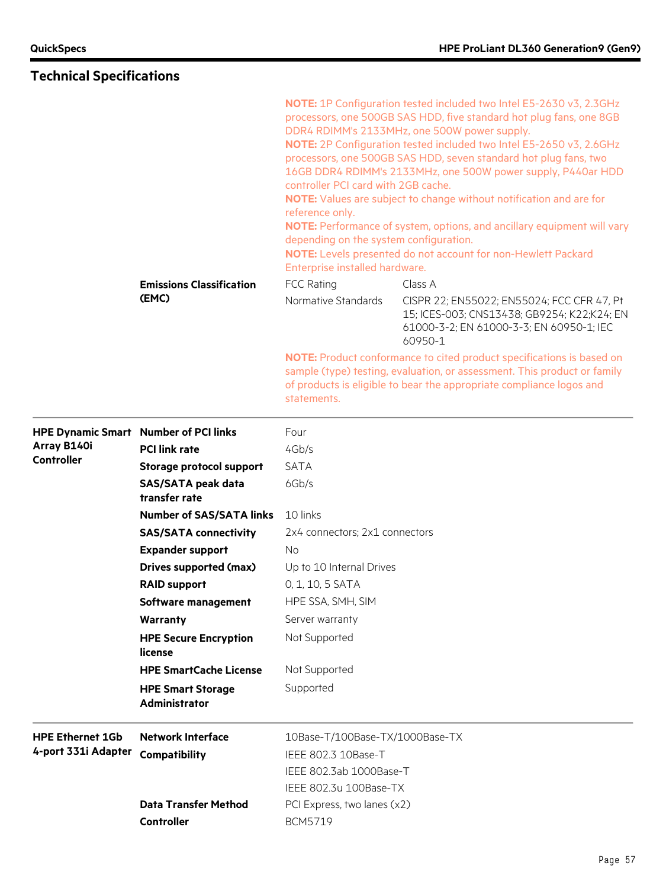## Technical Specifications

**NOTE:** 1P Configuration tested included two Intel E5-2630 v3, 2.3GHz processors, one 500GB SAS HDD, five standard hot plug fans, one 8GB DDR4 RDIMM's 2133MHz, one 500W power supply.

**NOTE:** 2P Configuration tested included two Intel E5-2650 v3, 2.6GHz processors, one 500GB SAS HDD, seven standard hot plug fans, two 16GB DDR4 RDIMM's 2133MHz, one 500W power supply, P440ar HDD controller PCI card with 2GB cache.

**NOTE:** Values are subject to change without notification and are for reference only.

**NOTE:** Performance of system, options, and ancillary equipment will vary depending on the system configuration.

**NOTE:** Levels presented do not account for non-Hewlett Packard Enterprise installed hardware.

| | | | |
|---|---|---|---|
| **Emissions Classification (EMC)** | FCC Rating | Class A |
| | Normative Standards | CISPR 22; EN55022; EN55024; FCC CFR 47, Pt 15; ICES-003; CNS13438; GB9254; K22;K24; EN 61000-3-2; EN 61000-3-3; EN 60950-1; IEC 60950-1 |

**NOTE:** Product conformance to cited product specifications is based on sample (type) testing, evaluation, or assessment. This product or family of products is eligible to bear the appropriate compliance logos and statements.

| | | |
|---|---|---|
| **HPE Dynamic Smart Array B140i Controller** | **Number of PCI links** | Four |
| | **PCI link rate** | 4Gb/s |
| | **Storage protocol support** | SATA |
| | **SAS/SATA peak data transfer rate** | 6Gb/s |
| | **Number of SAS/SATA links** | 10 links |
| | **SAS/SATA connectivity** | 2x4 connectors; 2x1 connectors |
| | **Expander support** | No |
| | **Drives supported (max)** | Up to 10 Internal Drives |
| | **RAID support** | 0, 1, 10, 5 SATA |
| | **Software management** | HPE SSA, SMH, SIM |
| | **Warranty** | Server warranty |
| | **HPE Secure Encryption license** | Not Supported |
| | **HPE SmartCache License** | Not Supported |
| | **HPE Smart Storage Administrator** | Supported |

| | | |
|---|---|---|
| **HPE Ethernet 1Gb 4-port 331i Adapter** | **Network Interface** | 10Base-T/100Base-TX/1000Base-TX |
| | **Compatibility** | IEEE 802.3 10Base-T<br>IEEE 802.3ab 1000Base-T<br>IEEE 802.3u 100Base-TX |
| | **Data Transfer Method** | PCI Express, two lanes (x2) |
| | **Controller** | BCM5719 |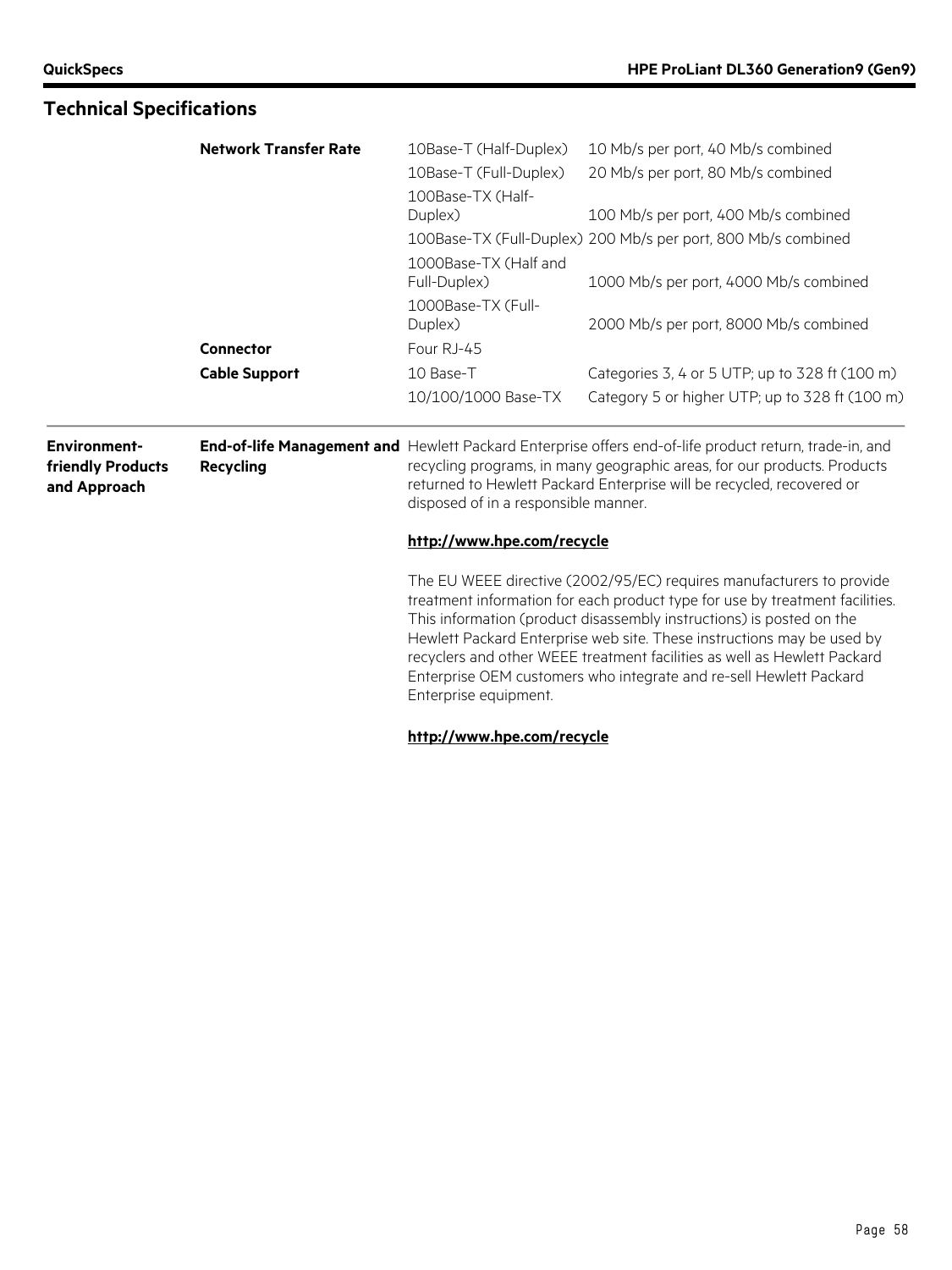## Technical Specifications

| | | | |
|---|---|---|---|
| | **Network Transfer Rate** | 10Base-T (Half-Duplex) | 10 Mb/s per port, 40 Mb/s combined |
| | | 10Base-T (Full-Duplex) | 20 Mb/s per port, 80 Mb/s combined |
| | | 100Base-TX (Half-Duplex) | 100 Mb/s per port, 400 Mb/s combined |
| | | 100Base-TX (Full-Duplex) | 200 Mb/s per port, 800 Mb/s combined |
| | | 1000Base-TX (Half and Full-Duplex) | 1000 Mb/s per port, 4000 Mb/s combined |
| | | 1000Base-TX (Full-Duplex) | 2000 Mb/s per port, 8000 Mb/s combined |
| | **Connector** | Four RJ-45 | |
| | **Cable Support** | 10 Base-T | Categories 3, 4 or 5 UTP; up to 328 ft (100 m) |
| | | 10/100/1000 Base-TX | Category 5 or higher UTP; up to 328 ft (100 m) |

**Environment-friendly Products and Approach**

**End-of-life Management and Recycling**

Hewlett Packard Enterprise offers end-of-life product return, trade-in, and recycling programs, in many geographic areas, for our products. Products returned to Hewlett Packard Enterprise will be recycled, recovered or disposed of in a responsible manner.

**http://www.hpe.com/recycle**

The EU WEEE directive (2002/95/EC) requires manufacturers to provide treatment information for each product type for use by treatment facilities. This information (product disassembly instructions) is posted on the Hewlett Packard Enterprise web site. These instructions may be used by recyclers and other WEEE treatment facilities as well as Hewlett Packard Enterprise OEM customers who integrate and re-sell Hewlett Packard Enterprise equipment.

**http://www.hpe.com/recycle**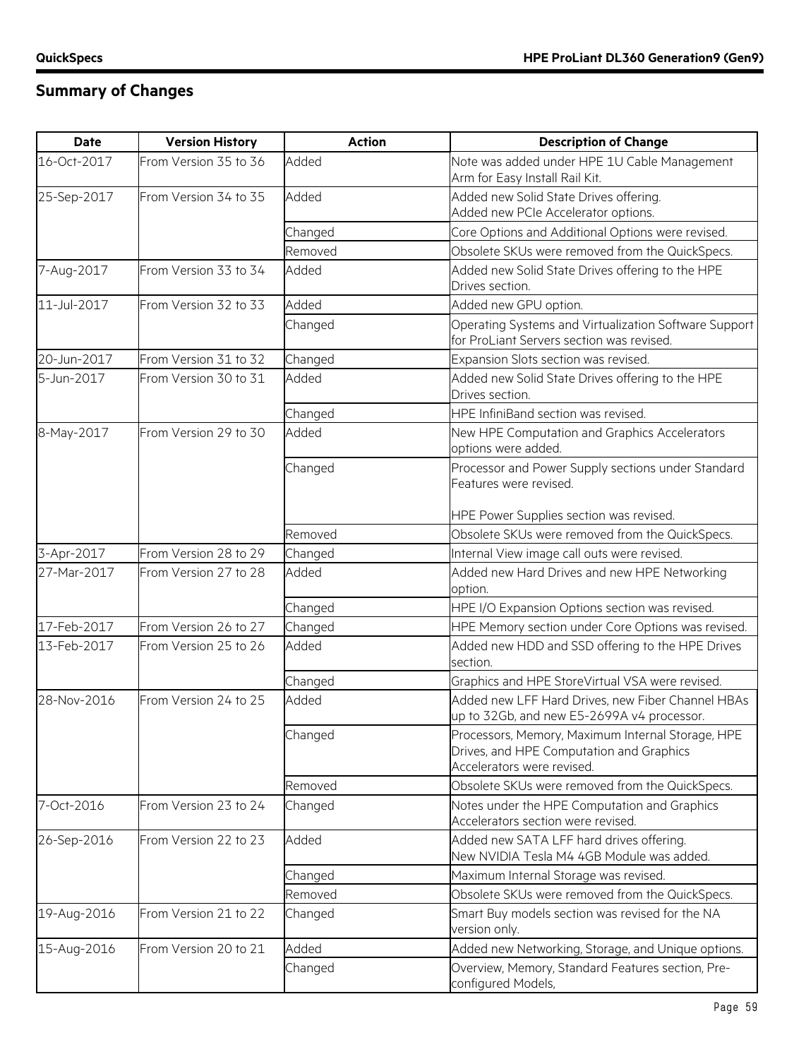## Summary of Changes

| Date | Version History | Action | Description of Change |
|---|---|---|---|
| 16-Oct-2017 | From Version 35 to 36 | Added | Note was added under HPE 1U Cable Management Arm for Easy Install Rail Kit. |
| 25-Sep-2017 | From Version 34 to 35 | Added | Added new Solid State Drives offering.<br>Added new PCIe Accelerator options. |
| | | Changed | Core Options and Additional Options were revised. |
| | | Removed | Obsolete SKUs were removed from the QuickSpecs. |
| 7-Aug-2017 | From Version 33 to 34 | Added | Added new Solid State Drives offering to the HPE Drives section. |
| 11-Jul-2017 | From Version 32 to 33 | Added | Added new GPU option. |
| | | Changed | Operating Systems and Virtualization Software Support for ProLiant Servers section was revised. |
| 20-Jun-2017 | From Version 31 to 32 | Changed | Expansion Slots section was revised. |
| 5-Jun-2017 | From Version 30 to 31 | Added | Added new Solid State Drives offering to the HPE Drives section. |
| | | Changed | HPE InfiniBand section was revised. |
| 8-May-2017 | From Version 29 to 30 | Added | New HPE Computation and Graphics Accelerators options were added. |
| | | Changed | Processor and Power Supply sections under Standard Features were revised.<br><br>HPE Power Supplies section was revised. |
| | | Removed | Obsolete SKUs were removed from the QuickSpecs. |
| 3-Apr-2017 | From Version 28 to 29 | Changed | Internal View image call outs were revised. |
| 27-Mar-2017 | From Version 27 to 28 | Added | Added new Hard Drives and new HPE Networking option. |
| | | Changed | HPE I/O Expansion Options section was revised. |
| 17-Feb-2017 | From Version 26 to 27 | Changed | HPE Memory section under Core Options was revised. |
| 13-Feb-2017 | From Version 25 to 26 | Added | Added new HDD and SSD offering to the HPE Drives section. |
| | | Changed | Graphics and HPE StoreVirtual VSA were revised. |
| 28-Nov-2016 | From Version 24 to 25 | Added | Added new LFF Hard Drives, new Fiber Channel HBAs up to 32Gb, and new E5-2699A v4 processor. |
| | | Changed | Processors, Memory, Maximum Internal Storage, HPE Drives, and HPE Computation and Graphics Accelerators were revised. |
| | | Removed | Obsolete SKUs were removed from the QuickSpecs. |
| 7-Oct-2016 | From Version 23 to 24 | Changed | Notes under the HPE Computation and Graphics Accelerators section were revised. |
| 26-Sep-2016 | From Version 22 to 23 | Added | Added new SATA LFF hard drives offering.<br>New NVIDIA Tesla M4 4GB Module was added. |
| | | Changed | Maximum Internal Storage was revised. |
| | | Removed | Obsolete SKUs were removed from the QuickSpecs. |
| 19-Aug-2016 | From Version 21 to 22 | Changed | Smart Buy models section was revised for the NA version only. |
| 15-Aug-2016 | From Version 20 to 21 | Added | Added new Networking, Storage, and Unique options. |
| | | Changed | Overview, Memory, Standard Features section, Pre-configured Models, |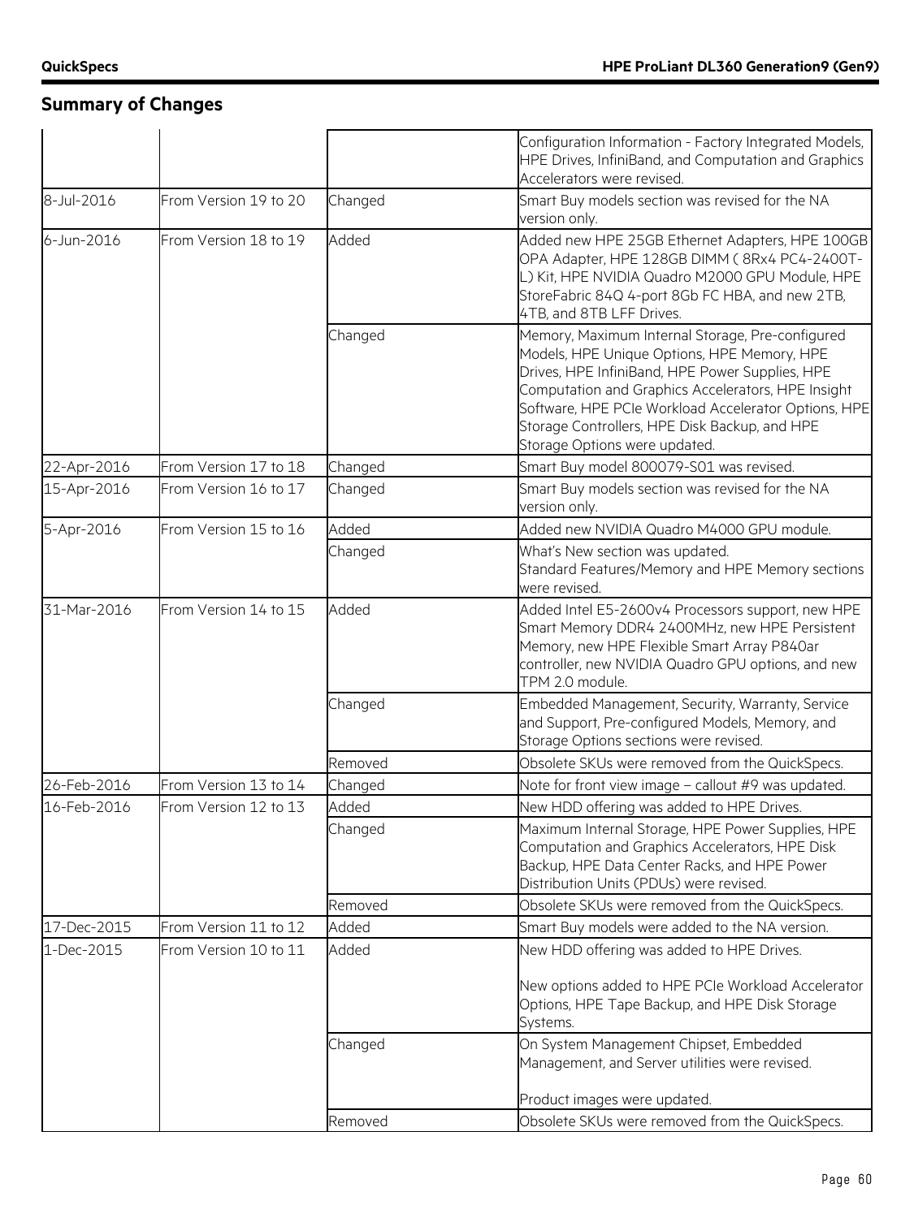## Summary of Changes

| | | | |
|---|---|---|---|
| | | | Configuration Information - Factory Integrated Models, HPE Drives, InfiniBand, and Computation and Graphics Accelerators were revised. |
| 8-Jul-2016 | From Version 19 to 20 | Changed | Smart Buy models section was revised for the NA version only. |
| 6-Jun-2016 | From Version 18 to 19 | Added | Added new HPE 25GB Ethernet Adapters, HPE 100GB OPA Adapter, HPE 128GB DIMM ( 8Rx4 PC4-2400T-L) Kit, HPE NVIDIA Quadro M2000 GPU Module, HPE StoreFabric 84Q 4-port 8Gb FC HBA, and new 2TB, 4TB, and 8TB LFF Drives. |
| | | Changed | Memory, Maximum Internal Storage, Pre-configured Models, HPE Unique Options, HPE Memory, HPE Drives, HPE InfiniBand, HPE Power Supplies, HPE Computation and Graphics Accelerators, HPE Insight Software, HPE PCIe Workload Accelerator Options, HPE Storage Controllers, HPE Disk Backup, and HPE Storage Options were updated. |
| 22-Apr-2016 | From Version 17 to 18 | Changed | Smart Buy model 800079-S01 was revised. |
| 15-Apr-2016 | From Version 16 to 17 | Changed | Smart Buy models section was revised for the NA version only. |
| 5-Apr-2016 | From Version 15 to 16 | Added | Added new NVIDIA Quadro M4000 GPU module. |
| | | Changed | What's New section was updated.<br>Standard Features/Memory and HPE Memory sections were revised. |
| 31-Mar-2016 | From Version 14 to 15 | Added | Added Intel E5-2600v4 Processors support, new HPE Smart Memory DDR4 2400MHz, new HPE Persistent Memory, new HPE Flexible Smart Array P840ar controller, new NVIDIA Quadro GPU options, and new TPM 2.0 module. |
| | | Changed | Embedded Management, Security, Warranty, Service and Support, Pre-configured Models, Memory, and Storage Options sections were revised. |
| | | Removed | Obsolete SKUs were removed from the QuickSpecs. |
| 26-Feb-2016 | From Version 13 to 14 | Changed | Note for front view image – callout #9 was updated. |
| 16-Feb-2016 | From Version 12 to 13 | Added | New HDD offering was added to HPE Drives. |
| | | Changed | Maximum Internal Storage, HPE Power Supplies, HPE Computation and Graphics Accelerators, HPE Disk Backup, HPE Data Center Racks, and HPE Power Distribution Units (PDUs) were revised. |
| | | Removed | Obsolete SKUs were removed from the QuickSpecs. |
| 17-Dec-2015 | From Version 11 to 12 | Added | Smart Buy models were added to the NA version. |
| 1-Dec-2015 | From Version 10 to 11 | Added | New HDD offering was added to HPE Drives.<br><br>New options added to HPE PCIe Workload Accelerator Options, HPE Tape Backup, and HPE Disk Storage Systems. |
| | | Changed | On System Management Chipset, Embedded Management, and Server utilities were revised.<br><br>Product images were updated. |
| | | Removed | Obsolete SKUs were removed from the QuickSpecs. |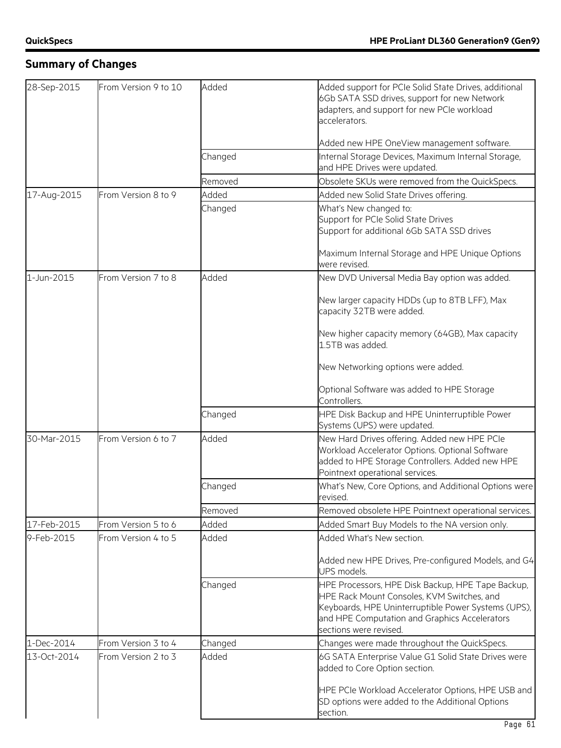## Summary of Changes

| | | | |
|---|---|---|---|
| 28-Sep-2015 | From Version 9 to 10 | Added | Added support for PCIe Solid State Drives, additional 6Gb SATA SSD drives, support for new Network adapters, and support for new PCIe workload accelerators.<br><br>Added new HPE OneView management software. |
| | | Changed | Internal Storage Devices, Maximum Internal Storage, and HPE Drives were updated. |
| | | Removed | Obsolete SKUs were removed from the QuickSpecs. |
| 17-Aug-2015 | From Version 8 to 9 | Added | Added new Solid State Drives offering. |
| | | Changed | What's New changed to:<br>Support for PCIe Solid State Drives<br>Support for additional 6Gb SATA SSD drives<br><br>Maximum Internal Storage and HPE Unique Options were revised. |
| 1-Jun-2015 | From Version 7 to 8 | Added | New DVD Universal Media Bay option was added.<br><br>New larger capacity HDDs (up to 8TB LFF), Max capacity 32TB were added.<br><br>New higher capacity memory (64GB), Max capacity 1.5TB was added.<br><br>New Networking options were added.<br><br>Optional Software was added to HPE Storage Controllers. |
| | | Changed | HPE Disk Backup and HPE Uninterruptible Power Systems (UPS) were updated. |
| 30-Mar-2015 | From Version 6 to 7 | Added | New Hard Drives offering. Added new HPE PCIe Workload Accelerator Options. Optional Software added to HPE Storage Controllers. Added new HPE Pointnext operational services. |
| | | Changed | What's New, Core Options, and Additional Options were revised. |
| | | Removed | Removed obsolete HPE Pointnext operational services. |
| 17-Feb-2015 | From Version 5 to 6 | Added | Added Smart Buy Models to the NA version only. |
| 9-Feb-2015 | From Version 4 to 5 | Added | Added What's New section.<br><br>Added new HPE Drives, Pre-configured Models, and G4 UPS models. |
| | | Changed | HPE Processors, HPE Disk Backup, HPE Tape Backup, HPE Rack Mount Consoles, KVM Switches, and Keyboards, HPE Uninterruptible Power Systems (UPS), and HPE Computation and Graphics Accelerators sections were revised. |
| 1-Dec-2014 | From Version 3 to 4 | Changed | Changes were made throughout the QuickSpecs. |
| 13-Oct-2014 | From Version 2 to 3 | Added | 6G SATA Enterprise Value G1 Solid State Drives were added to Core Option section.<br><br>HPE PCIe Workload Accelerator Options, HPE USB and SD options were added to the Additional Options section. |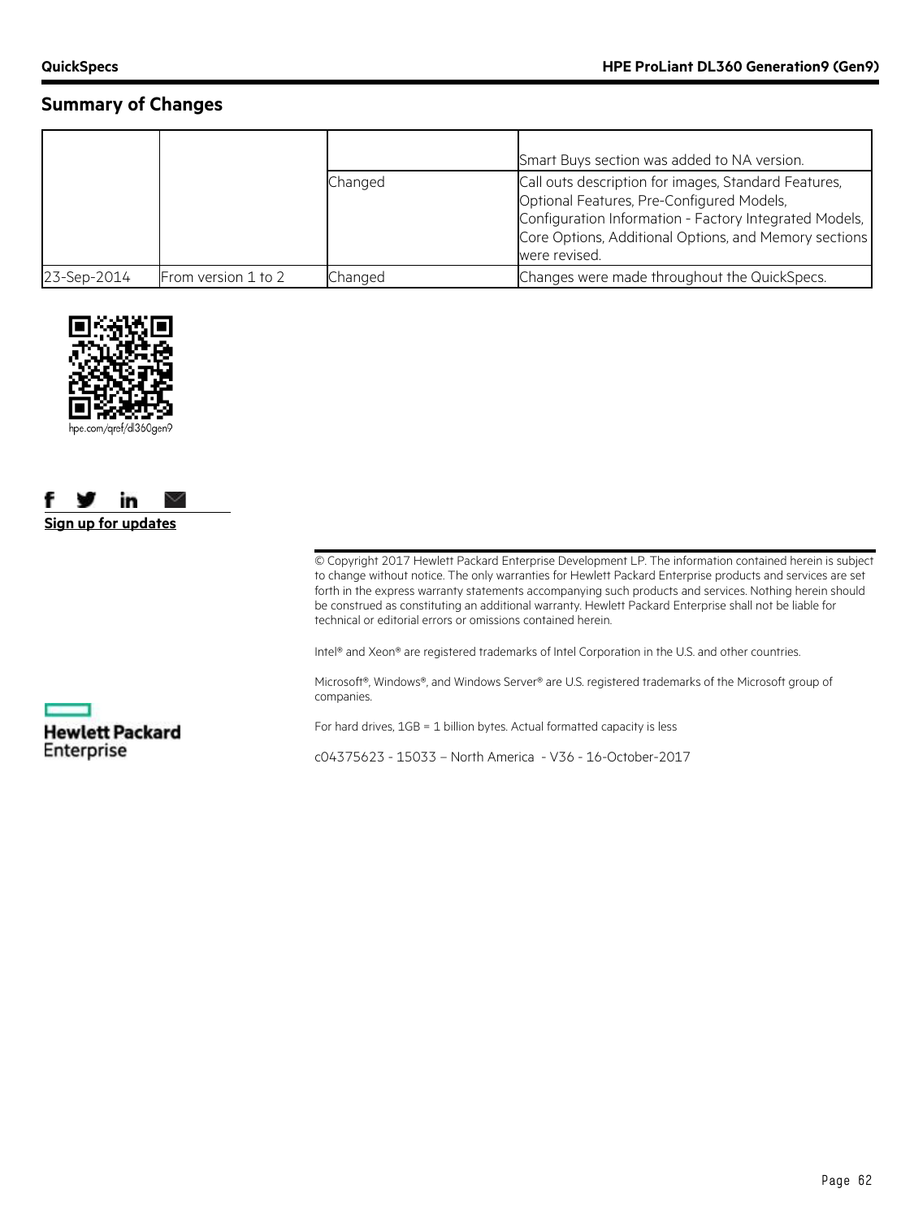## Summary of Changes

| | | | |
|---|---|---|---|
| | | | Smart Buys section was added to NA version. |
| | | Changed | Call outs description for images, Standard Features, Optional Features, Pre-Configured Models, Configuration Information - Factory Integrated Models, Core Options, Additional Options, and Memory sections were revised. |
| 23-Sep-2014 | From version 1 to 2 | Changed | Changes were made throughout the QuickSpecs. |

hpe.com/qref/dl360gen9

**Sign up for updates**

© Copyright 2017 Hewlett Packard Enterprise Development LP. The information contained herein is subject to change without notice. The only warranties for Hewlett Packard Enterprise products and services are set forth in the express warranty statements accompanying such products and services. Nothing herein should be construed as constituting an additional warranty. Hewlett Packard Enterprise shall not be liable for technical or editorial errors or omissions contained herein.

Intel® and Xeon® are registered trademarks of Intel Corporation in the U.S. and other countries.

Microsoft®, Windows®, and Windows Server® are U.S. registered trademarks of the Microsoft group of companies.

For hard drives, 1GB = 1 billion bytes. Actual formatted capacity is less

c04375623 - 15033 – North America - V36 - 16-October-2017

Hewlett Packard Enterprise